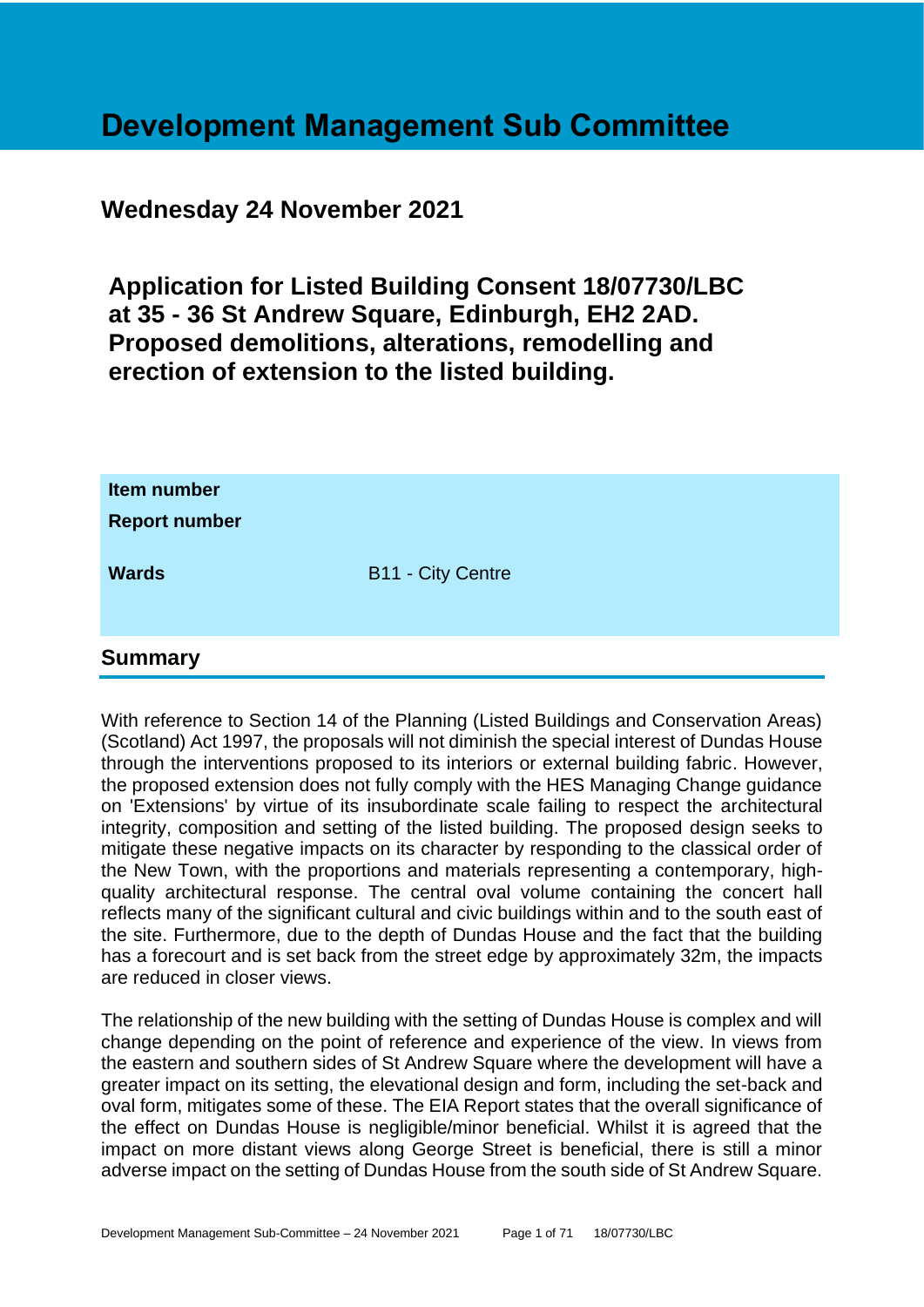# Development Management Sub Committee

## Wednesday 24 November 2021

## Application for Listed Building Consent 18/07730/LBC at 35 - 36 St Andrew Square, Edinburgh, EH2 2AD. Proposed demolitions, alterations, remodelling and erection of extension to the listed building.

| | |
|---|---|
| **Item number** | |
| **Report number** | |
| **Wards** | B11 - City Centre |

## Summary

With reference to Section 14 of the Planning (Listed Buildings and Conservation Areas) (Scotland) Act 1997, the proposals will not diminish the special interest of Dundas House through the interventions proposed to its interiors or external building fabric. However, the proposed extension does not fully comply with the HES Managing Change guidance on 'Extensions' by virtue of its insubordinate scale failing to respect the architectural integrity, composition and setting of the listed building. The proposed design seeks to mitigate these negative impacts on its character by responding to the classical order of the New Town, with the proportions and materials representing a contemporary, high-quality architectural response. The central oval volume containing the concert hall reflects many of the significant cultural and civic buildings within and to the south east of the site. Furthermore, due to the depth of Dundas House and the fact that the building has a forecourt and is set back from the street edge by approximately 32m, the impacts are reduced in closer views.

The relationship of the new building with the setting of Dundas House is complex and will change depending on the point of reference and experience of the view. In views from the eastern and southern sides of St Andrew Square where the development will have a greater impact on its setting, the elevational design and form, including the set-back and oval form, mitigates some of these. The EIA Report states that the overall significance of the effect on Dundas House is negligible/minor beneficial. Whilst it is agreed that the impact on more distant views along George Street is beneficial, there is still a minor adverse impact on the setting of Dundas House from the south side of St Andrew Square.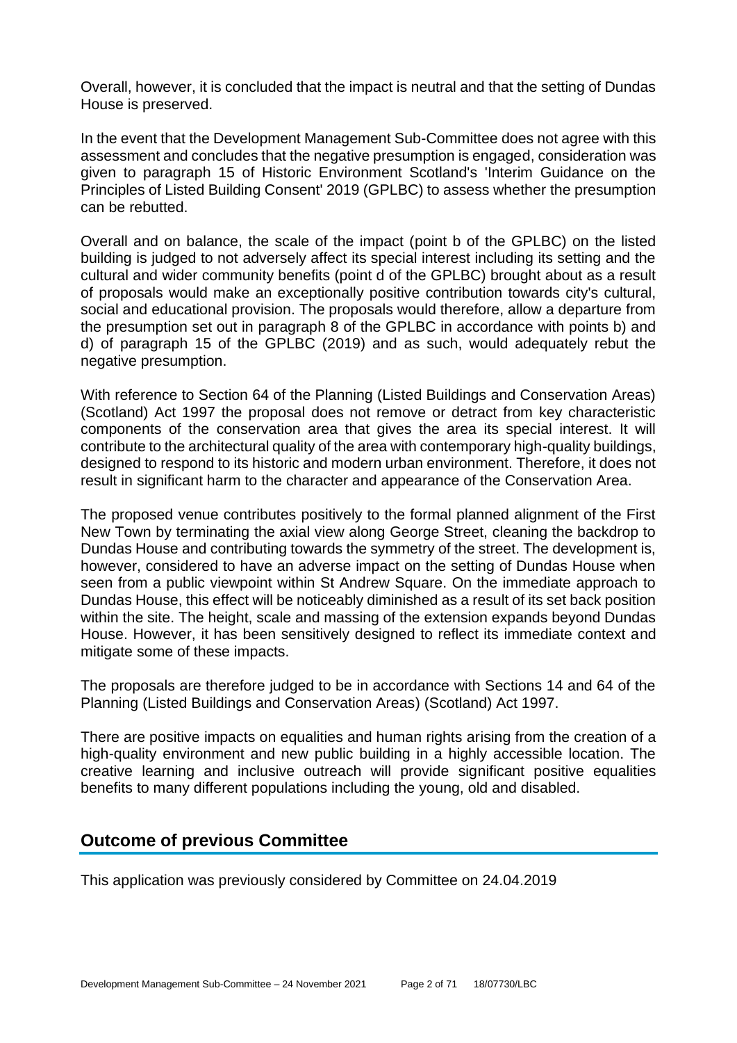Overall, however, it is concluded that the impact is neutral and that the setting of Dundas House is preserved.

In the event that the Development Management Sub-Committee does not agree with this assessment and concludes that the negative presumption is engaged, consideration was given to paragraph 15 of Historic Environment Scotland's 'Interim Guidance on the Principles of Listed Building Consent' 2019 (GPLBC) to assess whether the presumption can be rebutted.

Overall and on balance, the scale of the impact (point b of the GPLBC) on the listed building is judged to not adversely affect its special interest including its setting and the cultural and wider community benefits (point d of the GPLBC) brought about as a result of proposals would make an exceptionally positive contribution towards city's cultural, social and educational provision. The proposals would therefore, allow a departure from the presumption set out in paragraph 8 of the GPLBC in accordance with points b) and d) of paragraph 15 of the GPLBC (2019) and as such, would adequately rebut the negative presumption.

With reference to Section 64 of the Planning (Listed Buildings and Conservation Areas) (Scotland) Act 1997 the proposal does not remove or detract from key characteristic components of the conservation area that gives the area its special interest. It will contribute to the architectural quality of the area with contemporary high-quality buildings, designed to respond to its historic and modern urban environment. Therefore, it does not result in significant harm to the character and appearance of the Conservation Area.

The proposed venue contributes positively to the formal planned alignment of the First New Town by terminating the axial view along George Street, cleaning the backdrop to Dundas House and contributing towards the symmetry of the street. The development is, however, considered to have an adverse impact on the setting of Dundas House when seen from a public viewpoint within St Andrew Square. On the immediate approach to Dundas House, this effect will be noticeably diminished as a result of its set back position within the site. The height, scale and massing of the extension expands beyond Dundas House. However, it has been sensitively designed to reflect its immediate context and mitigate some of these impacts.

The proposals are therefore judged to be in accordance with Sections 14 and 64 of the Planning (Listed Buildings and Conservation Areas) (Scotland) Act 1997.

There are positive impacts on equalities and human rights arising from the creation of a high-quality environment and new public building in a highly accessible location. The creative learning and inclusive outreach will provide significant positive equalities benefits to many different populations including the young, old and disabled.

## Outcome of previous Committee

This application was previously considered by Committee on 24.04.2019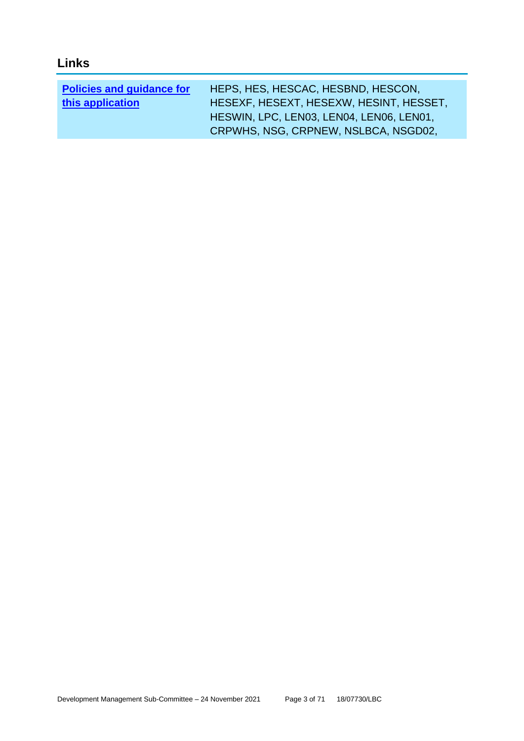## Links

| | |
|---|---|
| **Policies and guidance for this application** | HEPS, HES, HESCAC, HESBND, HESCON, HESEXF, HESEXT, HESEXW, HESINT, HESSET, HESWIN, LPC, LEN03, LEN04, LEN06, LEN01, CRPWHS, NSG, CRPNEW, NSLBCA, NSGD02, |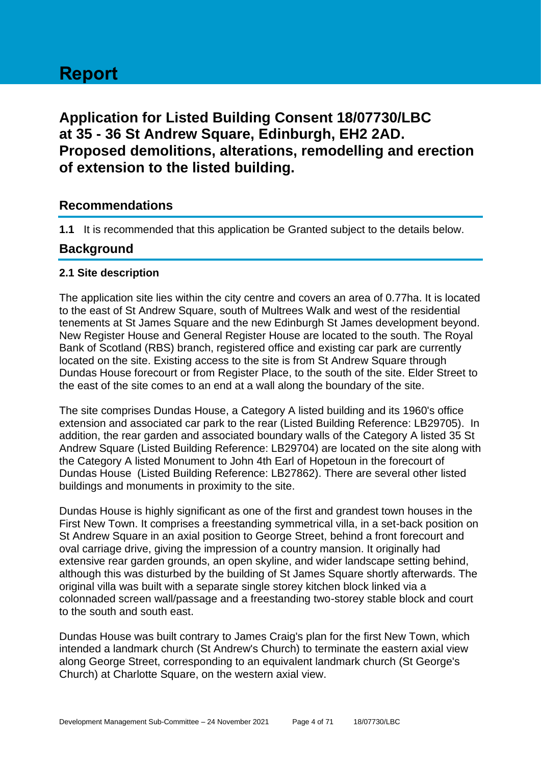# Report

## Application for Listed Building Consent 18/07730/LBC at 35 - 36 St Andrew Square, Edinburgh, EH2 2AD. Proposed demolitions, alterations, remodelling and erection of extension to the listed building.

## Recommendations

**1.1** It is recommended that this application be Granted subject to the details below.

## Background

### 2.1 Site description

The application site lies within the city centre and covers an area of 0.77ha. It is located to the east of St Andrew Square, south of Multrees Walk and west of the residential tenements at St James Square and the new Edinburgh St James development beyond. New Register House and General Register House are located to the south. The Royal Bank of Scotland (RBS) branch, registered office and existing car park are currently located on the site. Existing access to the site is from St Andrew Square through Dundas House forecourt or from Register Place, to the south of the site. Elder Street to the east of the site comes to an end at a wall along the boundary of the site.

The site comprises Dundas House, a Category A listed building and its 1960's office extension and associated car park to the rear (Listed Building Reference: LB29705). In addition, the rear garden and associated boundary walls of the Category A listed 35 St Andrew Square (Listed Building Reference: LB29704) are located on the site along with the Category A listed Monument to John 4th Earl of Hopetoun in the forecourt of Dundas House (Listed Building Reference: LB27862). There are several other listed buildings and monuments in proximity to the site.

Dundas House is highly significant as one of the first and grandest town houses in the First New Town. It comprises a freestanding symmetrical villa, in a set-back position on St Andrew Square in an axial position to George Street, behind a front forecourt and oval carriage drive, giving the impression of a country mansion. It originally had extensive rear garden grounds, an open skyline, and wider landscape setting behind, although this was disturbed by the building of St James Square shortly afterwards. The original villa was built with a separate single storey kitchen block linked via a colonnaded screen wall/passage and a freestanding two-storey stable block and court to the south and south east.

Dundas House was built contrary to James Craig's plan for the first New Town, which intended a landmark church (St Andrew's Church) to terminate the eastern axial view along George Street, corresponding to an equivalent landmark church (St George's Church) at Charlotte Square, on the western axial view.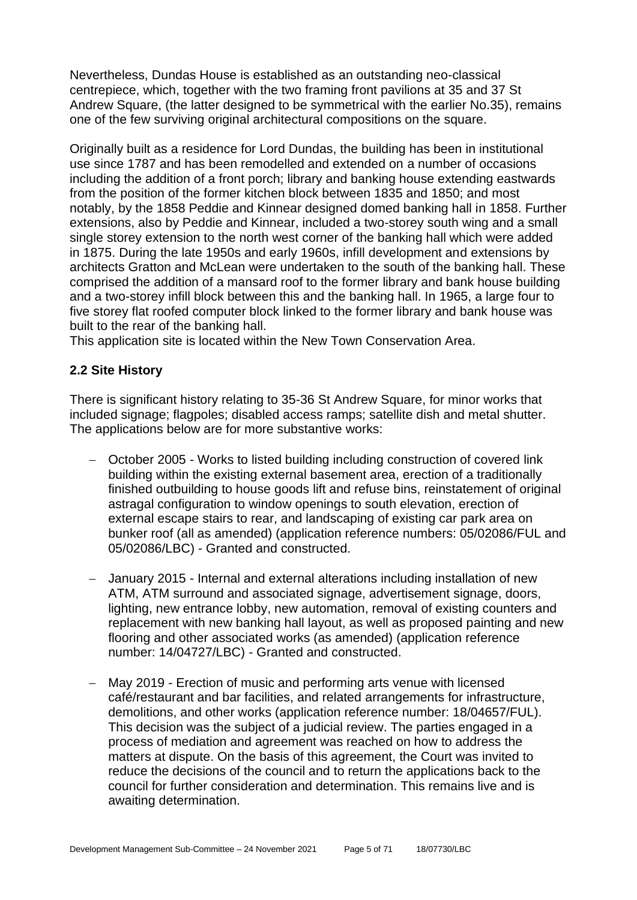Nevertheless, Dundas House is established as an outstanding neo-classical centrepiece, which, together with the two framing front pavilions at 35 and 37 St Andrew Square, (the latter designed to be symmetrical with the earlier No.35), remains one of the few surviving original architectural compositions on the square.

Originally built as a residence for Lord Dundas, the building has been in institutional use since 1787 and has been remodelled and extended on a number of occasions including the addition of a front porch; library and banking house extending eastwards from the position of the former kitchen block between 1835 and 1850; and most notably, by the 1858 Peddie and Kinnear designed domed banking hall in 1858. Further extensions, also by Peddie and Kinnear, included a two-storey south wing and a small single storey extension to the north west corner of the banking hall which were added in 1875. During the late 1950s and early 1960s, infill development and extensions by architects Gratton and McLean were undertaken to the south of the banking hall. These comprised the addition of a mansard roof to the former library and bank house building and a two-storey infill block between this and the banking hall. In 1965, a large four to five storey flat roofed computer block linked to the former library and bank house was built to the rear of the banking hall.

This application site is located within the New Town Conservation Area.

## 2.2 Site History

There is significant history relating to 35-36 St Andrew Square, for minor works that included signage; flagpoles; disabled access ramps; satellite dish and metal shutter. The applications below are for more substantive works:

- October 2005 - Works to listed building including construction of covered link building within the existing external basement area, erection of a traditionally finished outbuilding to house goods lift and refuse bins, reinstatement of original astragal configuration to window openings to south elevation, erection of external escape stairs to rear, and landscaping of existing car park area on bunker roof (all as amended) (application reference numbers: 05/02086/FUL and 05/02086/LBC) - Granted and constructed.

- January 2015 - Internal and external alterations including installation of new ATM, ATM surround and associated signage, advertisement signage, doors, lighting, new entrance lobby, new automation, removal of existing counters and replacement with new banking hall layout, as well as proposed painting and new flooring and other associated works (as amended) (application reference number: 14/04727/LBC) - Granted and constructed.

- May 2019 - Erection of music and performing arts venue with licensed café/restaurant and bar facilities, and related arrangements for infrastructure, demolitions, and other works (application reference number: 18/04657/FUL). This decision was the subject of a judicial review. The parties engaged in a process of mediation and agreement was reached on how to address the matters at dispute. On the basis of this agreement, the Court was invited to reduce the decisions of the council and to return the applications back to the council for further consideration and determination. This remains live and is awaiting determination.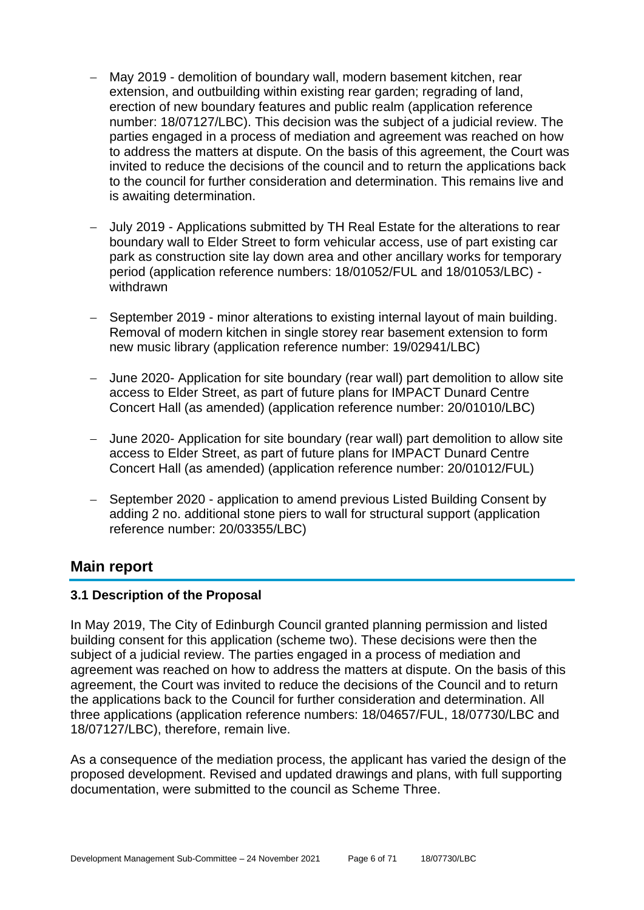- May 2019 - demolition of boundary wall, modern basement kitchen, rear extension, and outbuilding within existing rear garden; regrading of land, erection of new boundary features and public realm (application reference number: 18/07127/LBC). This decision was the subject of a judicial review. The parties engaged in a process of mediation and agreement was reached on how to address the matters at dispute. On the basis of this agreement, the Court was invited to reduce the decisions of the council and to return the applications back to the council for further consideration and determination. This remains live and is awaiting determination.
- July 2019 - Applications submitted by TH Real Estate for the alterations to rear boundary wall to Elder Street to form vehicular access, use of part existing car park as construction site lay down area and other ancillary works for temporary period (application reference numbers: 18/01052/FUL and 18/01053/LBC) - withdrawn
- September 2019 - minor alterations to existing internal layout of main building. Removal of modern kitchen in single storey rear basement extension to form new music library (application reference number: 19/02941/LBC)
- June 2020- Application for site boundary (rear wall) part demolition to allow site access to Elder Street, as part of future plans for IMPACT Dunard Centre Concert Hall (as amended) (application reference number: 20/01010/LBC)
- June 2020- Application for site boundary (rear wall) part demolition to allow site access to Elder Street, as part of future plans for IMPACT Dunard Centre Concert Hall (as amended) (application reference number: 20/01012/FUL)
- September 2020 - application to amend previous Listed Building Consent by adding 2 no. additional stone piers to wall for structural support (application reference number: 20/03355/LBC)

## Main report

### 3.1 Description of the Proposal

In May 2019, The City of Edinburgh Council granted planning permission and listed building consent for this application (scheme two). These decisions were then the subject of a judicial review. The parties engaged in a process of mediation and agreement was reached on how to address the matters at dispute. On the basis of this agreement, the Court was invited to reduce the decisions of the Council and to return the applications back to the Council for further consideration and determination. All three applications (application reference numbers: 18/04657/FUL, 18/07730/LBC and 18/07127/LBC), therefore, remain live.

As a consequence of the mediation process, the applicant has varied the design of the proposed development. Revised and updated drawings and plans, with full supporting documentation, were submitted to the council as Scheme Three.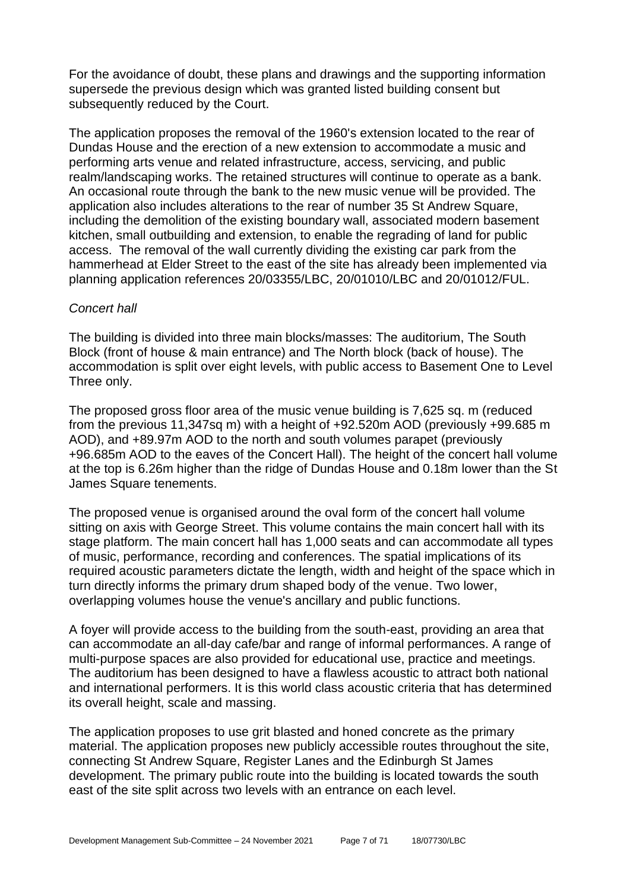For the avoidance of doubt, these plans and drawings and the supporting information supersede the previous design which was granted listed building consent but subsequently reduced by the Court.

The application proposes the removal of the 1960's extension located to the rear of Dundas House and the erection of a new extension to accommodate a music and performing arts venue and related infrastructure, access, servicing, and public realm/landscaping works. The retained structures will continue to operate as a bank. An occasional route through the bank to the new music venue will be provided. The application also includes alterations to the rear of number 35 St Andrew Square, including the demolition of the existing boundary wall, associated modern basement kitchen, small outbuilding and extension, to enable the regrading of land for public access. The removal of the wall currently dividing the existing car park from the hammerhead at Elder Street to the east of the site has already been implemented via planning application references 20/03355/LBC, 20/01010/LBC and 20/01012/FUL.

*Concert hall*

The building is divided into three main blocks/masses: The auditorium, The South Block (front of house & main entrance) and The North block (back of house). The accommodation is split over eight levels, with public access to Basement One to Level Three only.

The proposed gross floor area of the music venue building is 7,625 sq. m (reduced from the previous 11,347sq m) with a height of +92.520m AOD (previously +99.685 m AOD), and +89.97m AOD to the north and south volumes parapet (previously +96.685m AOD to the eaves of the Concert Hall). The height of the concert hall volume at the top is 6.26m higher than the ridge of Dundas House and 0.18m lower than the St James Square tenements.

The proposed venue is organised around the oval form of the concert hall volume sitting on axis with George Street. This volume contains the main concert hall with its stage platform. The main concert hall has 1,000 seats and can accommodate all types of music, performance, recording and conferences. The spatial implications of its required acoustic parameters dictate the length, width and height of the space which in turn directly informs the primary drum shaped body of the venue. Two lower, overlapping volumes house the venue's ancillary and public functions.

A foyer will provide access to the building from the south-east, providing an area that can accommodate an all-day cafe/bar and range of informal performances. A range of multi-purpose spaces are also provided for educational use, practice and meetings. The auditorium has been designed to have a flawless acoustic to attract both national and international performers. It is this world class acoustic criteria that has determined its overall height, scale and massing.

The application proposes to use grit blasted and honed concrete as the primary material. The application proposes new publicly accessible routes throughout the site, connecting St Andrew Square, Register Lanes and the Edinburgh St James development. The primary public route into the building is located towards the south east of the site split across two levels with an entrance on each level.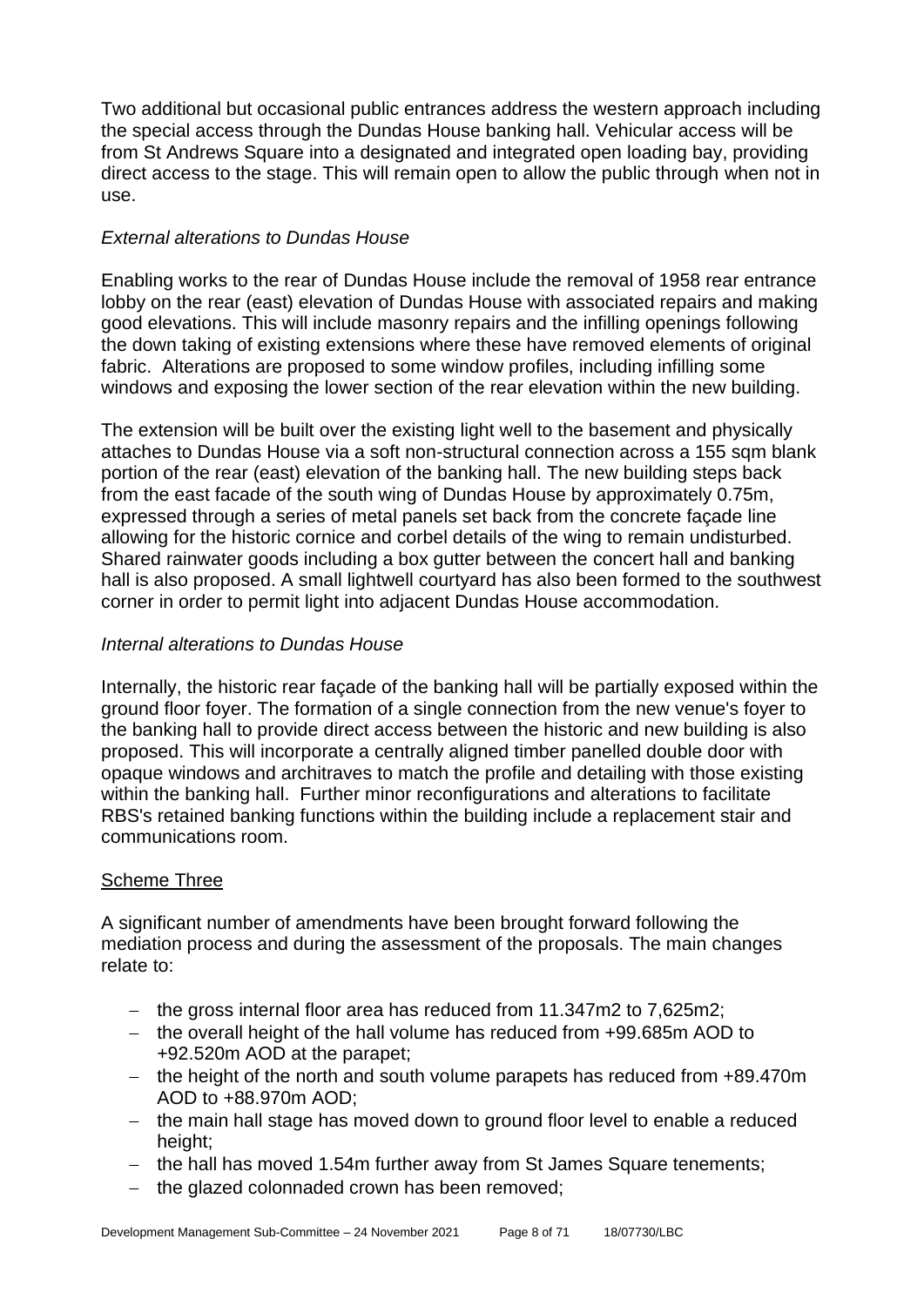Two additional but occasional public entrances address the western approach including the special access through the Dundas House banking hall. Vehicular access will be from St Andrews Square into a designated and integrated open loading bay, providing direct access to the stage. This will remain open to allow the public through when not in use.

*External alterations to Dundas House*

Enabling works to the rear of Dundas House include the removal of 1958 rear entrance lobby on the rear (east) elevation of Dundas House with associated repairs and making good elevations. This will include masonry repairs and the infilling openings following the down taking of existing extensions where these have removed elements of original fabric. Alterations are proposed to some window profiles, including infilling some windows and exposing the lower section of the rear elevation within the new building.

The extension will be built over the existing light well to the basement and physically attaches to Dundas House via a soft non-structural connection across a 155 sqm blank portion of the rear (east) elevation of the banking hall. The new building steps back from the east facade of the south wing of Dundas House by approximately 0.75m, expressed through a series of metal panels set back from the concrete façade line allowing for the historic cornice and corbel details of the wing to remain undisturbed. Shared rainwater goods including a box gutter between the concert hall and banking hall is also proposed. A small lightwell courtyard has also been formed to the southwest corner in order to permit light into adjacent Dundas House accommodation.

*Internal alterations to Dundas House*

Internally, the historic rear façade of the banking hall will be partially exposed within the ground floor foyer. The formation of a single connection from the new venue's foyer to the banking hall to provide direct access between the historic and new building is also proposed. This will incorporate a centrally aligned timber panelled double door with opaque windows and architraves to match the profile and detailing with those existing within the banking hall. Further minor reconfigurations and alterations to facilitate RBS's retained banking functions within the building include a replacement stair and communications room.

Scheme Three

A significant number of amendments have been brought forward following the mediation process and during the assessment of the proposals. The main changes relate to:

- the gross internal floor area has reduced from 11.347m2 to 7,625m2;
- the overall height of the hall volume has reduced from +99.685m AOD to +92.520m AOD at the parapet;
- the height of the north and south volume parapets has reduced from +89.470m AOD to +88.970m AOD;
- the main hall stage has moved down to ground floor level to enable a reduced height;
- the hall has moved 1.54m further away from St James Square tenements;
- the glazed colonnaded crown has been removed;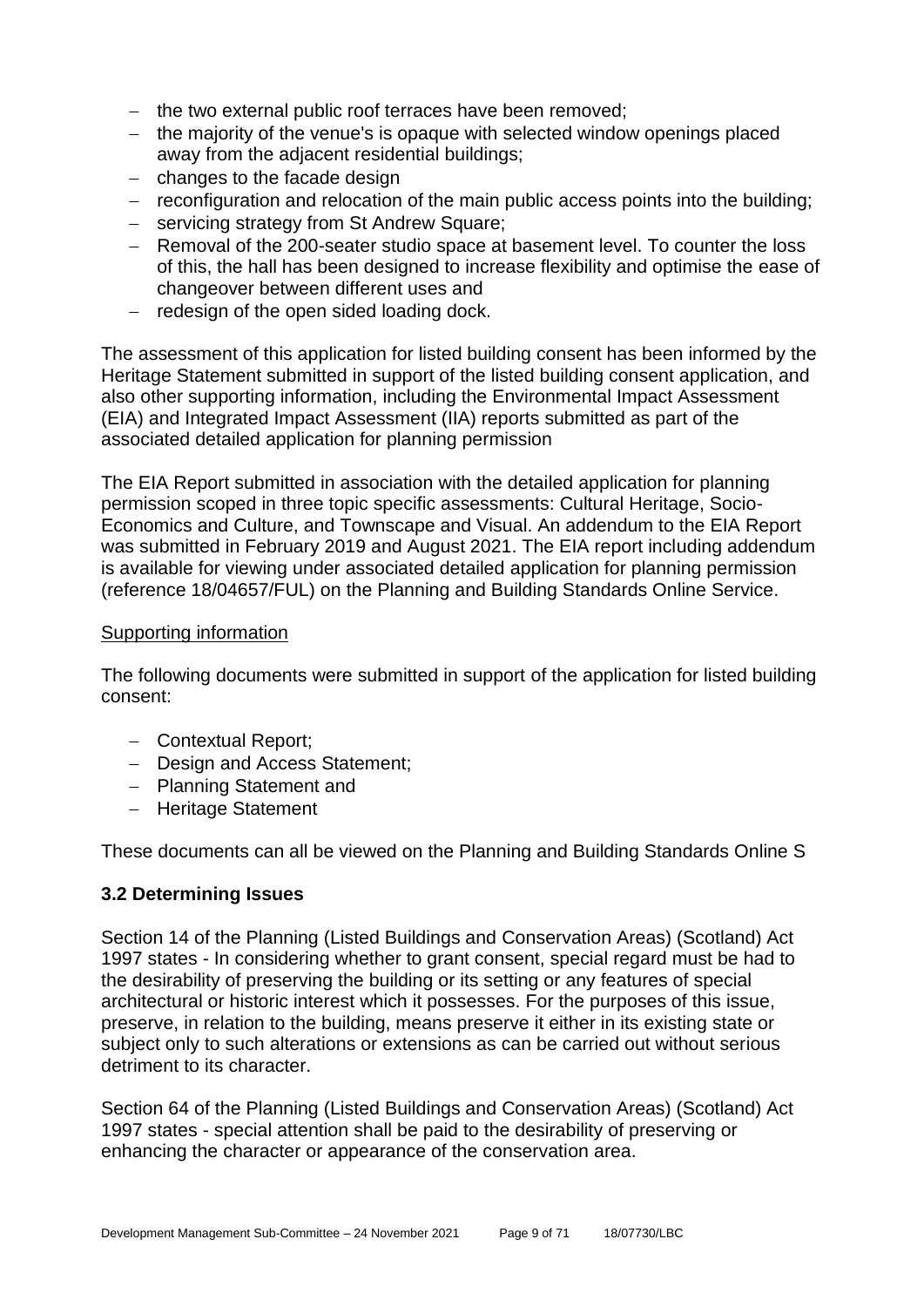- the two external public roof terraces have been removed;
- the majority of the venue's is opaque with selected window openings placed away from the adjacent residential buildings;
- changes to the facade design
- reconfiguration and relocation of the main public access points into the building;
- servicing strategy from St Andrew Square;
- Removal of the 200-seater studio space at basement level. To counter the loss of this, the hall has been designed to increase flexibility and optimise the ease of changeover between different uses and
- redesign of the open sided loading dock.

The assessment of this application for listed building consent has been informed by the Heritage Statement submitted in support of the listed building consent application, and also other supporting information, including the Environmental Impact Assessment (EIA) and Integrated Impact Assessment (IIA) reports submitted as part of the associated detailed application for planning permission

The EIA Report submitted in association with the detailed application for planning permission scoped in three topic specific assessments: Cultural Heritage, Socio-Economics and Culture, and Townscape and Visual. An addendum to the EIA Report was submitted in February 2019 and August 2021. The EIA report including addendum is available for viewing under associated detailed application for planning permission (reference 18/04657/FUL) on the Planning and Building Standards Online Service.

Supporting information

The following documents were submitted in support of the application for listed building consent:

- Contextual Report;
- Design and Access Statement;
- Planning Statement and
- Heritage Statement

These documents can all be viewed on the Planning and Building Standards Online S

### 3.2 Determining Issues

Section 14 of the Planning (Listed Buildings and Conservation Areas) (Scotland) Act 1997 states - In considering whether to grant consent, special regard must be had to the desirability of preserving the building or its setting or any features of special architectural or historic interest which it possesses. For the purposes of this issue, preserve, in relation to the building, means preserve it either in its existing state or subject only to such alterations or extensions as can be carried out without serious detriment to its character.

Section 64 of the Planning (Listed Buildings and Conservation Areas) (Scotland) Act 1997 states - special attention shall be paid to the desirability of preserving or enhancing the character or appearance of the conservation area.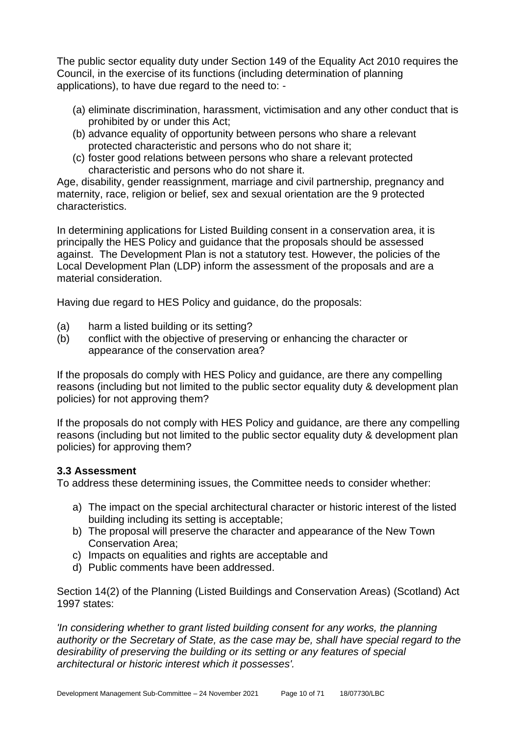The public sector equality duty under Section 149 of the Equality Act 2010 requires the Council, in the exercise of its functions (including determination of planning applications), to have due regard to the need to: -

(a) eliminate discrimination, harassment, victimisation and any other conduct that is prohibited by or under this Act;
(b) advance equality of opportunity between persons who share a relevant protected characteristic and persons who do not share it;
(c) foster good relations between persons who share a relevant protected characteristic and persons who do not share it.

Age, disability, gender reassignment, marriage and civil partnership, pregnancy and maternity, race, religion or belief, sex and sexual orientation are the 9 protected characteristics.

In determining applications for Listed Building consent in a conservation area, it is principally the HES Policy and guidance that the proposals should be assessed against. The Development Plan is not a statutory test. However, the policies of the Local Development Plan (LDP) inform the assessment of the proposals and are a material consideration.

Having due regard to HES Policy and guidance, do the proposals:

(a) harm a listed building or its setting?
(b) conflict with the objective of preserving or enhancing the character or appearance of the conservation area?

If the proposals do comply with HES Policy and guidance, are there any compelling reasons (including but not limited to the public sector equality duty & development plan policies) for not approving them?

If the proposals do not comply with HES Policy and guidance, are there any compelling reasons (including but not limited to the public sector equality duty & development plan policies) for approving them?

### 3.3 Assessment

To address these determining issues, the Committee needs to consider whether:

a) The impact on the special architectural character or historic interest of the listed building including its setting is acceptable;
b) The proposal will preserve the character and appearance of the New Town Conservation Area;
c) Impacts on equalities and rights are acceptable and
d) Public comments have been addressed.

Section 14(2) of the Planning (Listed Buildings and Conservation Areas) (Scotland) Act 1997 states:

*'In considering whether to grant listed building consent for any works, the planning authority or the Secretary of State, as the case may be, shall have special regard to the desirability of preserving the building or its setting or any features of special architectural or historic interest which it possesses'.*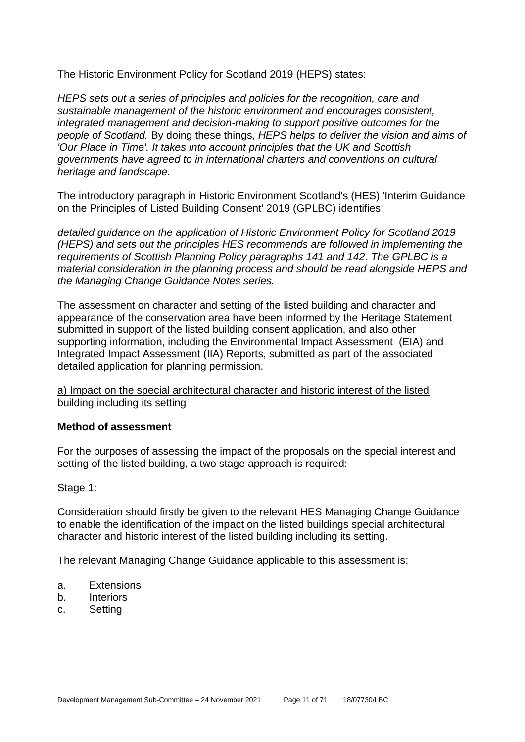The Historic Environment Policy for Scotland 2019 (HEPS) states:

*HEPS sets out a series of principles and policies for the recognition, care and sustainable management of the historic environment and encourages consistent, integrated management and decision-making to support positive outcomes for the people of Scotland.* By doing these things, *HEPS helps to deliver the vision and aims of 'Our Place in Time'. It takes into account principles that the UK and Scottish governments have agreed to in international charters and conventions on cultural heritage and landscape.*

The introductory paragraph in Historic Environment Scotland's (HES) 'Interim Guidance on the Principles of Listed Building Consent' 2019 (GPLBC) identifies:

*detailed guidance on the application of Historic Environment Policy for Scotland 2019 (HEPS) and sets out the principles HES recommends are followed in implementing the requirements of Scottish Planning Policy paragraphs 141 and 142. The GPLBC is a material consideration in the planning process and should be read alongside HEPS and the Managing Change Guidance Notes series.*

The assessment on character and setting of the listed building and character and appearance of the conservation area have been informed by the Heritage Statement submitted in support of the listed building consent application, and also other supporting information, including the Environmental Impact Assessment (EIA) and Integrated Impact Assessment (IIA) Reports, submitted as part of the associated detailed application for planning permission.

<u>a) Impact on the special architectural character and historic interest of the listed building including its setting</u>

**Method of assessment**

For the purposes of assessing the impact of the proposals on the special interest and setting of the listed building, a two stage approach is required:

Stage 1:

Consideration should firstly be given to the relevant HES Managing Change Guidance to enable the identification of the impact on the listed buildings special architectural character and historic interest of the listed building including its setting.

The relevant Managing Change Guidance applicable to this assessment is:

a. Extensions
b. Interiors
c. Setting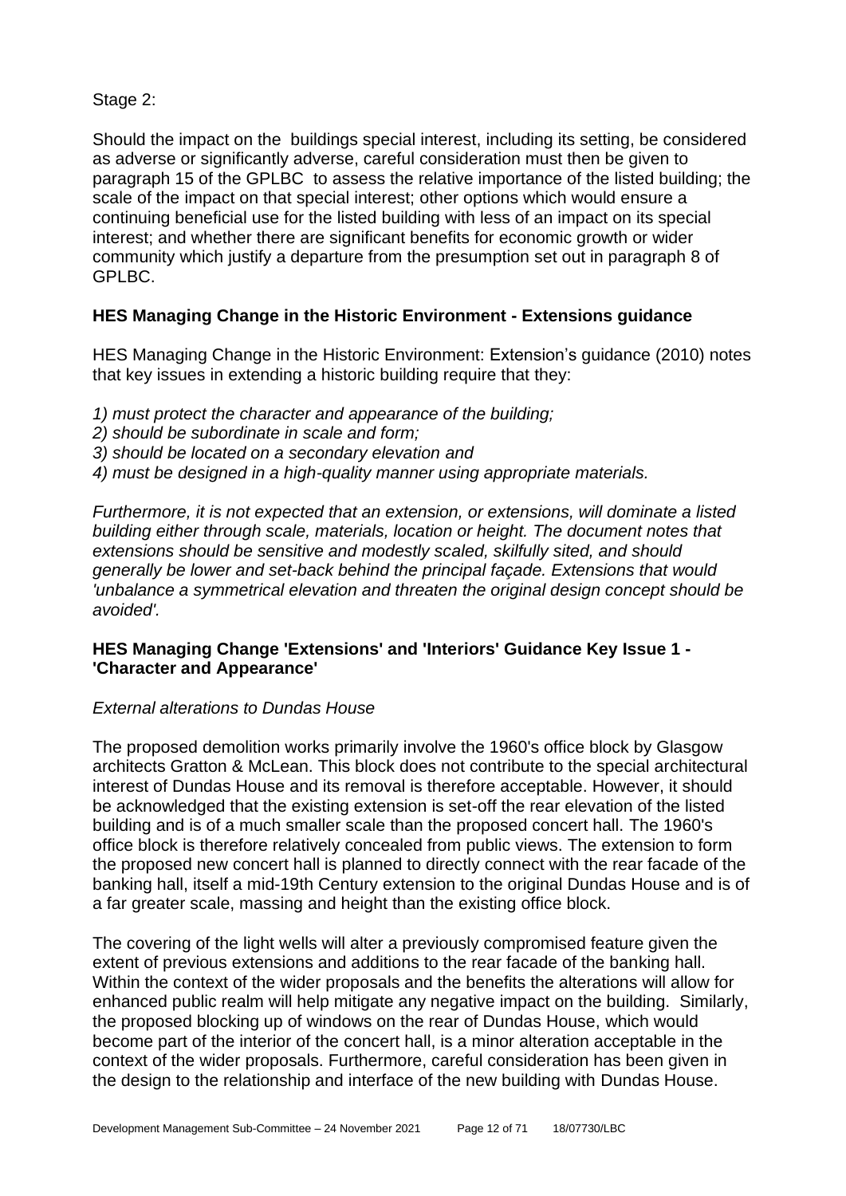Stage 2:

Should the impact on the buildings special interest, including its setting, be considered as adverse or significantly adverse, careful consideration must then be given to paragraph 15 of the GPLBC to assess the relative importance of the listed building; the scale of the impact on that special interest; other options which would ensure a continuing beneficial use for the listed building with less of an impact on its special interest; and whether there are significant benefits for economic growth or wider community which justify a departure from the presumption set out in paragraph 8 of GPLBC.

**HES Managing Change in the Historic Environment - Extensions guidance**

HES Managing Change in the Historic Environment: Extension's guidance (2010) notes that key issues in extending a historic building require that they:

*1) must protect the character and appearance of the building;*
*2) should be subordinate in scale and form;*
*3) should be located on a secondary elevation and*
*4) must be designed in a high-quality manner using appropriate materials.*

*Furthermore, it is not expected that an extension, or extensions, will dominate a listed building either through scale, materials, location or height. The document notes that extensions should be sensitive and modestly scaled, skilfully sited, and should generally be lower and set-back behind the principal façade. Extensions that would 'unbalance a symmetrical elevation and threaten the original design concept should be avoided'.*

**HES Managing Change 'Extensions' and 'Interiors' Guidance Key Issue 1 - 'Character and Appearance'**

*External alterations to Dundas House*

The proposed demolition works primarily involve the 1960's office block by Glasgow architects Gratton & McLean. This block does not contribute to the special architectural interest of Dundas House and its removal is therefore acceptable. However, it should be acknowledged that the existing extension is set-off the rear elevation of the listed building and is of a much smaller scale than the proposed concert hall. The 1960's office block is therefore relatively concealed from public views. The extension to form the proposed new concert hall is planned to directly connect with the rear facade of the banking hall, itself a mid-19th Century extension to the original Dundas House and is of a far greater scale, massing and height than the existing office block.

The covering of the light wells will alter a previously compromised feature given the extent of previous extensions and additions to the rear facade of the banking hall. Within the context of the wider proposals and the benefits the alterations will allow for enhanced public realm will help mitigate any negative impact on the building. Similarly, the proposed blocking up of windows on the rear of Dundas House, which would become part of the interior of the concert hall, is a minor alteration acceptable in the context of the wider proposals. Furthermore, careful consideration has been given in the design to the relationship and interface of the new building with Dundas House.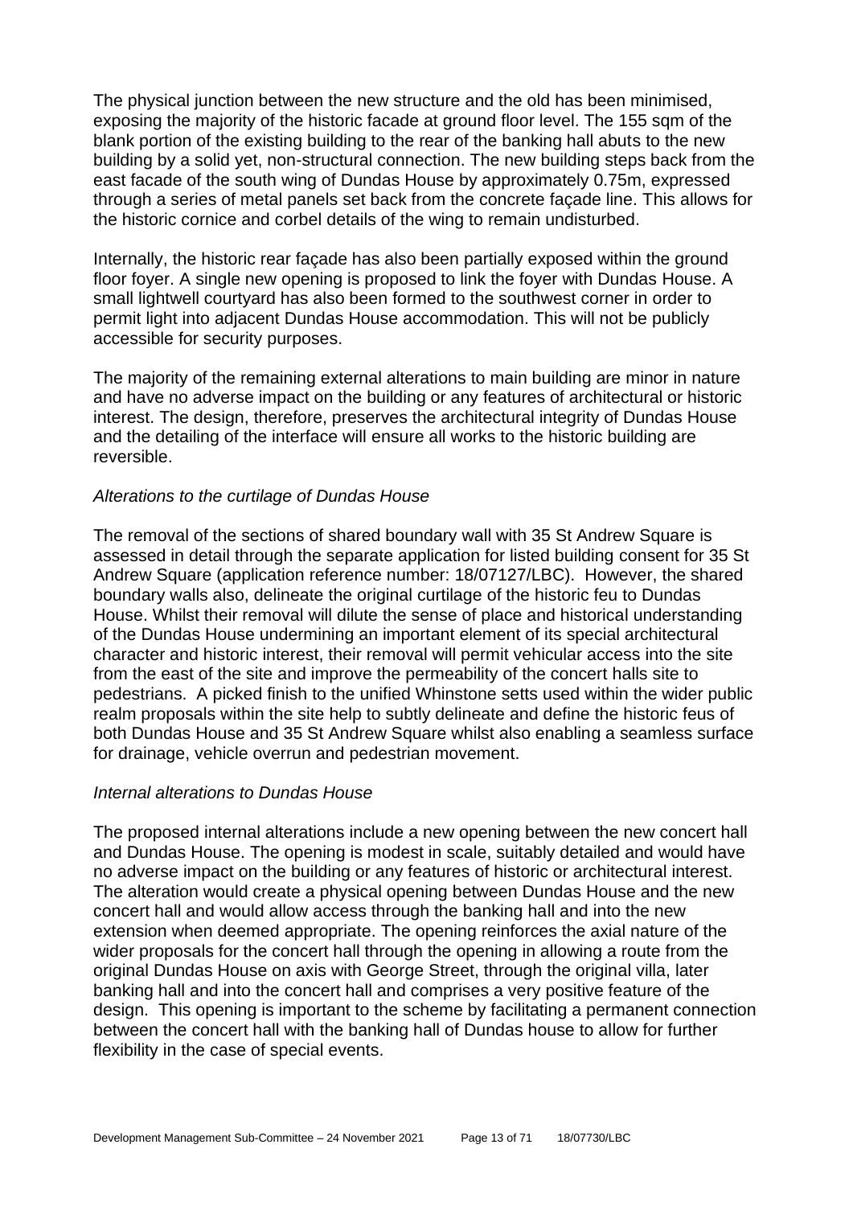The physical junction between the new structure and the old has been minimised, exposing the majority of the historic facade at ground floor level. The 155 sqm of the blank portion of the existing building to the rear of the banking hall abuts to the new building by a solid yet, non-structural connection. The new building steps back from the east facade of the south wing of Dundas House by approximately 0.75m, expressed through a series of metal panels set back from the concrete façade line. This allows for the historic cornice and corbel details of the wing to remain undisturbed.

Internally, the historic rear façade has also been partially exposed within the ground floor foyer. A single new opening is proposed to link the foyer with Dundas House. A small lightwell courtyard has also been formed to the southwest corner in order to permit light into adjacent Dundas House accommodation. This will not be publicly accessible for security purposes.

The majority of the remaining external alterations to main building are minor in nature and have no adverse impact on the building or any features of architectural or historic interest. The design, therefore, preserves the architectural integrity of Dundas House and the detailing of the interface will ensure all works to the historic building are reversible.

*Alterations to the curtilage of Dundas House*

The removal of the sections of shared boundary wall with 35 St Andrew Square is assessed in detail through the separate application for listed building consent for 35 St Andrew Square (application reference number: 18/07127/LBC). However, the shared boundary walls also, delineate the original curtilage of the historic feu to Dundas House. Whilst their removal will dilute the sense of place and historical understanding of the Dundas House undermining an important element of its special architectural character and historic interest, their removal will permit vehicular access into the site from the east of the site and improve the permeability of the concert halls site to pedestrians. A picked finish to the unified Whinstone setts used within the wider public realm proposals within the site help to subtly delineate and define the historic feus of both Dundas House and 35 St Andrew Square whilst also enabling a seamless surface for drainage, vehicle overrun and pedestrian movement.

*Internal alterations to Dundas House*

The proposed internal alterations include a new opening between the new concert hall and Dundas House. The opening is modest in scale, suitably detailed and would have no adverse impact on the building or any features of historic or architectural interest. The alteration would create a physical opening between Dundas House and the new concert hall and would allow access through the banking hall and into the new extension when deemed appropriate. The opening reinforces the axial nature of the wider proposals for the concert hall through the opening in allowing a route from the original Dundas House on axis with George Street, through the original villa, later banking hall and into the concert hall and comprises a very positive feature of the design. This opening is important to the scheme by facilitating a permanent connection between the concert hall with the banking hall of Dundas house to allow for further flexibility in the case of special events.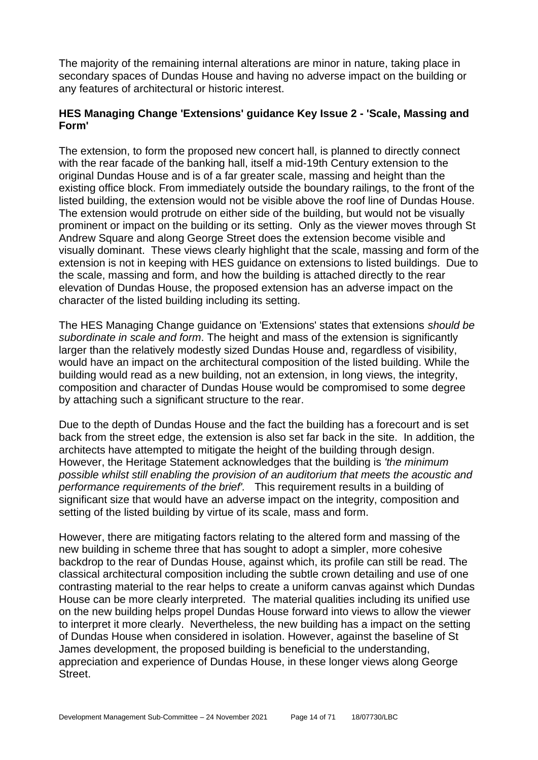The majority of the remaining internal alterations are minor in nature, taking place in secondary spaces of Dundas House and having no adverse impact on the building or any features of architectural or historic interest.

**HES Managing Change 'Extensions' guidance Key Issue 2 - 'Scale, Massing and Form'**

The extension, to form the proposed new concert hall, is planned to directly connect with the rear facade of the banking hall, itself a mid-19th Century extension to the original Dundas House and is of a far greater scale, massing and height than the existing office block. From immediately outside the boundary railings, to the front of the listed building, the extension would not be visible above the roof line of Dundas House. The extension would protrude on either side of the building, but would not be visually prominent or impact on the building or its setting. Only as the viewer moves through St Andrew Square and along George Street does the extension become visible and visually dominant. These views clearly highlight that the scale, massing and form of the extension is not in keeping with HES guidance on extensions to listed buildings. Due to the scale, massing and form, and how the building is attached directly to the rear elevation of Dundas House, the proposed extension has an adverse impact on the character of the listed building including its setting.

The HES Managing Change guidance on 'Extensions' states that extensions *should be subordinate in scale and form*. The height and mass of the extension is significantly larger than the relatively modestly sized Dundas House and, regardless of visibility, would have an impact on the architectural composition of the listed building. While the building would read as a new building, not an extension, in long views, the integrity, composition and character of Dundas House would be compromised to some degree by attaching such a significant structure to the rear.

Due to the depth of Dundas House and the fact the building has a forecourt and is set back from the street edge, the extension is also set far back in the site. In addition, the architects have attempted to mitigate the height of the building through design. However, the Heritage Statement acknowledges that the building is *'the minimum possible whilst still enabling the provision of an auditorium that meets the acoustic and performance requirements of the brief'.* This requirement results in a building of significant size that would have an adverse impact on the integrity, composition and setting of the listed building by virtue of its scale, mass and form.

However, there are mitigating factors relating to the altered form and massing of the new building in scheme three that has sought to adopt a simpler, more cohesive backdrop to the rear of Dundas House, against which, its profile can still be read. The classical architectural composition including the subtle crown detailing and use of one contrasting material to the rear helps to create a uniform canvas against which Dundas House can be more clearly interpreted. The material qualities including its unified use on the new building helps propel Dundas House forward into views to allow the viewer to interpret it more clearly. Nevertheless, the new building has a impact on the setting of Dundas House when considered in isolation. However, against the baseline of St James development, the proposed building is beneficial to the understanding, appreciation and experience of Dundas House, in these longer views along George Street.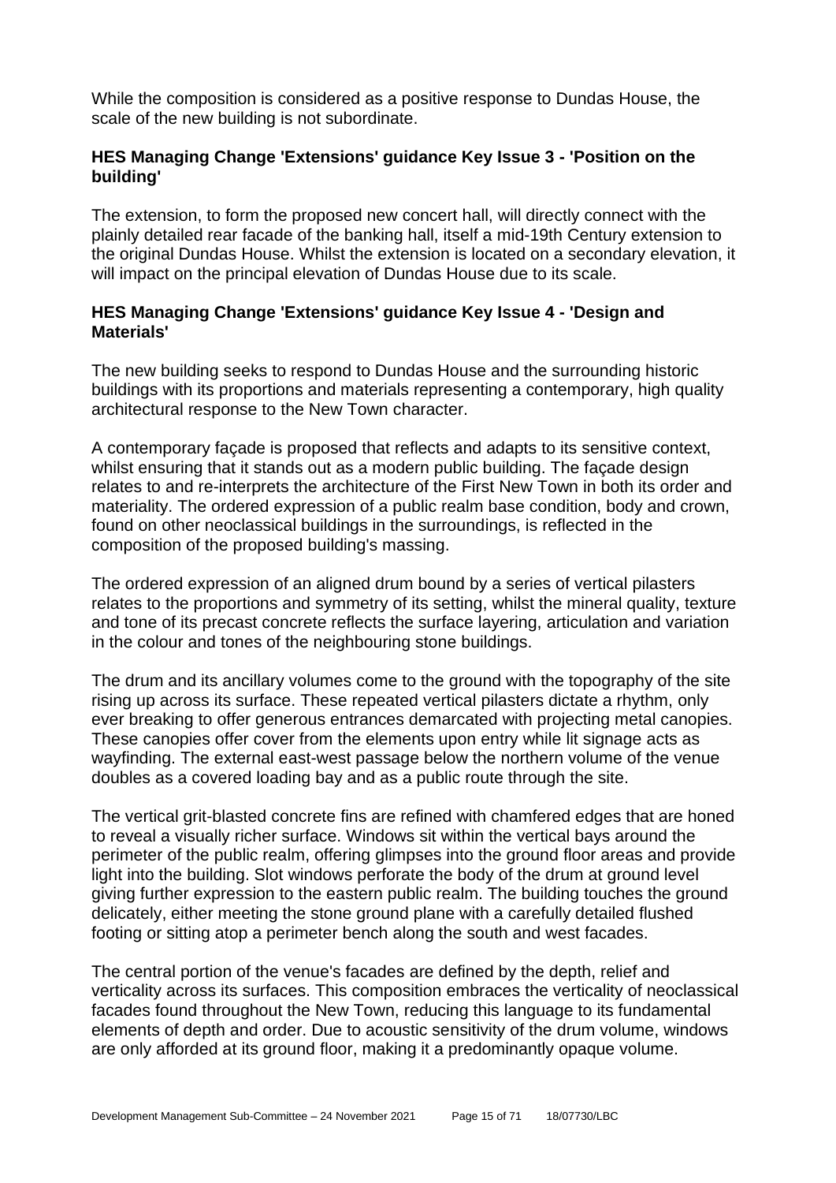While the composition is considered as a positive response to Dundas House, the scale of the new building is not subordinate.

**HES Managing Change 'Extensions' guidance Key Issue 3 - 'Position on the building'**

The extension, to form the proposed new concert hall, will directly connect with the plainly detailed rear facade of the banking hall, itself a mid-19th Century extension to the original Dundas House. Whilst the extension is located on a secondary elevation, it will impact on the principal elevation of Dundas House due to its scale.

**HES Managing Change 'Extensions' guidance Key Issue 4 - 'Design and Materials'**

The new building seeks to respond to Dundas House and the surrounding historic buildings with its proportions and materials representing a contemporary, high quality architectural response to the New Town character.

A contemporary façade is proposed that reflects and adapts to its sensitive context, whilst ensuring that it stands out as a modern public building. The façade design relates to and re-interprets the architecture of the First New Town in both its order and materiality. The ordered expression of a public realm base condition, body and crown, found on other neoclassical buildings in the surroundings, is reflected in the composition of the proposed building's massing.

The ordered expression of an aligned drum bound by a series of vertical pilasters relates to the proportions and symmetry of its setting, whilst the mineral quality, texture and tone of its precast concrete reflects the surface layering, articulation and variation in the colour and tones of the neighbouring stone buildings.

The drum and its ancillary volumes come to the ground with the topography of the site rising up across its surface. These repeated vertical pilasters dictate a rhythm, only ever breaking to offer generous entrances demarcated with projecting metal canopies. These canopies offer cover from the elements upon entry while lit signage acts as wayfinding. The external east-west passage below the northern volume of the venue doubles as a covered loading bay and as a public route through the site.

The vertical grit-blasted concrete fins are refined with chamfered edges that are honed to reveal a visually richer surface. Windows sit within the vertical bays around the perimeter of the public realm, offering glimpses into the ground floor areas and provide light into the building. Slot windows perforate the body of the drum at ground level giving further expression to the eastern public realm. The building touches the ground delicately, either meeting the stone ground plane with a carefully detailed flushed footing or sitting atop a perimeter bench along the south and west facades.

The central portion of the venue's facades are defined by the depth, relief and verticality across its surfaces. This composition embraces the verticality of neoclassical facades found throughout the New Town, reducing this language to its fundamental elements of depth and order. Due to acoustic sensitivity of the drum volume, windows are only afforded at its ground floor, making it a predominantly opaque volume.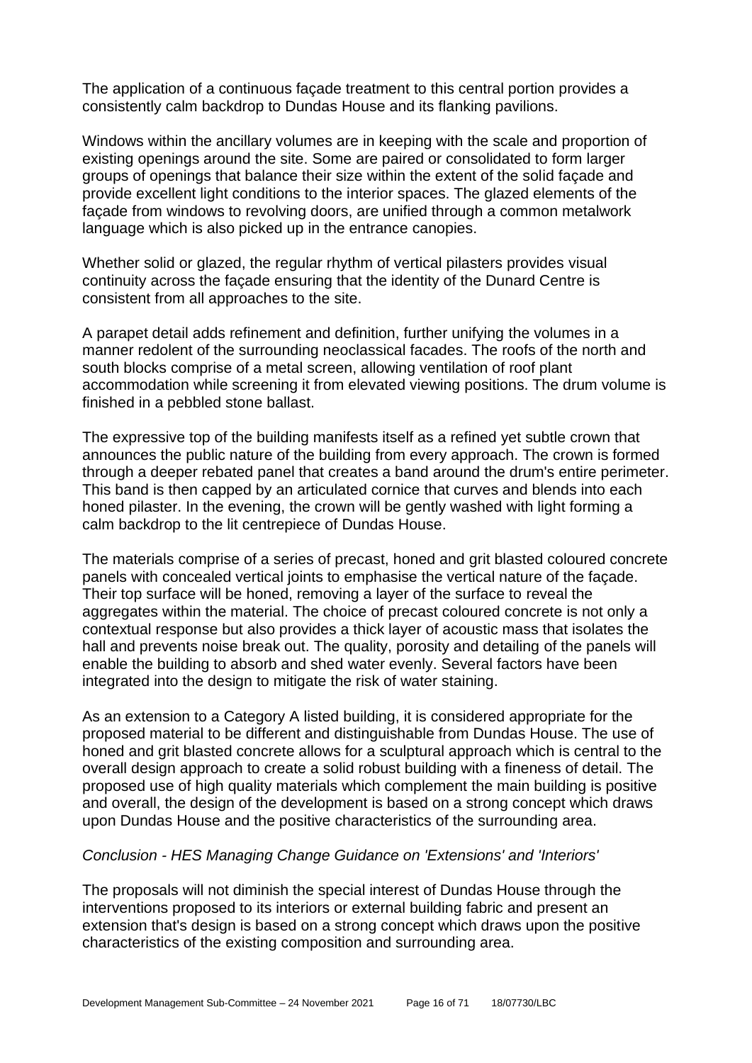The application of a continuous façade treatment to this central portion provides a consistently calm backdrop to Dundas House and its flanking pavilions.

Windows within the ancillary volumes are in keeping with the scale and proportion of existing openings around the site. Some are paired or consolidated to form larger groups of openings that balance their size within the extent of the solid façade and provide excellent light conditions to the interior spaces. The glazed elements of the façade from windows to revolving doors, are unified through a common metalwork language which is also picked up in the entrance canopies.

Whether solid or glazed, the regular rhythm of vertical pilasters provides visual continuity across the façade ensuring that the identity of the Dunard Centre is consistent from all approaches to the site.

A parapet detail adds refinement and definition, further unifying the volumes in a manner redolent of the surrounding neoclassical facades. The roofs of the north and south blocks comprise of a metal screen, allowing ventilation of roof plant accommodation while screening it from elevated viewing positions. The drum volume is finished in a pebbled stone ballast.

The expressive top of the building manifests itself as a refined yet subtle crown that announces the public nature of the building from every approach. The crown is formed through a deeper rebated panel that creates a band around the drum's entire perimeter. This band is then capped by an articulated cornice that curves and blends into each honed pilaster. In the evening, the crown will be gently washed with light forming a calm backdrop to the lit centrepiece of Dundas House.

The materials comprise of a series of precast, honed and grit blasted coloured concrete panels with concealed vertical joints to emphasise the vertical nature of the façade. Their top surface will be honed, removing a layer of the surface to reveal the aggregates within the material. The choice of precast coloured concrete is not only a contextual response but also provides a thick layer of acoustic mass that isolates the hall and prevents noise break out. The quality, porosity and detailing of the panels will enable the building to absorb and shed water evenly. Several factors have been integrated into the design to mitigate the risk of water staining.

As an extension to a Category A listed building, it is considered appropriate for the proposed material to be different and distinguishable from Dundas House. The use of honed and grit blasted concrete allows for a sculptural approach which is central to the overall design approach to create a solid robust building with a fineness of detail. The proposed use of high quality materials which complement the main building is positive and overall, the design of the development is based on a strong concept which draws upon Dundas House and the positive characteristics of the surrounding area.

*Conclusion - HES Managing Change Guidance on 'Extensions' and 'Interiors'*

The proposals will not diminish the special interest of Dundas House through the interventions proposed to its interiors or external building fabric and present an extension that's design is based on a strong concept which draws upon the positive characteristics of the existing composition and surrounding area.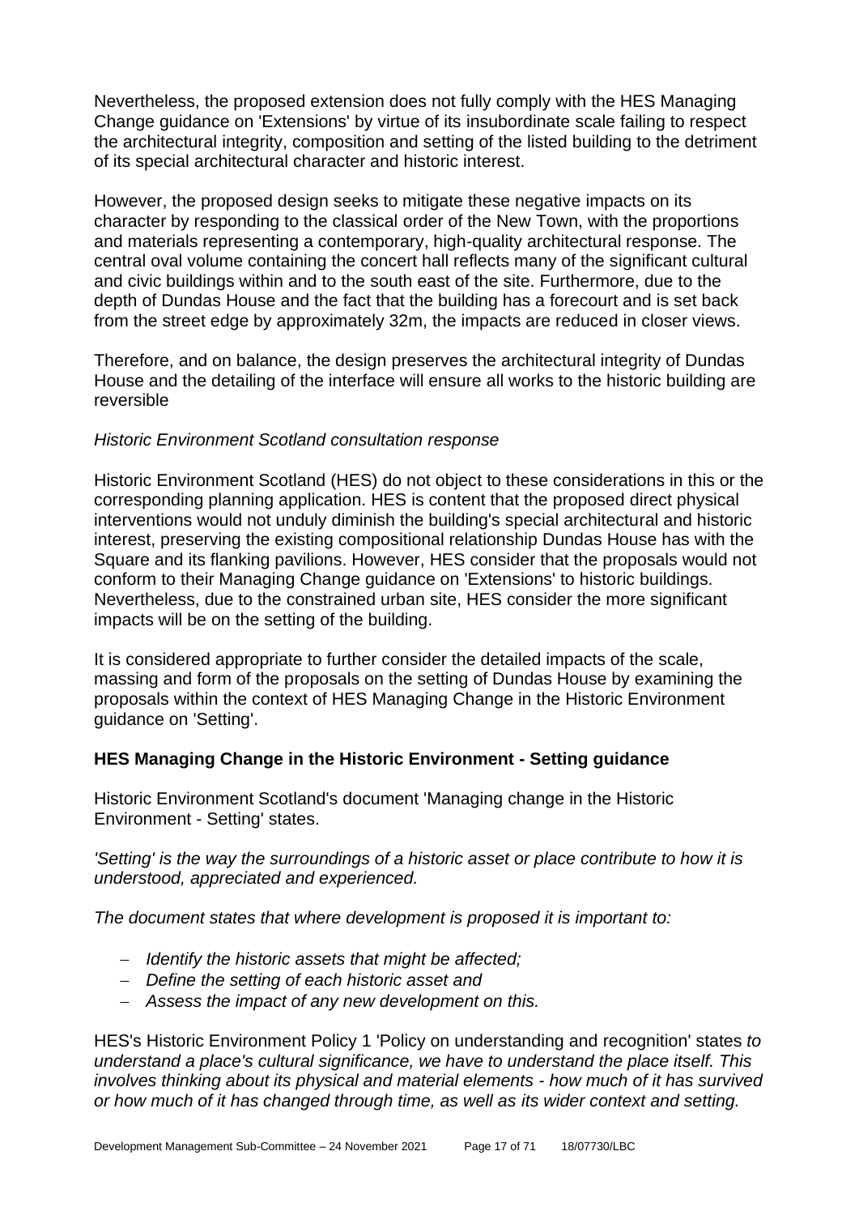Nevertheless, the proposed extension does not fully comply with the HES Managing Change guidance on 'Extensions' by virtue of its insubordinate scale failing to respect the architectural integrity, composition and setting of the listed building to the detriment of its special architectural character and historic interest.

However, the proposed design seeks to mitigate these negative impacts on its character by responding to the classical order of the New Town, with the proportions and materials representing a contemporary, high-quality architectural response. The central oval volume containing the concert hall reflects many of the significant cultural and civic buildings within and to the south east of the site. Furthermore, due to the depth of Dundas House and the fact that the building has a forecourt and is set back from the street edge by approximately 32m, the impacts are reduced in closer views.

Therefore, and on balance, the design preserves the architectural integrity of Dundas House and the detailing of the interface will ensure all works to the historic building are reversible

*Historic Environment Scotland consultation response*

Historic Environment Scotland (HES) do not object to these considerations in this or the corresponding planning application. HES is content that the proposed direct physical interventions would not unduly diminish the building's special architectural and historic interest, preserving the existing compositional relationship Dundas House has with the Square and its flanking pavilions. However, HES consider that the proposals would not conform to their Managing Change guidance on 'Extensions' to historic buildings. Nevertheless, due to the constrained urban site, HES consider the more significant impacts will be on the setting of the building.

It is considered appropriate to further consider the detailed impacts of the scale, massing and form of the proposals on the setting of Dundas House by examining the proposals within the context of HES Managing Change in the Historic Environment guidance on 'Setting'.

**HES Managing Change in the Historic Environment - Setting guidance**

Historic Environment Scotland's document 'Managing change in the Historic Environment - Setting' states.

*'Setting' is the way the surroundings of a historic asset or place contribute to how it is understood, appreciated and experienced.*

*The document states that where development is proposed it is important to:*

- *Identify the historic assets that might be affected;*
- *Define the setting of each historic asset and*
- *Assess the impact of any new development on this.*

HES's Historic Environment Policy 1 'Policy on understanding and recognition' states *to understand a place's cultural significance, we have to understand the place itself. This involves thinking about its physical and material elements - how much of it has survived or how much of it has changed through time, as well as its wider context and setting.*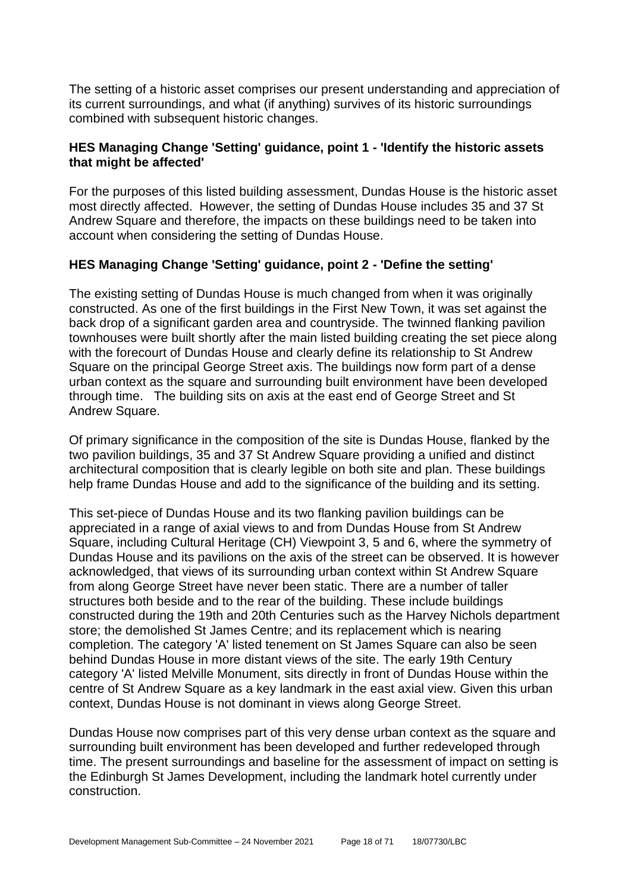The setting of a historic asset comprises our present understanding and appreciation of its current surroundings, and what (if anything) survives of its historic surroundings combined with subsequent historic changes.

**HES Managing Change 'Setting' guidance, point 1 - 'Identify the historic assets that might be affected'**

For the purposes of this listed building assessment, Dundas House is the historic asset most directly affected. However, the setting of Dundas House includes 35 and 37 St Andrew Square and therefore, the impacts on these buildings need to be taken into account when considering the setting of Dundas House.

**HES Managing Change 'Setting' guidance, point 2 - 'Define the setting'**

The existing setting of Dundas House is much changed from when it was originally constructed. As one of the first buildings in the First New Town, it was set against the back drop of a significant garden area and countryside. The twinned flanking pavilion townhouses were built shortly after the main listed building creating the set piece along with the forecourt of Dundas House and clearly define its relationship to St Andrew Square on the principal George Street axis. The buildings now form part of a dense urban context as the square and surrounding built environment have been developed through time. The building sits on axis at the east end of George Street and St Andrew Square.

Of primary significance in the composition of the site is Dundas House, flanked by the two pavilion buildings, 35 and 37 St Andrew Square providing a unified and distinct architectural composition that is clearly legible on both site and plan. These buildings help frame Dundas House and add to the significance of the building and its setting.

This set-piece of Dundas House and its two flanking pavilion buildings can be appreciated in a range of axial views to and from Dundas House from St Andrew Square, including Cultural Heritage (CH) Viewpoint 3, 5 and 6, where the symmetry of Dundas House and its pavilions on the axis of the street can be observed. It is however acknowledged, that views of its surrounding urban context within St Andrew Square from along George Street have never been static. There are a number of taller structures both beside and to the rear of the building. These include buildings constructed during the 19th and 20th Centuries such as the Harvey Nichols department store; the demolished St James Centre; and its replacement which is nearing completion. The category 'A' listed tenement on St James Square can also be seen behind Dundas House in more distant views of the site. The early 19th Century category 'A' listed Melville Monument, sits directly in front of Dundas House within the centre of St Andrew Square as a key landmark in the east axial view. Given this urban context, Dundas House is not dominant in views along George Street.

Dundas House now comprises part of this very dense urban context as the square and surrounding built environment has been developed and further redeveloped through time. The present surroundings and baseline for the assessment of impact on setting is the Edinburgh St James Development, including the landmark hotel currently under construction.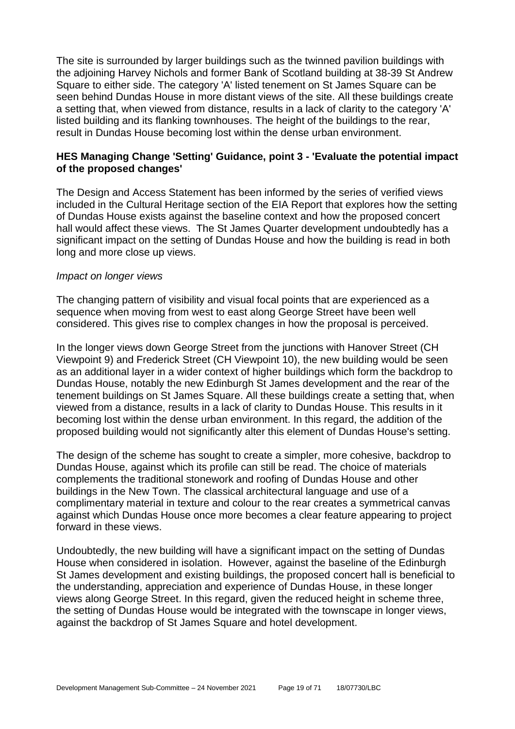The site is surrounded by larger buildings such as the twinned pavilion buildings with the adjoining Harvey Nichols and former Bank of Scotland building at 38-39 St Andrew Square to either side. The category 'A' listed tenement on St James Square can be seen behind Dundas House in more distant views of the site. All these buildings create a setting that, when viewed from distance, results in a lack of clarity to the category 'A' listed building and its flanking townhouses. The height of the buildings to the rear, result in Dundas House becoming lost within the dense urban environment.

**HES Managing Change 'Setting' Guidance, point 3 - 'Evaluate the potential impact of the proposed changes'**

The Design and Access Statement has been informed by the series of verified views included in the Cultural Heritage section of the EIA Report that explores how the setting of Dundas House exists against the baseline context and how the proposed concert hall would affect these views. The St James Quarter development undoubtedly has a significant impact on the setting of Dundas House and how the building is read in both long and more close up views.

*Impact on longer views*

The changing pattern of visibility and visual focal points that are experienced as a sequence when moving from west to east along George Street have been well considered. This gives rise to complex changes in how the proposal is perceived.

In the longer views down George Street from the junctions with Hanover Street (CH Viewpoint 9) and Frederick Street (CH Viewpoint 10), the new building would be seen as an additional layer in a wider context of higher buildings which form the backdrop to Dundas House, notably the new Edinburgh St James development and the rear of the tenement buildings on St James Square. All these buildings create a setting that, when viewed from a distance, results in a lack of clarity to Dundas House. This results in it becoming lost within the dense urban environment. In this regard, the addition of the proposed building would not significantly alter this element of Dundas House's setting.

The design of the scheme has sought to create a simpler, more cohesive, backdrop to Dundas House, against which its profile can still be read. The choice of materials complements the traditional stonework and roofing of Dundas House and other buildings in the New Town. The classical architectural language and use of a complimentary material in texture and colour to the rear creates a symmetrical canvas against which Dundas House once more becomes a clear feature appearing to project forward in these views.

Undoubtedly, the new building will have a significant impact on the setting of Dundas House when considered in isolation. However, against the baseline of the Edinburgh St James development and existing buildings, the proposed concert hall is beneficial to the understanding, appreciation and experience of Dundas House, in these longer views along George Street. In this regard, given the reduced height in scheme three, the setting of Dundas House would be integrated with the townscape in longer views, against the backdrop of St James Square and hotel development.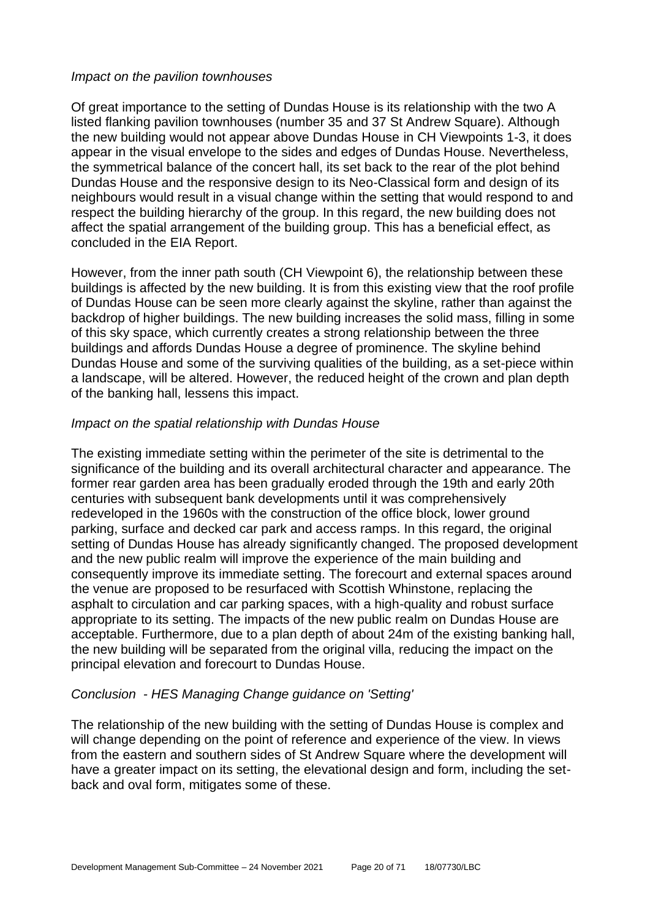*Impact on the pavilion townhouses*

Of great importance to the setting of Dundas House is its relationship with the two A listed flanking pavilion townhouses (number 35 and 37 St Andrew Square). Although the new building would not appear above Dundas House in CH Viewpoints 1-3, it does appear in the visual envelope to the sides and edges of Dundas House. Nevertheless, the symmetrical balance of the concert hall, its set back to the rear of the plot behind Dundas House and the responsive design to its Neo-Classical form and design of its neighbours would result in a visual change within the setting that would respond to and respect the building hierarchy of the group. In this regard, the new building does not affect the spatial arrangement of the building group. This has a beneficial effect, as concluded in the EIA Report.

However, from the inner path south (CH Viewpoint 6), the relationship between these buildings is affected by the new building. It is from this existing view that the roof profile of Dundas House can be seen more clearly against the skyline, rather than against the backdrop of higher buildings. The new building increases the solid mass, filling in some of this sky space, which currently creates a strong relationship between the three buildings and affords Dundas House a degree of prominence. The skyline behind Dundas House and some of the surviving qualities of the building, as a set-piece within a landscape, will be altered. However, the reduced height of the crown and plan depth of the banking hall, lessens this impact.

*Impact on the spatial relationship with Dundas House*

The existing immediate setting within the perimeter of the site is detrimental to the significance of the building and its overall architectural character and appearance. The former rear garden area has been gradually eroded through the 19th and early 20th centuries with subsequent bank developments until it was comprehensively redeveloped in the 1960s with the construction of the office block, lower ground parking, surface and decked car park and access ramps. In this regard, the original setting of Dundas House has already significantly changed. The proposed development and the new public realm will improve the experience of the main building and consequently improve its immediate setting. The forecourt and external spaces around the venue are proposed to be resurfaced with Scottish Whinstone, replacing the asphalt to circulation and car parking spaces, with a high-quality and robust surface appropriate to its setting. The impacts of the new public realm on Dundas House are acceptable. Furthermore, due to a plan depth of about 24m of the existing banking hall, the new building will be separated from the original villa, reducing the impact on the principal elevation and forecourt to Dundas House.

*Conclusion - HES Managing Change guidance on 'Setting'*

The relationship of the new building with the setting of Dundas House is complex and will change depending on the point of reference and experience of the view. In views from the eastern and southern sides of St Andrew Square where the development will have a greater impact on its setting, the elevational design and form, including the set-back and oval form, mitigates some of these.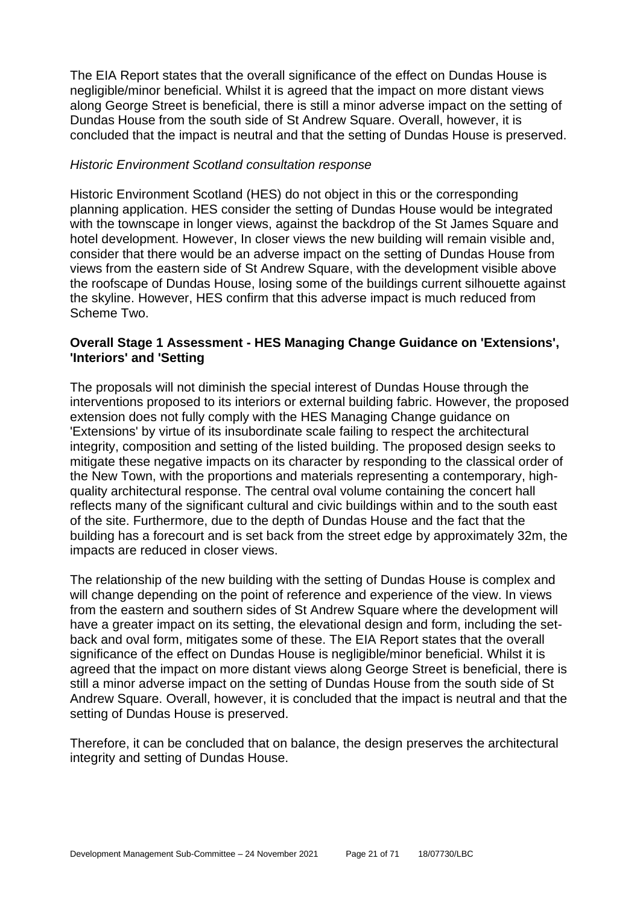The EIA Report states that the overall significance of the effect on Dundas House is negligible/minor beneficial. Whilst it is agreed that the impact on more distant views along George Street is beneficial, there is still a minor adverse impact on the setting of Dundas House from the south side of St Andrew Square. Overall, however, it is concluded that the impact is neutral and that the setting of Dundas House is preserved.

*Historic Environment Scotland consultation response*

Historic Environment Scotland (HES) do not object in this or the corresponding planning application. HES consider the setting of Dundas House would be integrated with the townscape in longer views, against the backdrop of the St James Square and hotel development. However, In closer views the new building will remain visible and, consider that there would be an adverse impact on the setting of Dundas House from views from the eastern side of St Andrew Square, with the development visible above the roofscape of Dundas House, losing some of the buildings current silhouette against the skyline. However, HES confirm that this adverse impact is much reduced from Scheme Two.

**Overall Stage 1 Assessment - HES Managing Change Guidance on 'Extensions', 'Interiors' and 'Setting**

The proposals will not diminish the special interest of Dundas House through the interventions proposed to its interiors or external building fabric. However, the proposed extension does not fully comply with the HES Managing Change guidance on 'Extensions' by virtue of its insubordinate scale failing to respect the architectural integrity, composition and setting of the listed building. The proposed design seeks to mitigate these negative impacts on its character by responding to the classical order of the New Town, with the proportions and materials representing a contemporary, high-quality architectural response. The central oval volume containing the concert hall reflects many of the significant cultural and civic buildings within and to the south east of the site. Furthermore, due to the depth of Dundas House and the fact that the building has a forecourt and is set back from the street edge by approximately 32m, the impacts are reduced in closer views.

The relationship of the new building with the setting of Dundas House is complex and will change depending on the point of reference and experience of the view. In views from the eastern and southern sides of St Andrew Square where the development will have a greater impact on its setting, the elevational design and form, including the set-back and oval form, mitigates some of these. The EIA Report states that the overall significance of the effect on Dundas House is negligible/minor beneficial. Whilst it is agreed that the impact on more distant views along George Street is beneficial, there is still a minor adverse impact on the setting of Dundas House from the south side of St Andrew Square. Overall, however, it is concluded that the impact is neutral and that the setting of Dundas House is preserved.

Therefore, it can be concluded that on balance, the design preserves the architectural integrity and setting of Dundas House.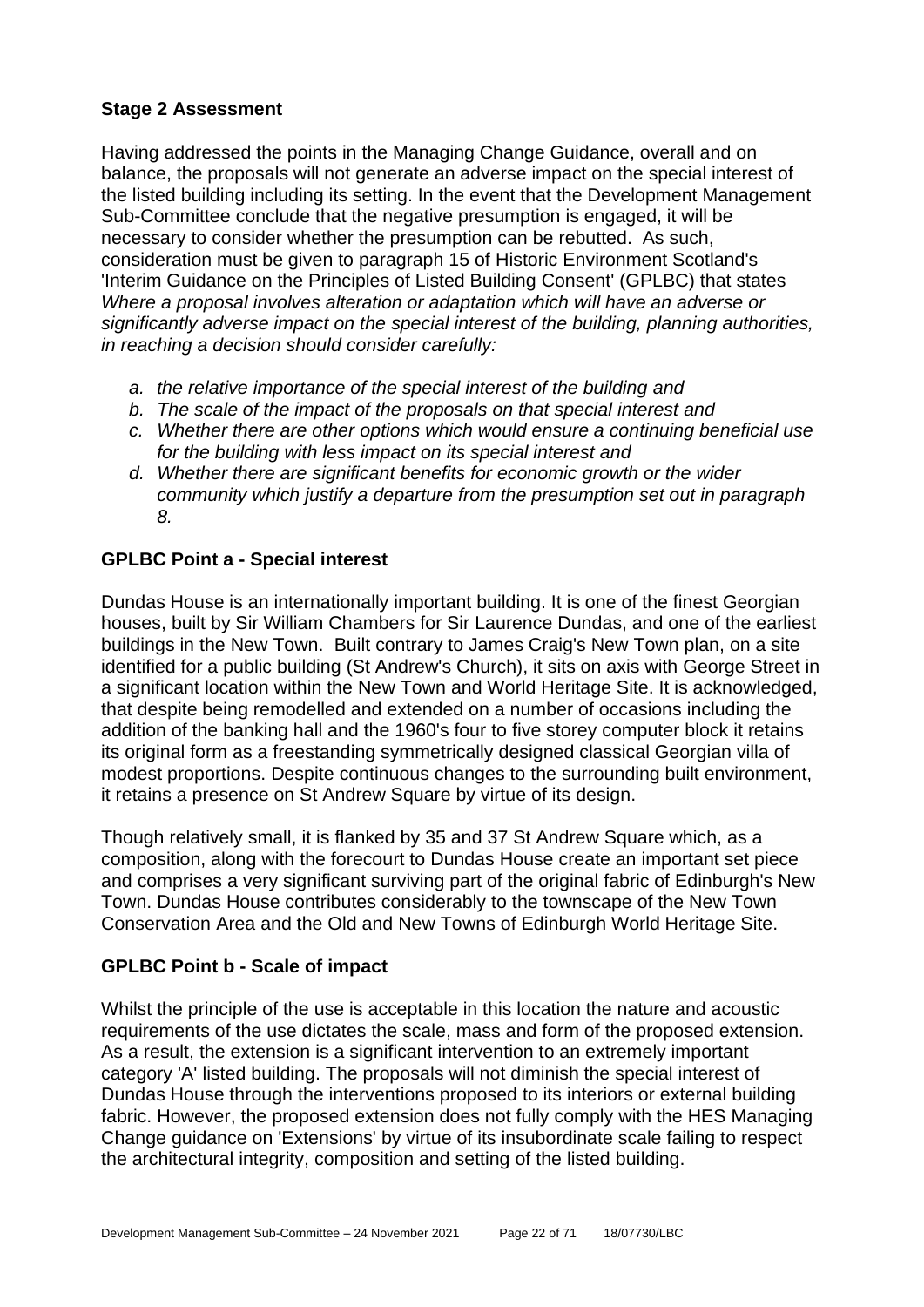## Stage 2 Assessment

Having addressed the points in the Managing Change Guidance, overall and on balance, the proposals will not generate an adverse impact on the special interest of the listed building including its setting. In the event that the Development Management Sub-Committee conclude that the negative presumption is engaged, it will be necessary to consider whether the presumption can be rebutted. As such, consideration must be given to paragraph 15 of Historic Environment Scotland's 'Interim Guidance on the Principles of Listed Building Consent' (GPLBC) that states *Where a proposal involves alteration or adaptation which will have an adverse or significantly adverse impact on the special interest of the building, planning authorities, in reaching a decision should consider carefully:*

- *a. the relative importance of the special interest of the building and*
- *b. The scale of the impact of the proposals on that special interest and*
- *c. Whether there are other options which would ensure a continuing beneficial use for the building with less impact on its special interest and*
- *d. Whether there are significant benefits for economic growth or the wider community which justify a departure from the presumption set out in paragraph 8.*

## GPLBC Point a - Special interest

Dundas House is an internationally important building. It is one of the finest Georgian houses, built by Sir William Chambers for Sir Laurence Dundas, and one of the earliest buildings in the New Town. Built contrary to James Craig's New Town plan, on a site identified for a public building (St Andrew's Church), it sits on axis with George Street in a significant location within the New Town and World Heritage Site. It is acknowledged, that despite being remodelled and extended on a number of occasions including the addition of the banking hall and the 1960's four to five storey computer block it retains its original form as a freestanding symmetrically designed classical Georgian villa of modest proportions. Despite continuous changes to the surrounding built environment, it retains a presence on St Andrew Square by virtue of its design.

Though relatively small, it is flanked by 35 and 37 St Andrew Square which, as a composition, along with the forecourt to Dundas House create an important set piece and comprises a very significant surviving part of the original fabric of Edinburgh's New Town. Dundas House contributes considerably to the townscape of the New Town Conservation Area and the Old and New Towns of Edinburgh World Heritage Site.

## GPLBC Point b - Scale of impact

Whilst the principle of the use is acceptable in this location the nature and acoustic requirements of the use dictates the scale, mass and form of the proposed extension. As a result, the extension is a significant intervention to an extremely important category 'A' listed building. The proposals will not diminish the special interest of Dundas House through the interventions proposed to its interiors or external building fabric. However, the proposed extension does not fully comply with the HES Managing Change guidance on 'Extensions' by virtue of its insubordinate scale failing to respect the architectural integrity, composition and setting of the listed building.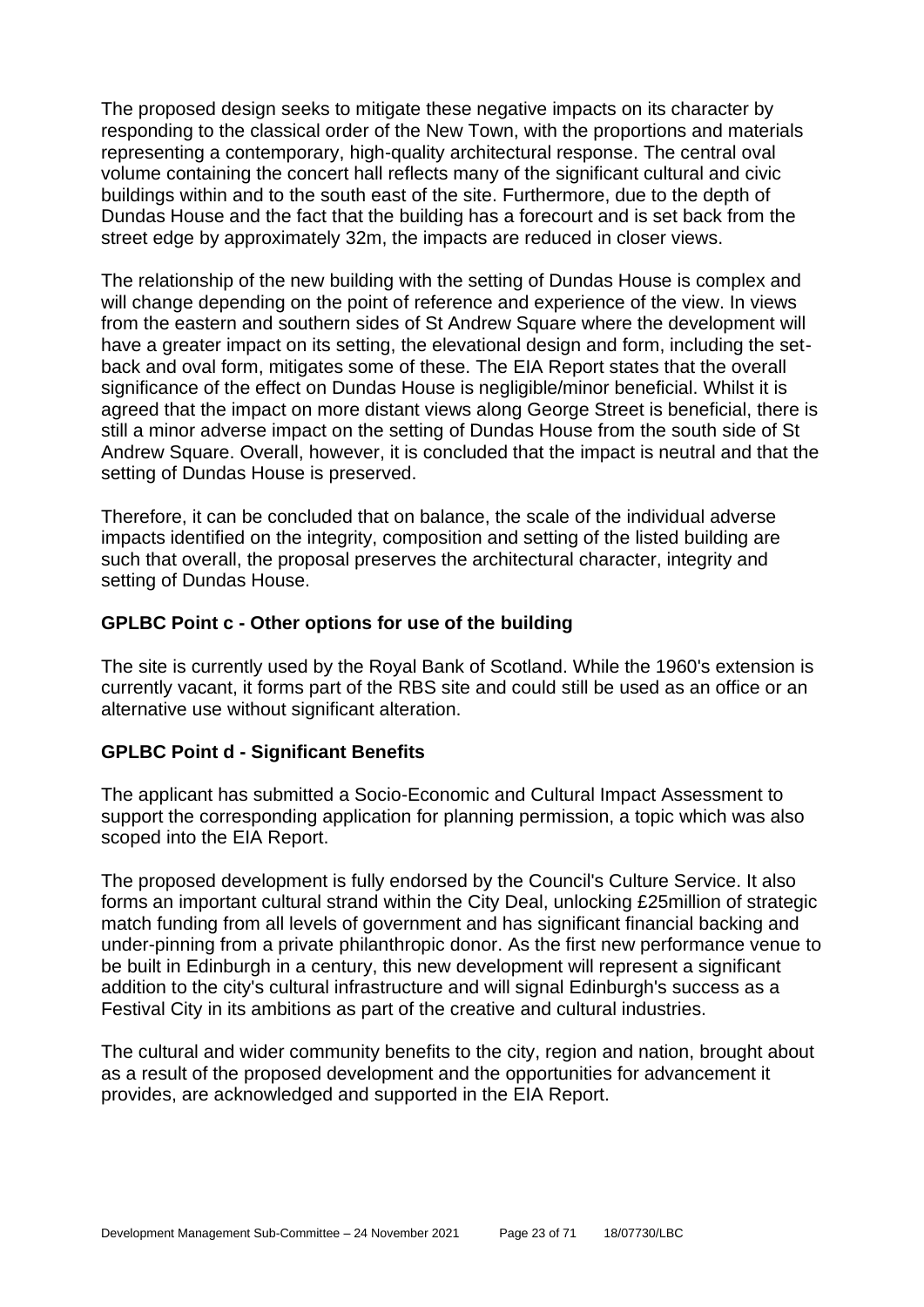The proposed design seeks to mitigate these negative impacts on its character by responding to the classical order of the New Town, with the proportions and materials representing a contemporary, high-quality architectural response. The central oval volume containing the concert hall reflects many of the significant cultural and civic buildings within and to the south east of the site. Furthermore, due to the depth of Dundas House and the fact that the building has a forecourt and is set back from the street edge by approximately 32m, the impacts are reduced in closer views.

The relationship of the new building with the setting of Dundas House is complex and will change depending on the point of reference and experience of the view. In views from the eastern and southern sides of St Andrew Square where the development will have a greater impact on its setting, the elevational design and form, including the set-back and oval form, mitigates some of these. The EIA Report states that the overall significance of the effect on Dundas House is negligible/minor beneficial. Whilst it is agreed that the impact on more distant views along George Street is beneficial, there is still a minor adverse impact on the setting of Dundas House from the south side of St Andrew Square. Overall, however, it is concluded that the impact is neutral and that the setting of Dundas House is preserved.

Therefore, it can be concluded that on balance, the scale of the individual adverse impacts identified on the integrity, composition and setting of the listed building are such that overall, the proposal preserves the architectural character, integrity and setting of Dundas House.

### GPLBC Point c - Other options for use of the building

The site is currently used by the Royal Bank of Scotland. While the 1960's extension is currently vacant, it forms part of the RBS site and could still be used as an office or an alternative use without significant alteration.

### GPLBC Point d - Significant Benefits

The applicant has submitted a Socio-Economic and Cultural Impact Assessment to support the corresponding application for planning permission, a topic which was also scoped into the EIA Report.

The proposed development is fully endorsed by the Council's Culture Service. It also forms an important cultural strand within the City Deal, unlocking £25million of strategic match funding from all levels of government and has significant financial backing and under-pinning from a private philanthropic donor. As the first new performance venue to be built in Edinburgh in a century, this new development will represent a significant addition to the city's cultural infrastructure and will signal Edinburgh's success as a Festival City in its ambitions as part of the creative and cultural industries.

The cultural and wider community benefits to the city, region and nation, brought about as a result of the proposed development and the opportunities for advancement it provides, are acknowledged and supported in the EIA Report.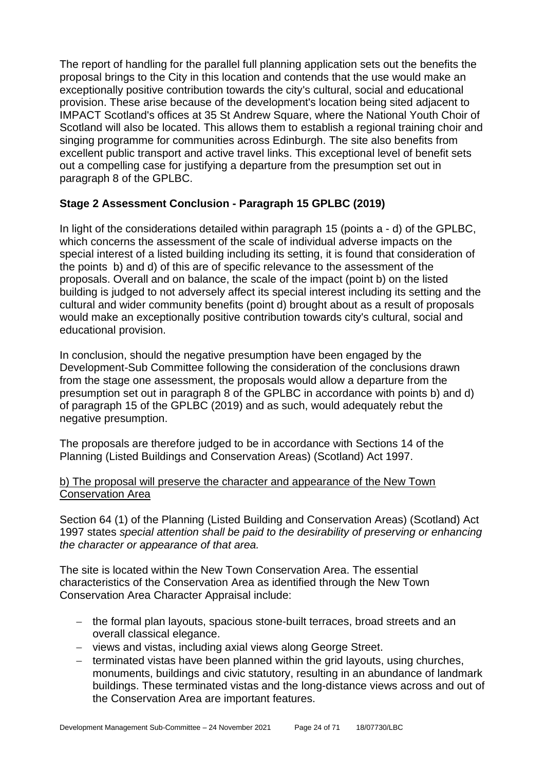The report of handling for the parallel full planning application sets out the benefits the proposal brings to the City in this location and contends that the use would make an exceptionally positive contribution towards the city's cultural, social and educational provision. These arise because of the development's location being sited adjacent to IMPACT Scotland's offices at 35 St Andrew Square, where the National Youth Choir of Scotland will also be located. This allows them to establish a regional training choir and singing programme for communities across Edinburgh. The site also benefits from excellent public transport and active travel links. This exceptional level of benefit sets out a compelling case for justifying a departure from the presumption set out in paragraph 8 of the GPLBC.

**Stage 2 Assessment Conclusion - Paragraph 15 GPLBC (2019)**

In light of the considerations detailed within paragraph 15 (points a - d) of the GPLBC, which concerns the assessment of the scale of individual adverse impacts on the special interest of a listed building including its setting, it is found that consideration of the points b) and d) of this are of specific relevance to the assessment of the proposals. Overall and on balance, the scale of the impact (point b) on the listed building is judged to not adversely affect its special interest including its setting and the cultural and wider community benefits (point d) brought about as a result of proposals would make an exceptionally positive contribution towards city's cultural, social and educational provision.

In conclusion, should the negative presumption have been engaged by the Development-Sub Committee following the consideration of the conclusions drawn from the stage one assessment, the proposals would allow a departure from the presumption set out in paragraph 8 of the GPLBC in accordance with points b) and d) of paragraph 15 of the GPLBC (2019) and as such, would adequately rebut the negative presumption.

The proposals are therefore judged to be in accordance with Sections 14 of the Planning (Listed Buildings and Conservation Areas) (Scotland) Act 1997.

<u>b) The proposal will preserve the character and appearance of the New Town Conservation Area</u>

Section 64 (1) of the Planning (Listed Building and Conservation Areas) (Scotland) Act 1997 states *special attention shall be paid to the desirability of preserving or enhancing the character or appearance of that area.*

The site is located within the New Town Conservation Area. The essential characteristics of the Conservation Area as identified through the New Town Conservation Area Character Appraisal include:

- the formal plan layouts, spacious stone-built terraces, broad streets and an overall classical elegance.
- views and vistas, including axial views along George Street.
- terminated vistas have been planned within the grid layouts, using churches, monuments, buildings and civic statutory, resulting in an abundance of landmark buildings. These terminated vistas and the long-distance views across and out of the Conservation Area are important features.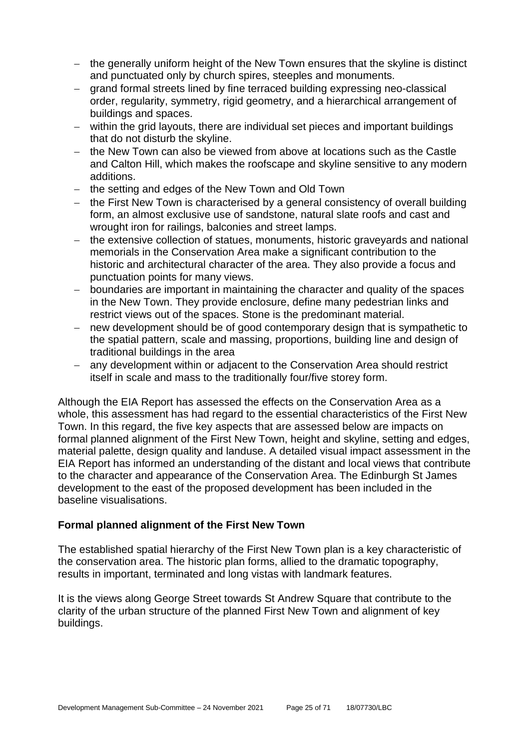- the generally uniform height of the New Town ensures that the skyline is distinct and punctuated only by church spires, steeples and monuments.
- grand formal streets lined by fine terraced building expressing neo-classical order, regularity, symmetry, rigid geometry, and a hierarchical arrangement of buildings and spaces.
- within the grid layouts, there are individual set pieces and important buildings that do not disturb the skyline.
- the New Town can also be viewed from above at locations such as the Castle and Calton Hill, which makes the roofscape and skyline sensitive to any modern additions.
- the setting and edges of the New Town and Old Town
- the First New Town is characterised by a general consistency of overall building form, an almost exclusive use of sandstone, natural slate roofs and cast and wrought iron for railings, balconies and street lamps.
- the extensive collection of statues, monuments, historic graveyards and national memorials in the Conservation Area make a significant contribution to the historic and architectural character of the area. They also provide a focus and punctuation points for many views.
- boundaries are important in maintaining the character and quality of the spaces in the New Town. They provide enclosure, define many pedestrian links and restrict views out of the spaces. Stone is the predominant material.
- new development should be of good contemporary design that is sympathetic to the spatial pattern, scale and massing, proportions, building line and design of traditional buildings in the area
- any development within or adjacent to the Conservation Area should restrict itself in scale and mass to the traditionally four/five storey form.

Although the EIA Report has assessed the effects on the Conservation Area as a whole, this assessment has had regard to the essential characteristics of the First New Town. In this regard, the five key aspects that are assessed below are impacts on formal planned alignment of the First New Town, height and skyline, setting and edges, material palette, design quality and landuse. A detailed visual impact assessment in the EIA Report has informed an understanding of the distant and local views that contribute to the character and appearance of the Conservation Area. The Edinburgh St James development to the east of the proposed development has been included in the baseline visualisations.

**Formal planned alignment of the First New Town**

The established spatial hierarchy of the First New Town plan is a key characteristic of the conservation area. The historic plan forms, allied to the dramatic topography, results in important, terminated and long vistas with landmark features.

It is the views along George Street towards St Andrew Square that contribute to the clarity of the urban structure of the planned First New Town and alignment of key buildings.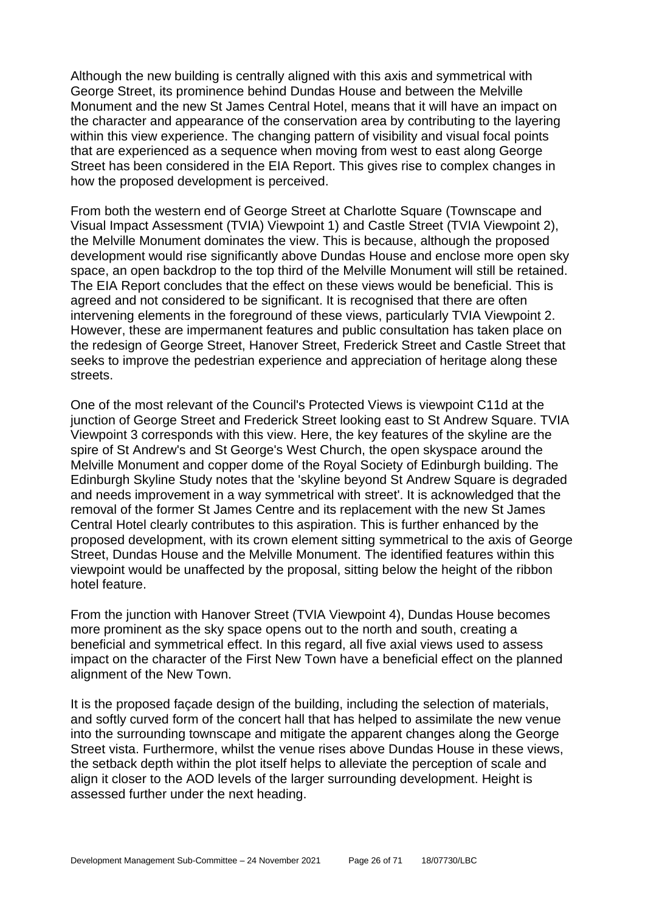Although the new building is centrally aligned with this axis and symmetrical with George Street, its prominence behind Dundas House and between the Melville Monument and the new St James Central Hotel, means that it will have an impact on the character and appearance of the conservation area by contributing to the layering within this view experience. The changing pattern of visibility and visual focal points that are experienced as a sequence when moving from west to east along George Street has been considered in the EIA Report. This gives rise to complex changes in how the proposed development is perceived.

From both the western end of George Street at Charlotte Square (Townscape and Visual Impact Assessment (TVIA) Viewpoint 1) and Castle Street (TVIA Viewpoint 2), the Melville Monument dominates the view. This is because, although the proposed development would rise significantly above Dundas House and enclose more open sky space, an open backdrop to the top third of the Melville Monument will still be retained. The EIA Report concludes that the effect on these views would be beneficial. This is agreed and not considered to be significant. It is recognised that there are often intervening elements in the foreground of these views, particularly TVIA Viewpoint 2. However, these are impermanent features and public consultation has taken place on the redesign of George Street, Hanover Street, Frederick Street and Castle Street that seeks to improve the pedestrian experience and appreciation of heritage along these streets.

One of the most relevant of the Council's Protected Views is viewpoint C11d at the junction of George Street and Frederick Street looking east to St Andrew Square. TVIA Viewpoint 3 corresponds with this view. Here, the key features of the skyline are the spire of St Andrew's and St George's West Church, the open skyspace around the Melville Monument and copper dome of the Royal Society of Edinburgh building. The Edinburgh Skyline Study notes that the 'skyline beyond St Andrew Square is degraded and needs improvement in a way symmetrical with street'. It is acknowledged that the removal of the former St James Centre and its replacement with the new St James Central Hotel clearly contributes to this aspiration. This is further enhanced by the proposed development, with its crown element sitting symmetrical to the axis of George Street, Dundas House and the Melville Monument. The identified features within this viewpoint would be unaffected by the proposal, sitting below the height of the ribbon hotel feature.

From the junction with Hanover Street (TVIA Viewpoint 4), Dundas House becomes more prominent as the sky space opens out to the north and south, creating a beneficial and symmetrical effect. In this regard, all five axial views used to assess impact on the character of the First New Town have a beneficial effect on the planned alignment of the New Town.

It is the proposed façade design of the building, including the selection of materials, and softly curved form of the concert hall that has helped to assimilate the new venue into the surrounding townscape and mitigate the apparent changes along the George Street vista. Furthermore, whilst the venue rises above Dundas House in these views, the setback depth within the plot itself helps to alleviate the perception of scale and align it closer to the AOD levels of the larger surrounding development. Height is assessed further under the next heading.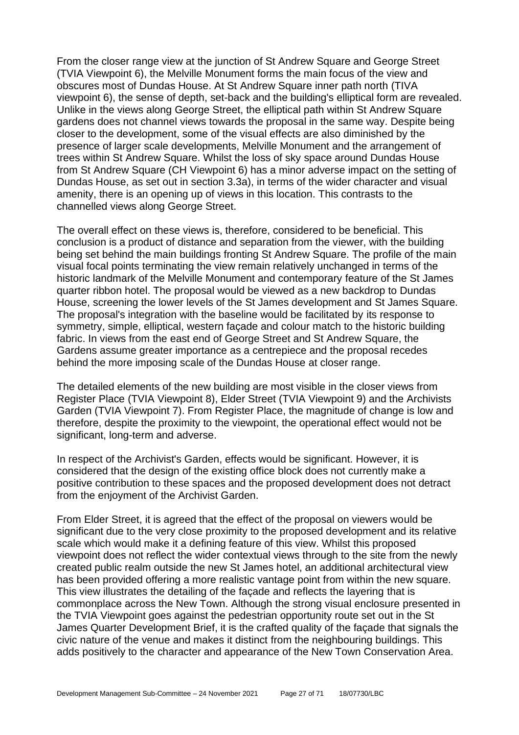From the closer range view at the junction of St Andrew Square and George Street (TVIA Viewpoint 6), the Melville Monument forms the main focus of the view and obscures most of Dundas House. At St Andrew Square inner path north (TIVA viewpoint 6), the sense of depth, set-back and the building's elliptical form are revealed. Unlike in the views along George Street, the elliptical path within St Andrew Square gardens does not channel views towards the proposal in the same way. Despite being closer to the development, some of the visual effects are also diminished by the presence of larger scale developments, Melville Monument and the arrangement of trees within St Andrew Square. Whilst the loss of sky space around Dundas House from St Andrew Square (CH Viewpoint 6) has a minor adverse impact on the setting of Dundas House, as set out in section 3.3a), in terms of the wider character and visual amenity, there is an opening up of views in this location. This contrasts to the channelled views along George Street.

The overall effect on these views is, therefore, considered to be beneficial. This conclusion is a product of distance and separation from the viewer, with the building being set behind the main buildings fronting St Andrew Square. The profile of the main visual focal points terminating the view remain relatively unchanged in terms of the historic landmark of the Melville Monument and contemporary feature of the St James quarter ribbon hotel. The proposal would be viewed as a new backdrop to Dundas House, screening the lower levels of the St James development and St James Square. The proposal's integration with the baseline would be facilitated by its response to symmetry, simple, elliptical, western façade and colour match to the historic building fabric. In views from the east end of George Street and St Andrew Square, the Gardens assume greater importance as a centrepiece and the proposal recedes behind the more imposing scale of the Dundas House at closer range.

The detailed elements of the new building are most visible in the closer views from Register Place (TVIA Viewpoint 8), Elder Street (TVIA Viewpoint 9) and the Archivists Garden (TVIA Viewpoint 7). From Register Place, the magnitude of change is low and therefore, despite the proximity to the viewpoint, the operational effect would not be significant, long-term and adverse.

In respect of the Archivist's Garden, effects would be significant. However, it is considered that the design of the existing office block does not currently make a positive contribution to these spaces and the proposed development does not detract from the enjoyment of the Archivist Garden.

From Elder Street, it is agreed that the effect of the proposal on viewers would be significant due to the very close proximity to the proposed development and its relative scale which would make it a defining feature of this view. Whilst this proposed viewpoint does not reflect the wider contextual views through to the site from the newly created public realm outside the new St James hotel, an additional architectural view has been provided offering a more realistic vantage point from within the new square. This view illustrates the detailing of the façade and reflects the layering that is commonplace across the New Town. Although the strong visual enclosure presented in the TVIA Viewpoint goes against the pedestrian opportunity route set out in the St James Quarter Development Brief, it is the crafted quality of the façade that signals the civic nature of the venue and makes it distinct from the neighbouring buildings. This adds positively to the character and appearance of the New Town Conservation Area.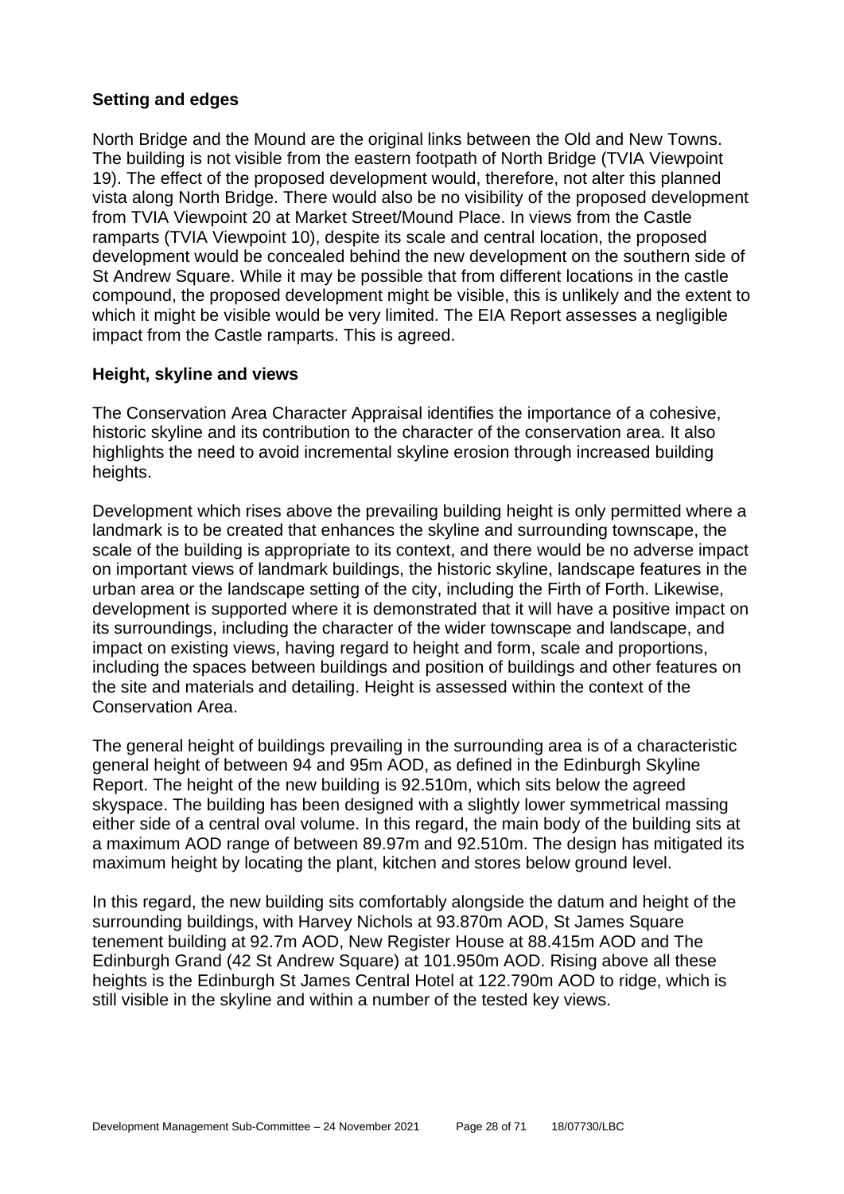### Setting and edges

North Bridge and the Mound are the original links between the Old and New Towns. The building is not visible from the eastern footpath of North Bridge (TVIA Viewpoint 19). The effect of the proposed development would, therefore, not alter this planned vista along North Bridge. There would also be no visibility of the proposed development from TVIA Viewpoint 20 at Market Street/Mound Place. In views from the Castle ramparts (TVIA Viewpoint 10), despite its scale and central location, the proposed development would be concealed behind the new development on the southern side of St Andrew Square. While it may be possible that from different locations in the castle compound, the proposed development might be visible, this is unlikely and the extent to which it might be visible would be very limited. The EIA Report assesses a negligible impact from the Castle ramparts. This is agreed.

### Height, skyline and views

The Conservation Area Character Appraisal identifies the importance of a cohesive, historic skyline and its contribution to the character of the conservation area. It also highlights the need to avoid incremental skyline erosion through increased building heights.

Development which rises above the prevailing building height is only permitted where a landmark is to be created that enhances the skyline and surrounding townscape, the scale of the building is appropriate to its context, and there would be no adverse impact on important views of landmark buildings, the historic skyline, landscape features in the urban area or the landscape setting of the city, including the Firth of Forth. Likewise, development is supported where it is demonstrated that it will have a positive impact on its surroundings, including the character of the wider townscape and landscape, and impact on existing views, having regard to height and form, scale and proportions, including the spaces between buildings and position of buildings and other features on the site and materials and detailing. Height is assessed within the context of the Conservation Area.

The general height of buildings prevailing in the surrounding area is of a characteristic general height of between 94 and 95m AOD, as defined in the Edinburgh Skyline Report. The height of the new building is 92.510m, which sits below the agreed skyspace. The building has been designed with a slightly lower symmetrical massing either side of a central oval volume. In this regard, the main body of the building sits at a maximum AOD range of between 89.97m and 92.510m. The design has mitigated its maximum height by locating the plant, kitchen and stores below ground level.

In this regard, the new building sits comfortably alongside the datum and height of the surrounding buildings, with Harvey Nichols at 93.870m AOD, St James Square tenement building at 92.7m AOD, New Register House at 88.415m AOD and The Edinburgh Grand (42 St Andrew Square) at 101.950m AOD. Rising above all these heights is the Edinburgh St James Central Hotel at 122.790m AOD to ridge, which is still visible in the skyline and within a number of the tested key views.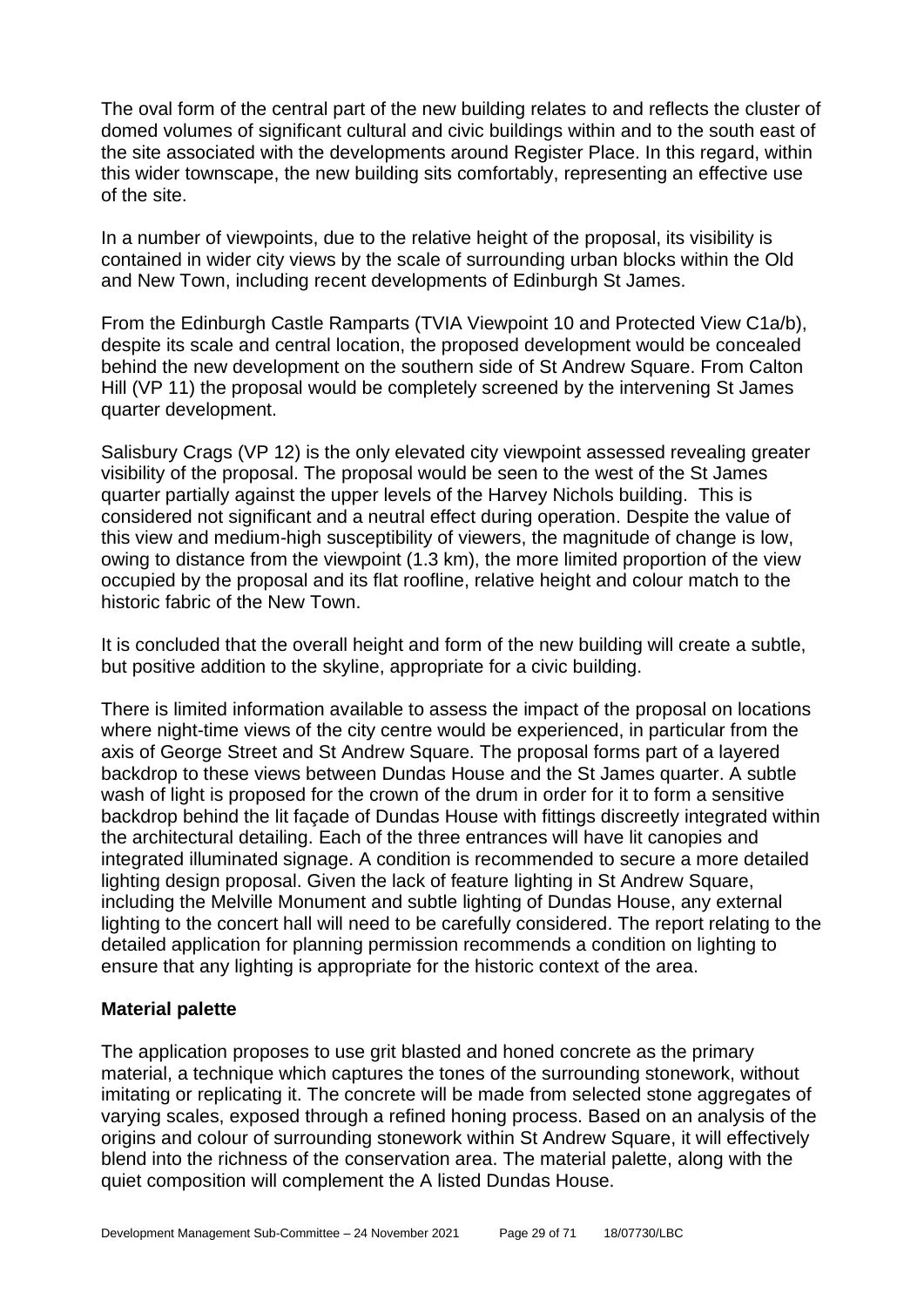The oval form of the central part of the new building relates to and reflects the cluster of domed volumes of significant cultural and civic buildings within and to the south east of the site associated with the developments around Register Place. In this regard, within this wider townscape, the new building sits comfortably, representing an effective use of the site.

In a number of viewpoints, due to the relative height of the proposal, its visibility is contained in wider city views by the scale of surrounding urban blocks within the Old and New Town, including recent developments of Edinburgh St James.

From the Edinburgh Castle Ramparts (TVIA Viewpoint 10 and Protected View C1a/b), despite its scale and central location, the proposed development would be concealed behind the new development on the southern side of St Andrew Square. From Calton Hill (VP 11) the proposal would be completely screened by the intervening St James quarter development.

Salisbury Crags (VP 12) is the only elevated city viewpoint assessed revealing greater visibility of the proposal. The proposal would be seen to the west of the St James quarter partially against the upper levels of the Harvey Nichols building. This is considered not significant and a neutral effect during operation. Despite the value of this view and medium-high susceptibility of viewers, the magnitude of change is low, owing to distance from the viewpoint (1.3 km), the more limited proportion of the view occupied by the proposal and its flat roofline, relative height and colour match to the historic fabric of the New Town.

It is concluded that the overall height and form of the new building will create a subtle, but positive addition to the skyline, appropriate for a civic building.

There is limited information available to assess the impact of the proposal on locations where night-time views of the city centre would be experienced, in particular from the axis of George Street and St Andrew Square. The proposal forms part of a layered backdrop to these views between Dundas House and the St James quarter. A subtle wash of light is proposed for the crown of the drum in order for it to form a sensitive backdrop behind the lit façade of Dundas House with fittings discreetly integrated within the architectural detailing. Each of the three entrances will have lit canopies and integrated illuminated signage. A condition is recommended to secure a more detailed lighting design proposal. Given the lack of feature lighting in St Andrew Square, including the Melville Monument and subtle lighting of Dundas House, any external lighting to the concert hall will need to be carefully considered. The report relating to the detailed application for planning permission recommends a condition on lighting to ensure that any lighting is appropriate for the historic context of the area.

**Material palette**

The application proposes to use grit blasted and honed concrete as the primary material, a technique which captures the tones of the surrounding stonework, without imitating or replicating it. The concrete will be made from selected stone aggregates of varying scales, exposed through a refined honing process. Based on an analysis of the origins and colour of surrounding stonework within St Andrew Square, it will effectively blend into the richness of the conservation area. The material palette, along with the quiet composition will complement the A listed Dundas House.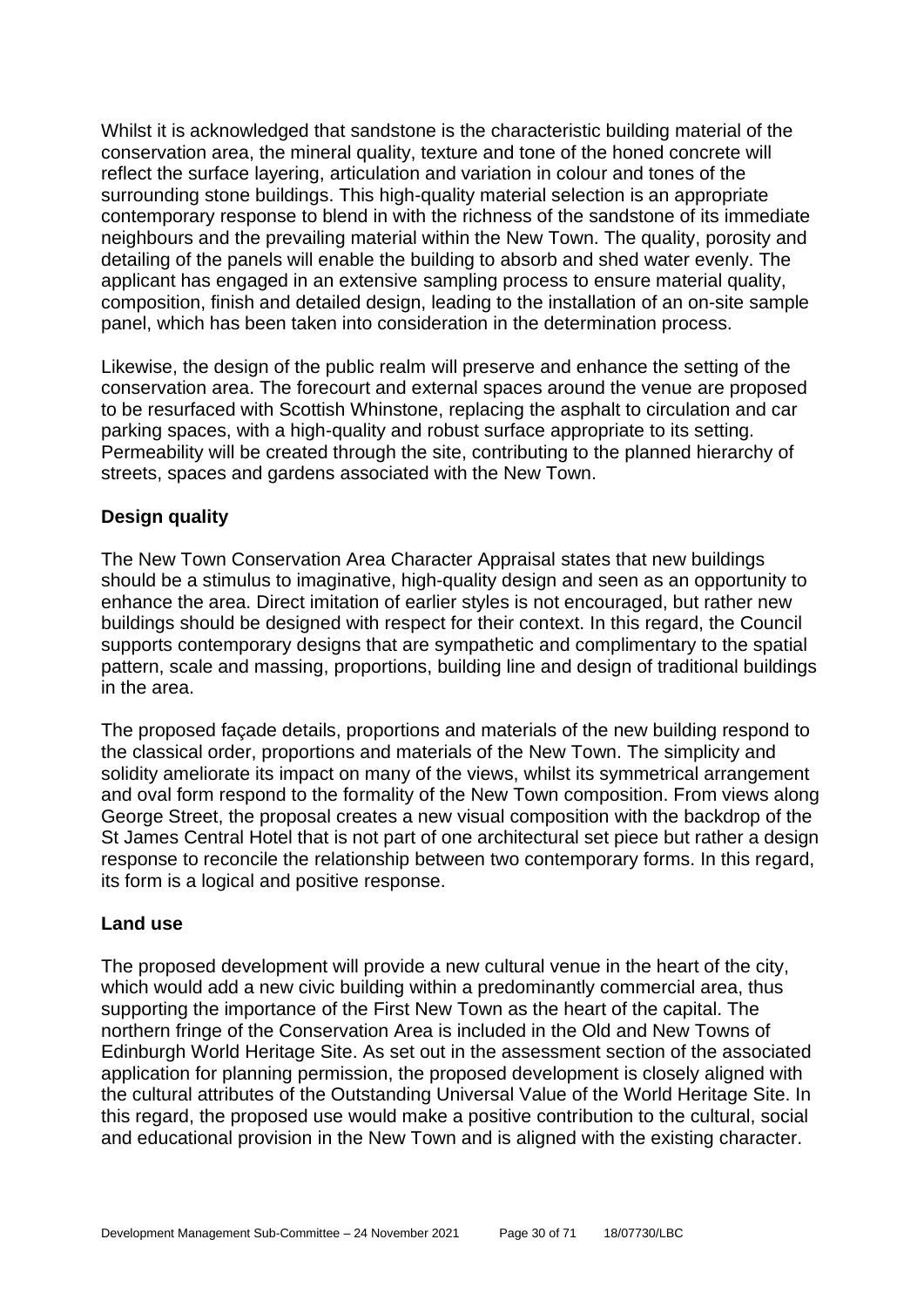Whilst it is acknowledged that sandstone is the characteristic building material of the conservation area, the mineral quality, texture and tone of the honed concrete will reflect the surface layering, articulation and variation in colour and tones of the surrounding stone buildings. This high-quality material selection is an appropriate contemporary response to blend in with the richness of the sandstone of its immediate neighbours and the prevailing material within the New Town. The quality, porosity and detailing of the panels will enable the building to absorb and shed water evenly. The applicant has engaged in an extensive sampling process to ensure material quality, composition, finish and detailed design, leading to the installation of an on-site sample panel, which has been taken into consideration in the determination process.

Likewise, the design of the public realm will preserve and enhance the setting of the conservation area. The forecourt and external spaces around the venue are proposed to be resurfaced with Scottish Whinstone, replacing the asphalt to circulation and car parking spaces, with a high-quality and robust surface appropriate to its setting. Permeability will be created through the site, contributing to the planned hierarchy of streets, spaces and gardens associated with the New Town.

**Design quality**

The New Town Conservation Area Character Appraisal states that new buildings should be a stimulus to imaginative, high-quality design and seen as an opportunity to enhance the area. Direct imitation of earlier styles is not encouraged, but rather new buildings should be designed with respect for their context. In this regard, the Council supports contemporary designs that are sympathetic and complimentary to the spatial pattern, scale and massing, proportions, building line and design of traditional buildings in the area.

The proposed façade details, proportions and materials of the new building respond to the classical order, proportions and materials of the New Town. The simplicity and solidity ameliorate its impact on many of the views, whilst its symmetrical arrangement and oval form respond to the formality of the New Town composition. From views along George Street, the proposal creates a new visual composition with the backdrop of the St James Central Hotel that is not part of one architectural set piece but rather a design response to reconcile the relationship between two contemporary forms. In this regard, its form is a logical and positive response.

**Land use**

The proposed development will provide a new cultural venue in the heart of the city, which would add a new civic building within a predominantly commercial area, thus supporting the importance of the First New Town as the heart of the capital. The northern fringe of the Conservation Area is included in the Old and New Towns of Edinburgh World Heritage Site. As set out in the assessment section of the associated application for planning permission, the proposed development is closely aligned with the cultural attributes of the Outstanding Universal Value of the World Heritage Site. In this regard, the proposed use would make a positive contribution to the cultural, social and educational provision in the New Town and is aligned with the existing character.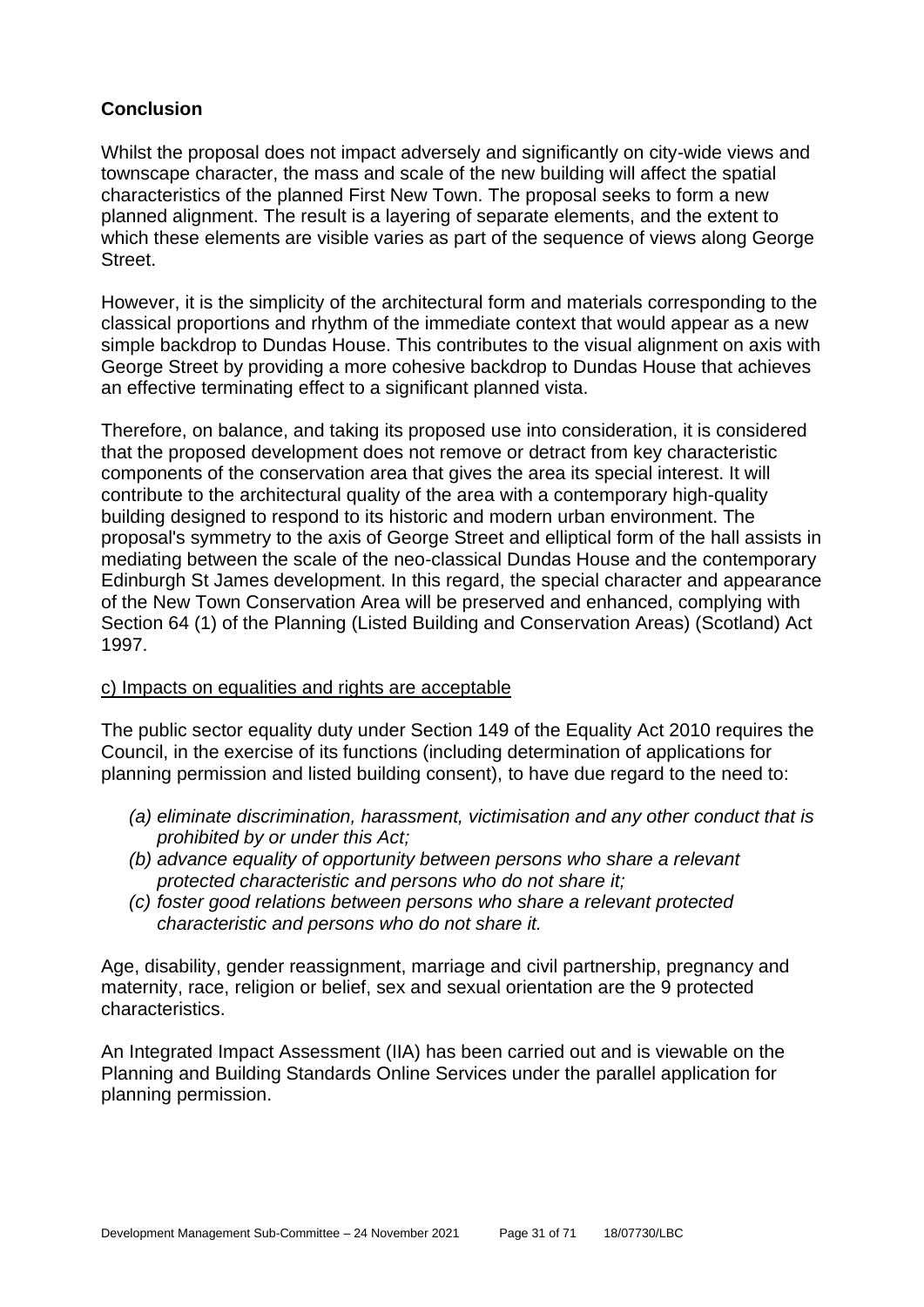**Conclusion**

Whilst the proposal does not impact adversely and significantly on city-wide views and townscape character, the mass and scale of the new building will affect the spatial characteristics of the planned First New Town. The proposal seeks to form a new planned alignment. The result is a layering of separate elements, and the extent to which these elements are visible varies as part of the sequence of views along George Street.

However, it is the simplicity of the architectural form and materials corresponding to the classical proportions and rhythm of the immediate context that would appear as a new simple backdrop to Dundas House. This contributes to the visual alignment on axis with George Street by providing a more cohesive backdrop to Dundas House that achieves an effective terminating effect to a significant planned vista.

Therefore, on balance, and taking its proposed use into consideration, it is considered that the proposed development does not remove or detract from key characteristic components of the conservation area that gives the area its special interest. It will contribute to the architectural quality of the area with a contemporary high-quality building designed to respond to its historic and modern urban environment. The proposal's symmetry to the axis of George Street and elliptical form of the hall assists in mediating between the scale of the neo-classical Dundas House and the contemporary Edinburgh St James development. In this regard, the special character and appearance of the New Town Conservation Area will be preserved and enhanced, complying with Section 64 (1) of the Planning (Listed Building and Conservation Areas) (Scotland) Act 1997.

c) Impacts on equalities and rights are acceptable

The public sector equality duty under Section 149 of the Equality Act 2010 requires the Council, in the exercise of its functions (including determination of applications for planning permission and listed building consent), to have due regard to the need to:

- *(a) eliminate discrimination, harassment, victimisation and any other conduct that is prohibited by or under this Act;*
- *(b) advance equality of opportunity between persons who share a relevant protected characteristic and persons who do not share it;*
- *(c) foster good relations between persons who share a relevant protected characteristic and persons who do not share it.*

Age, disability, gender reassignment, marriage and civil partnership, pregnancy and maternity, race, religion or belief, sex and sexual orientation are the 9 protected characteristics.

An Integrated Impact Assessment (IIA) has been carried out and is viewable on the Planning and Building Standards Online Services under the parallel application for planning permission.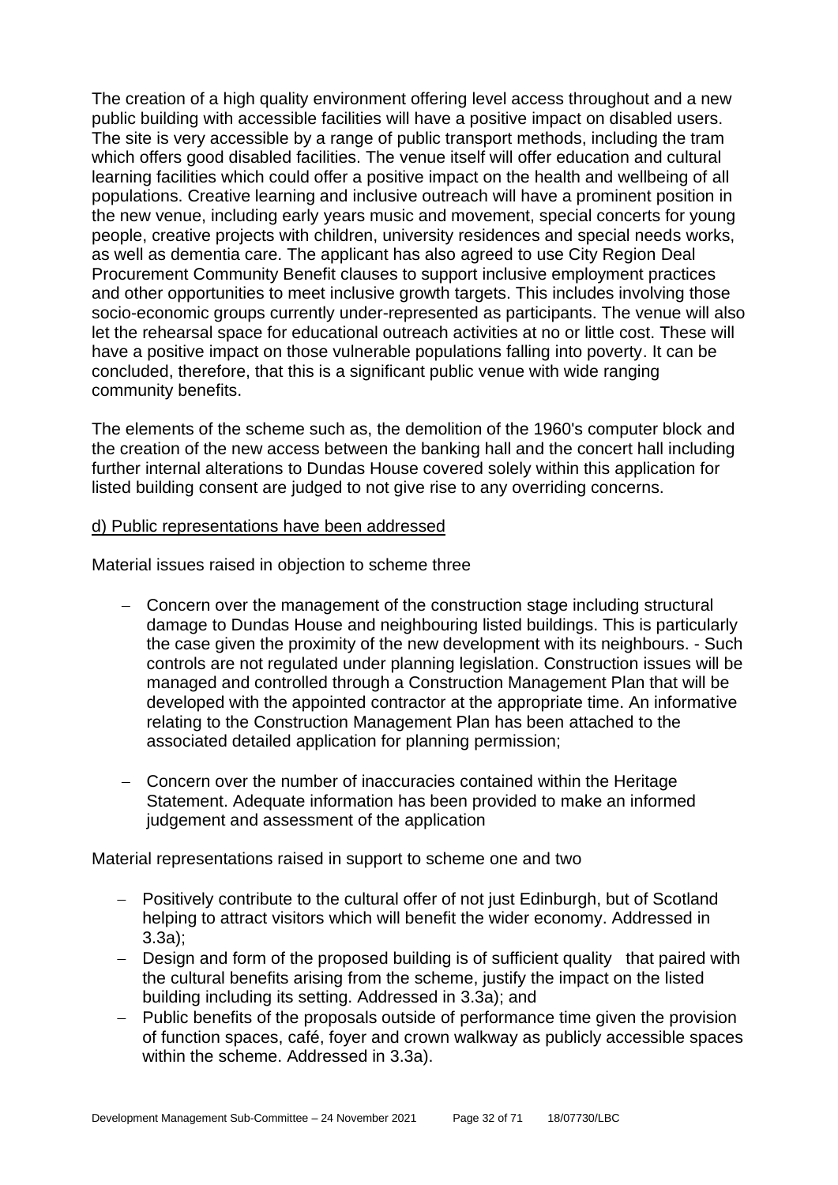The creation of a high quality environment offering level access throughout and a new public building with accessible facilities will have a positive impact on disabled users. The site is very accessible by a range of public transport methods, including the tram which offers good disabled facilities. The venue itself will offer education and cultural learning facilities which could offer a positive impact on the health and wellbeing of all populations. Creative learning and inclusive outreach will have a prominent position in the new venue, including early years music and movement, special concerts for young people, creative projects with children, university residences and special needs works, as well as dementia care. The applicant has also agreed to use City Region Deal Procurement Community Benefit clauses to support inclusive employment practices and other opportunities to meet inclusive growth targets. This includes involving those socio-economic groups currently under-represented as participants. The venue will also let the rehearsal space for educational outreach activities at no or little cost. These will have a positive impact on those vulnerable populations falling into poverty. It can be concluded, therefore, that this is a significant public venue with wide ranging community benefits.

The elements of the scheme such as, the demolition of the 1960's computer block and the creation of the new access between the banking hall and the concert hall including further internal alterations to Dundas House covered solely within this application for listed building consent are judged to not give rise to any overriding concerns.

d) Public representations have been addressed

Material issues raised in objection to scheme three

- Concern over the management of the construction stage including structural damage to Dundas House and neighbouring listed buildings. This is particularly the case given the proximity of the new development with its neighbours. - Such controls are not regulated under planning legislation. Construction issues will be managed and controlled through a Construction Management Plan that will be developed with the appointed contractor at the appropriate time. An informative relating to the Construction Management Plan has been attached to the associated detailed application for planning permission;
- Concern over the number of inaccuracies contained within the Heritage Statement. Adequate information has been provided to make an informed judgement and assessment of the application

Material representations raised in support to scheme one and two

- Positively contribute to the cultural offer of not just Edinburgh, but of Scotland helping to attract visitors which will benefit the wider economy. Addressed in 3.3a);
- Design and form of the proposed building is of sufficient quality that paired with the cultural benefits arising from the scheme, justify the impact on the listed building including its setting. Addressed in 3.3a); and
- Public benefits of the proposals outside of performance time given the provision of function spaces, café, foyer and crown walkway as publicly accessible spaces within the scheme. Addressed in 3.3a).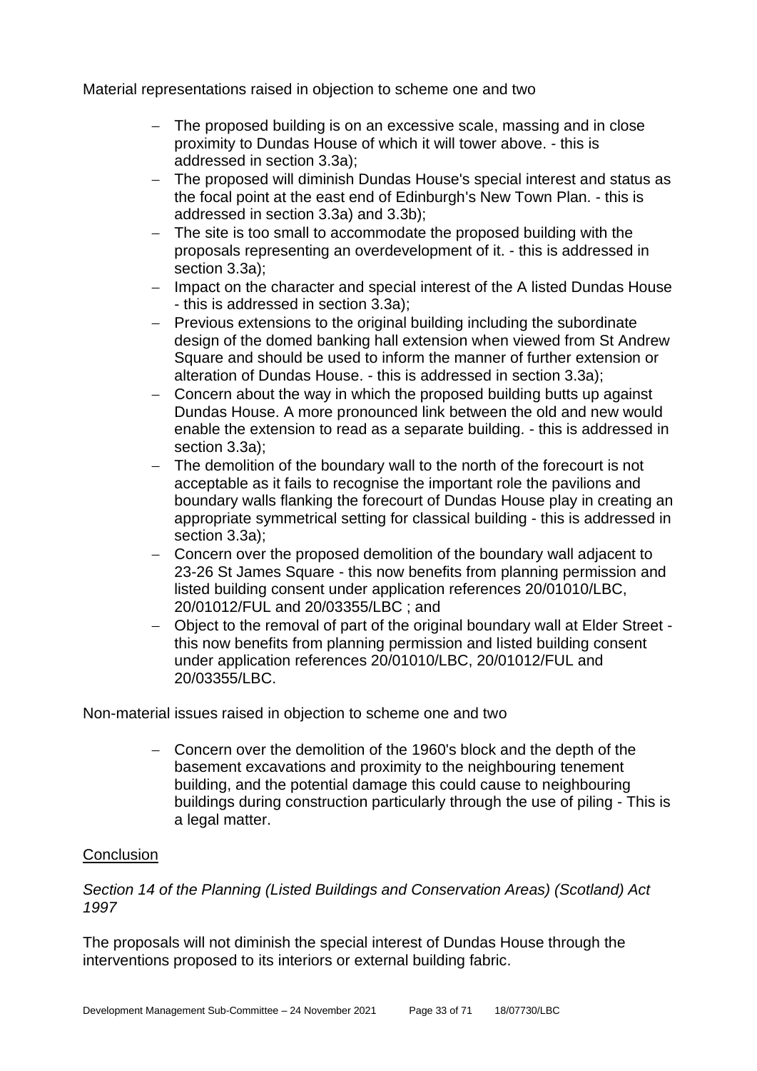Material representations raised in objection to scheme one and two

- The proposed building is on an excessive scale, massing and in close proximity to Dundas House of which it will tower above. - this is addressed in section 3.3a);
- The proposed will diminish Dundas House's special interest and status as the focal point at the east end of Edinburgh's New Town Plan. - this is addressed in section 3.3a) and 3.3b);
- The site is too small to accommodate the proposed building with the proposals representing an overdevelopment of it. - this is addressed in section 3.3a);
- Impact on the character and special interest of the A listed Dundas House - this is addressed in section 3.3a);
- Previous extensions to the original building including the subordinate design of the domed banking hall extension when viewed from St Andrew Square and should be used to inform the manner of further extension or alteration of Dundas House. - this is addressed in section 3.3a);
- Concern about the way in which the proposed building butts up against Dundas House. A more pronounced link between the old and new would enable the extension to read as a separate building. - this is addressed in section 3.3a);
- The demolition of the boundary wall to the north of the forecourt is not acceptable as it fails to recognise the important role the pavilions and boundary walls flanking the forecourt of Dundas House play in creating an appropriate symmetrical setting for classical building - this is addressed in section 3.3a);
- Concern over the proposed demolition of the boundary wall adjacent to 23-26 St James Square - this now benefits from planning permission and listed building consent under application references 20/01010/LBC, 20/01012/FUL and 20/03355/LBC ; and
- Object to the removal of part of the original boundary wall at Elder Street - this now benefits from planning permission and listed building consent under application references 20/01010/LBC, 20/01012/FUL and 20/03355/LBC.

Non-material issues raised in objection to scheme one and two

- Concern over the demolition of the 1960's block and the depth of the basement excavations and proximity to the neighbouring tenement building, and the potential damage this could cause to neighbouring buildings during construction particularly through the use of piling - This is a legal matter.

## Conclusion

*Section 14 of the Planning (Listed Buildings and Conservation Areas) (Scotland) Act 1997*

The proposals will not diminish the special interest of Dundas House through the interventions proposed to its interiors or external building fabric.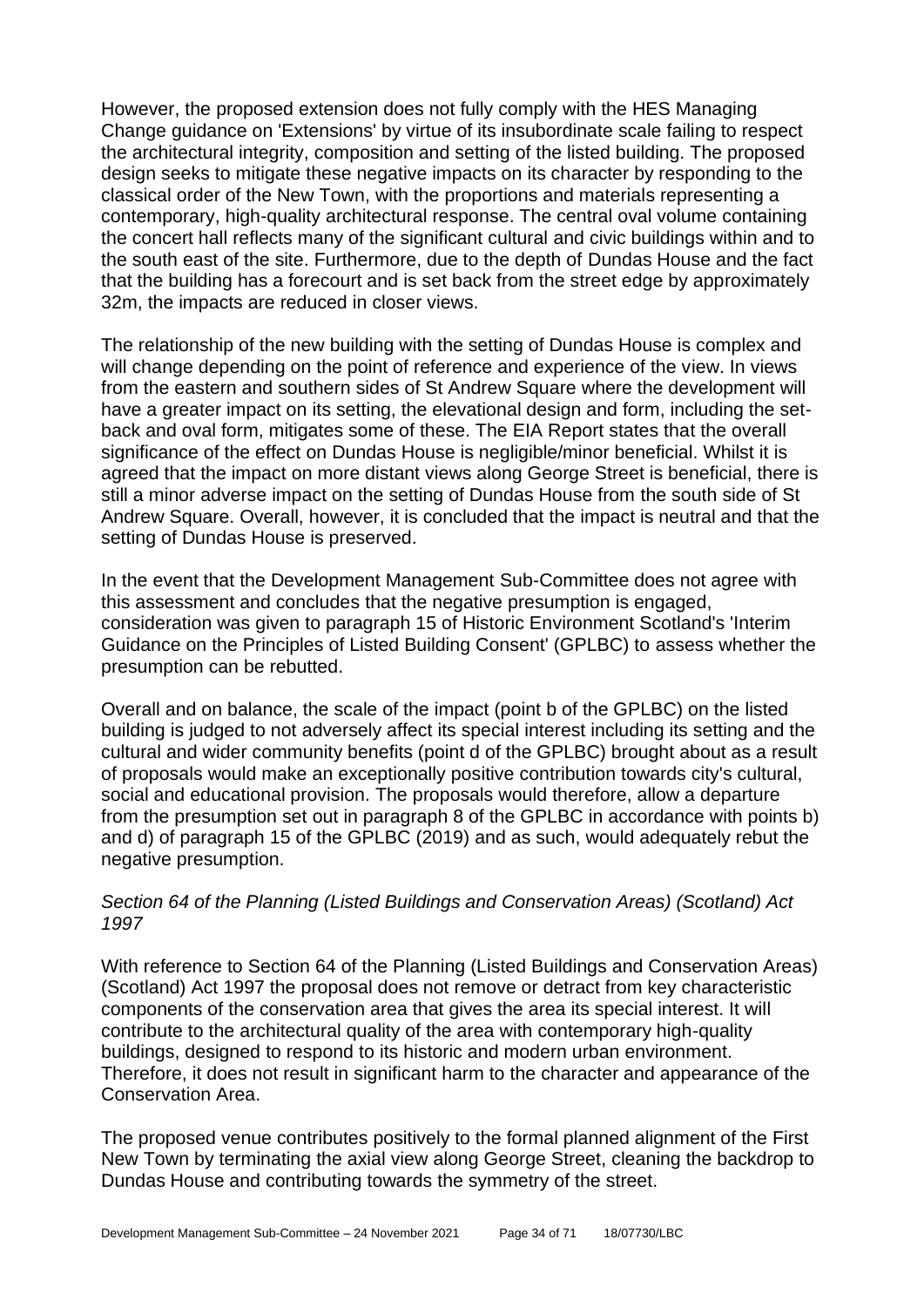However, the proposed extension does not fully comply with the HES Managing Change guidance on 'Extensions' by virtue of its insubordinate scale failing to respect the architectural integrity, composition and setting of the listed building. The proposed design seeks to mitigate these negative impacts on its character by responding to the classical order of the New Town, with the proportions and materials representing a contemporary, high-quality architectural response. The central oval volume containing the concert hall reflects many of the significant cultural and civic buildings within and to the south east of the site. Furthermore, due to the depth of Dundas House and the fact that the building has a forecourt and is set back from the street edge by approximately 32m, the impacts are reduced in closer views.

The relationship of the new building with the setting of Dundas House is complex and will change depending on the point of reference and experience of the view. In views from the eastern and southern sides of St Andrew Square where the development will have a greater impact on its setting, the elevational design and form, including the set-back and oval form, mitigates some of these. The EIA Report states that the overall significance of the effect on Dundas House is negligible/minor beneficial. Whilst it is agreed that the impact on more distant views along George Street is beneficial, there is still a minor adverse impact on the setting of Dundas House from the south side of St Andrew Square. Overall, however, it is concluded that the impact is neutral and that the setting of Dundas House is preserved.

In the event that the Development Management Sub-Committee does not agree with this assessment and concludes that the negative presumption is engaged, consideration was given to paragraph 15 of Historic Environment Scotland's 'Interim Guidance on the Principles of Listed Building Consent' (GPLBC) to assess whether the presumption can be rebutted.

Overall and on balance, the scale of the impact (point b of the GPLBC) on the listed building is judged to not adversely affect its special interest including its setting and the cultural and wider community benefits (point d of the GPLBC) brought about as a result of proposals would make an exceptionally positive contribution towards city's cultural, social and educational provision. The proposals would therefore, allow a departure from the presumption set out in paragraph 8 of the GPLBC in accordance with points b) and d) of paragraph 15 of the GPLBC (2019) and as such, would adequately rebut the negative presumption.

*Section 64 of the Planning (Listed Buildings and Conservation Areas) (Scotland) Act 1997*

With reference to Section 64 of the Planning (Listed Buildings and Conservation Areas) (Scotland) Act 1997 the proposal does not remove or detract from key characteristic components of the conservation area that gives the area its special interest. It will contribute to the architectural quality of the area with contemporary high-quality buildings, designed to respond to its historic and modern urban environment. Therefore, it does not result in significant harm to the character and appearance of the Conservation Area.

The proposed venue contributes positively to the formal planned alignment of the First New Town by terminating the axial view along George Street, cleaning the backdrop to Dundas House and contributing towards the symmetry of the street.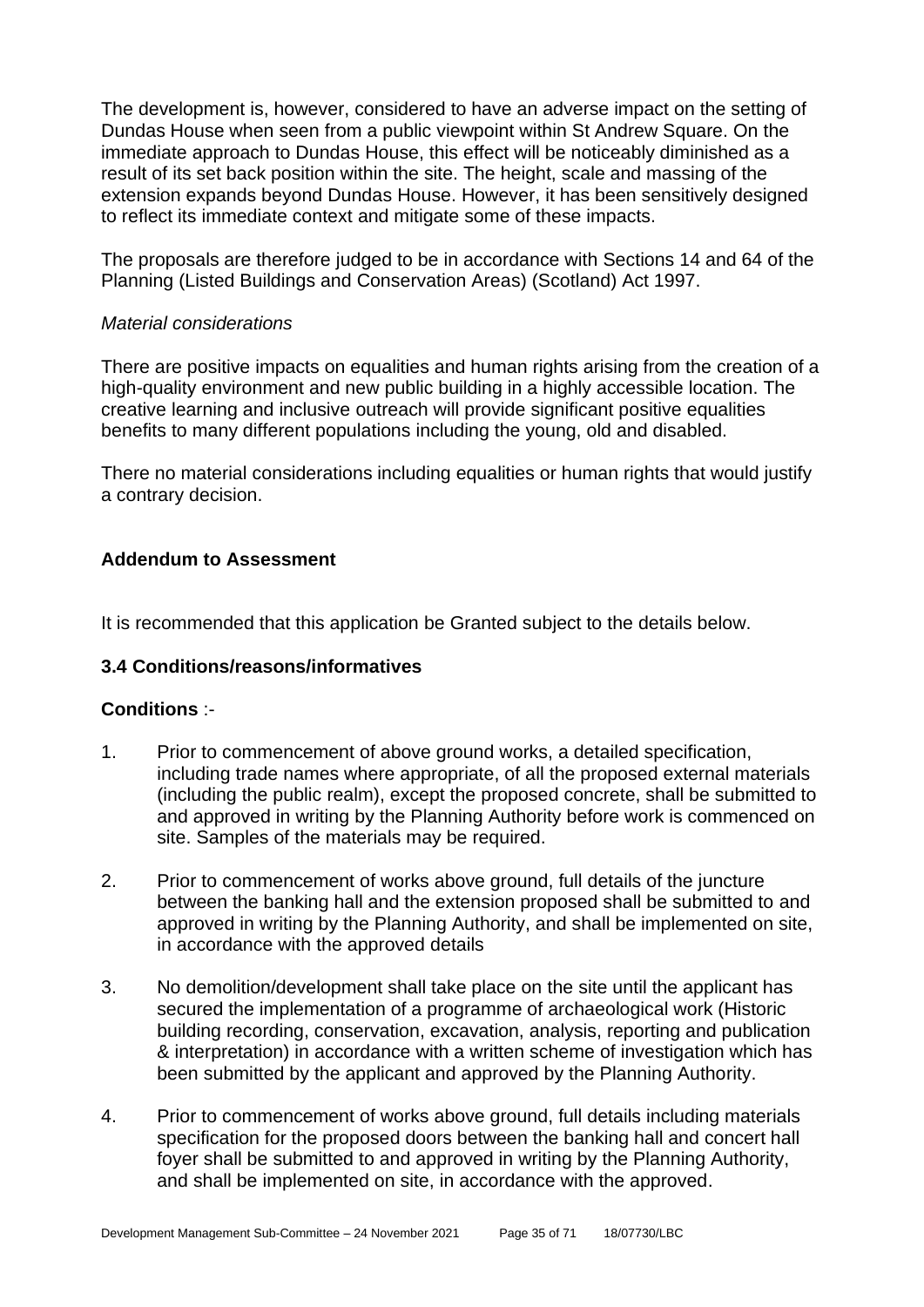The development is, however, considered to have an adverse impact on the setting of Dundas House when seen from a public viewpoint within St Andrew Square. On the immediate approach to Dundas House, this effect will be noticeably diminished as a result of its set back position within the site. The height, scale and massing of the extension expands beyond Dundas House. However, it has been sensitively designed to reflect its immediate context and mitigate some of these impacts.

The proposals are therefore judged to be in accordance with Sections 14 and 64 of the Planning (Listed Buildings and Conservation Areas) (Scotland) Act 1997.

*Material considerations*

There are positive impacts on equalities and human rights arising from the creation of a high-quality environment and new public building in a highly accessible location. The creative learning and inclusive outreach will provide significant positive equalities benefits to many different populations including the young, old and disabled.

There no material considerations including equalities or human rights that would justify a contrary decision.

**Addendum to Assessment**

It is recommended that this application be Granted subject to the details below.

**3.4 Conditions/reasons/informatives**

**Conditions** :-

1. Prior to commencement of above ground works, a detailed specification, including trade names where appropriate, of all the proposed external materials (including the public realm), except the proposed concrete, shall be submitted to and approved in writing by the Planning Authority before work is commenced on site. Samples of the materials may be required.

2. Prior to commencement of works above ground, full details of the juncture between the banking hall and the extension proposed shall be submitted to and approved in writing by the Planning Authority, and shall be implemented on site, in accordance with the approved details

3. No demolition/development shall take place on the site until the applicant has secured the implementation of a programme of archaeological work (Historic building recording, conservation, excavation, analysis, reporting and publication & interpretation) in accordance with a written scheme of investigation which has been submitted by the applicant and approved by the Planning Authority.

4. Prior to commencement of works above ground, full details including materials specification for the proposed doors between the banking hall and concert hall foyer shall be submitted to and approved in writing by the Planning Authority, and shall be implemented on site, in accordance with the approved.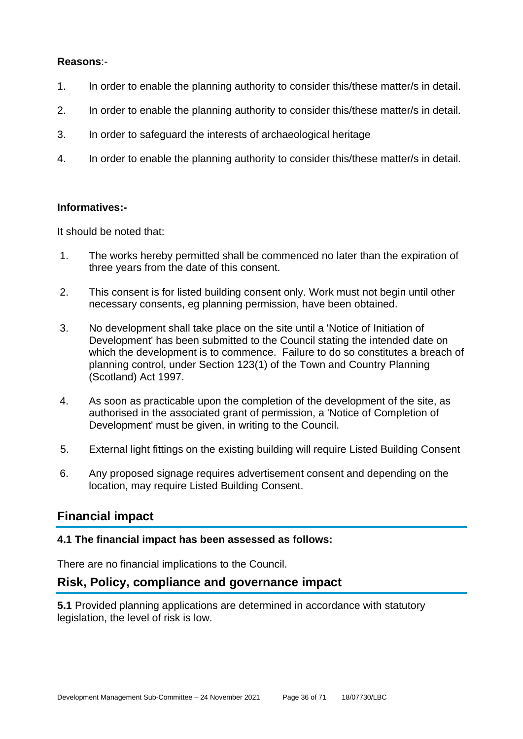**Reasons**:-

1. In order to enable the planning authority to consider this/these matter/s in detail.
2. In order to enable the planning authority to consider this/these matter/s in detail.
3. In order to safeguard the interests of archaeological heritage
4. In order to enable the planning authority to consider this/these matter/s in detail.

**Informatives:-**

It should be noted that:

1. The works hereby permitted shall be commenced no later than the expiration of three years from the date of this consent.
2. This consent is for listed building consent only. Work must not begin until other necessary consents, eg planning permission, have been obtained.
3. No development shall take place on the site until a 'Notice of Initiation of Development' has been submitted to the Council stating the intended date on which the development is to commence. Failure to do so constitutes a breach of planning control, under Section 123(1) of the Town and Country Planning (Scotland) Act 1997.
4. As soon as practicable upon the completion of the development of the site, as authorised in the associated grant of permission, a 'Notice of Completion of Development' must be given, in writing to the Council.
5. External light fittings on the existing building will require Listed Building Consent
6. Any proposed signage requires advertisement consent and depending on the location, may require Listed Building Consent.

## Financial impact

**4.1 The financial impact has been assessed as follows:**

There are no financial implications to the Council.

## Risk, Policy, compliance and governance impact

**5.1** Provided planning applications are determined in accordance with statutory legislation, the level of risk is low.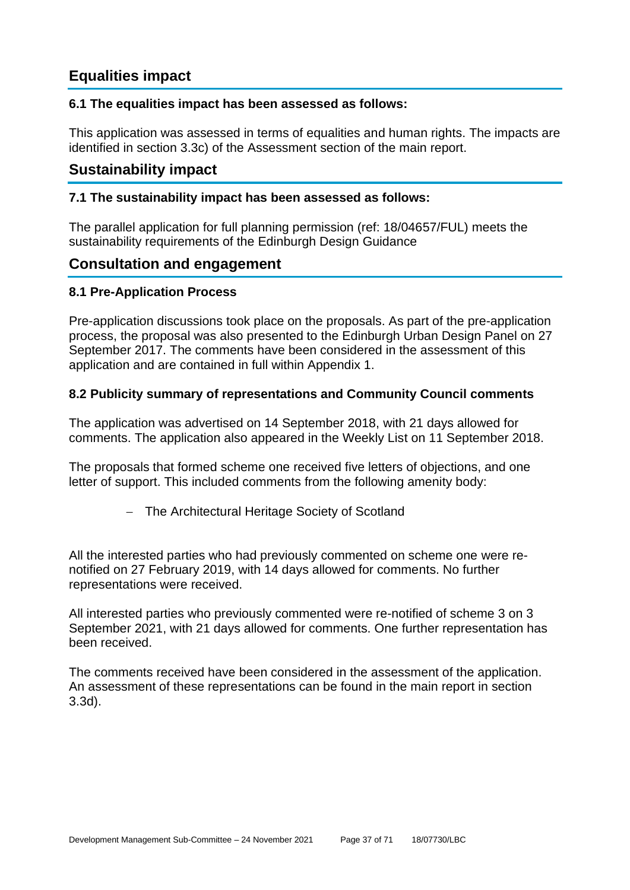## Equalities impact

### 6.1 The equalities impact has been assessed as follows:

This application was assessed in terms of equalities and human rights. The impacts are identified in section 3.3c) of the Assessment section of the main report.

## Sustainability impact

### 7.1 The sustainability impact has been assessed as follows:

The parallel application for full planning permission (ref: 18/04657/FUL) meets the sustainability requirements of the Edinburgh Design Guidance

## Consultation and engagement

### 8.1 Pre-Application Process

Pre-application discussions took place on the proposals. As part of the pre-application process, the proposal was also presented to the Edinburgh Urban Design Panel on 27 September 2017. The comments have been considered in the assessment of this application and are contained in full within Appendix 1.

### 8.2 Publicity summary of representations and Community Council comments

The application was advertised on 14 September 2018, with 21 days allowed for comments. The application also appeared in the Weekly List on 11 September 2018.

The proposals that formed scheme one received five letters of objections, and one letter of support. This included comments from the following amenity body:

- The Architectural Heritage Society of Scotland

All the interested parties who had previously commented on scheme one were re-notified on 27 February 2019, with 14 days allowed for comments. No further representations were received.

All interested parties who previously commented were re-notified of scheme 3 on 3 September 2021, with 21 days allowed for comments. One further representation has been received.

The comments received have been considered in the assessment of the application. An assessment of these representations can be found in the main report in section 3.3d).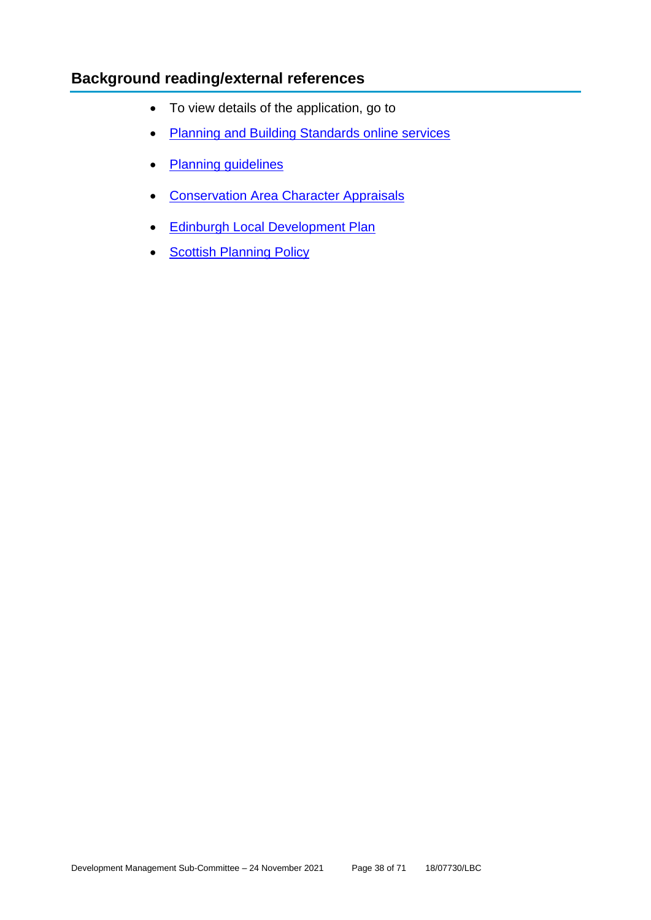## Background reading/external references

- To view details of the application, go to
- Planning and Building Standards online services
- Planning guidelines
- Conservation Area Character Appraisals
- Edinburgh Local Development Plan
- Scottish Planning Policy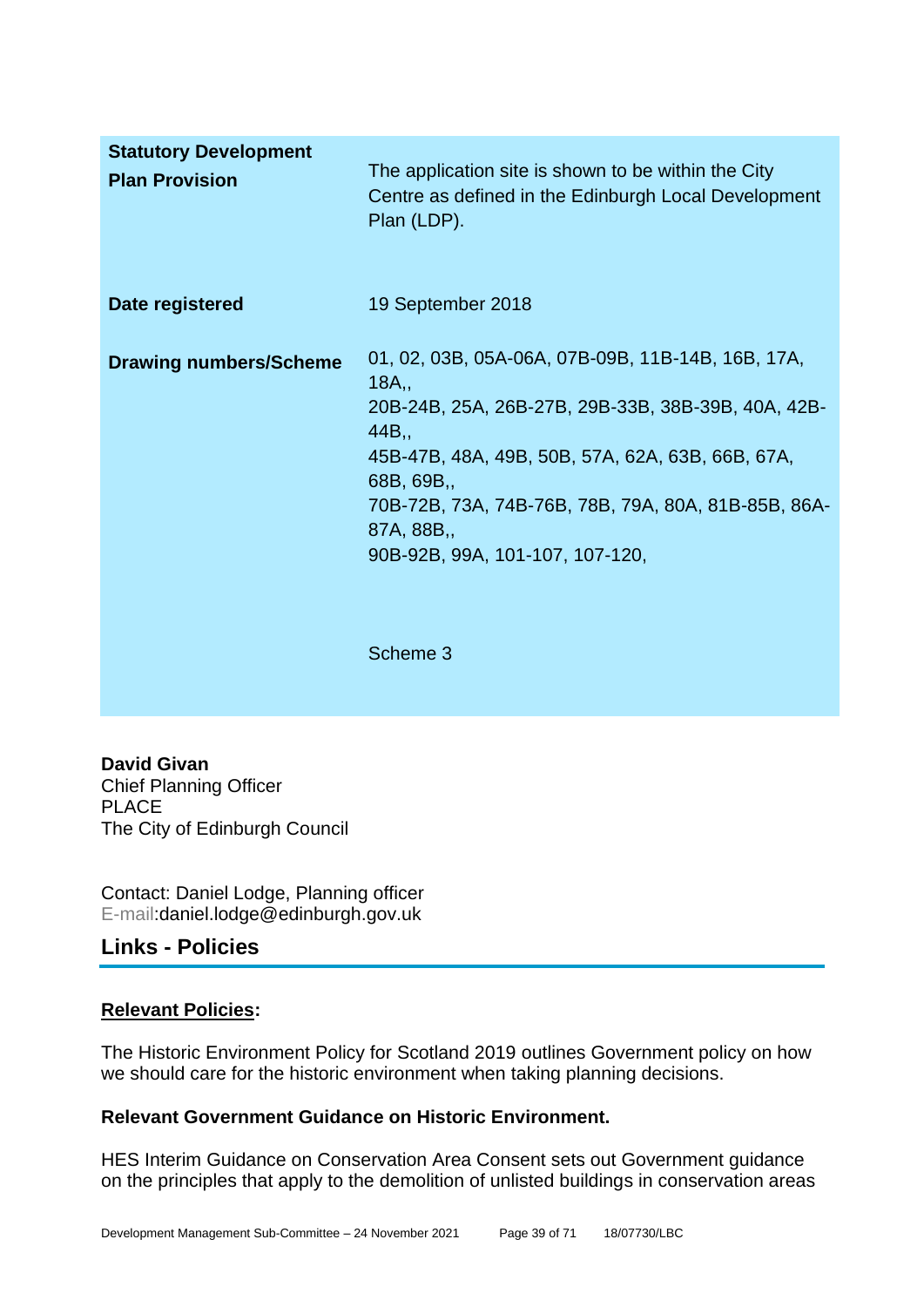| | |
|---|---|
| **Statutory Development Plan Provision** | The application site is shown to be within the City Centre as defined in the Edinburgh Local Development Plan (LDP). |
| **Date registered** | 19 September 2018 |
| **Drawing numbers/Scheme** | 01, 02, 03B, 05A-06A, 07B-09B, 11B-14B, 16B, 17A, 18A,,<br>20B-24B, 25A, 26B-27B, 29B-33B, 38B-39B, 40A, 42B-44B,,<br>45B-47B, 48A, 49B, 50B, 57A, 62A, 63B, 66B, 67A, 68B, 69B,,<br>70B-72B, 73A, 74B-76B, 78B, 79A, 80A, 81B-85B, 86A-87A, 88B,,<br>90B-92B, 99A, 101-107, 107-120,<br><br>Scheme 3 |

**David Givan**
Chief Planning Officer
PLACE
The City of Edinburgh Council

Contact: Daniel Lodge, Planning officer
E-mail:daniel.lodge@edinburgh.gov.uk

## Links - Policies

**Relevant Policies:**

The Historic Environment Policy for Scotland 2019 outlines Government policy on how we should care for the historic environment when taking planning decisions.

**Relevant Government Guidance on Historic Environment.**

HES Interim Guidance on Conservation Area Consent sets out Government guidance on the principles that apply to the demolition of unlisted buildings in conservation areas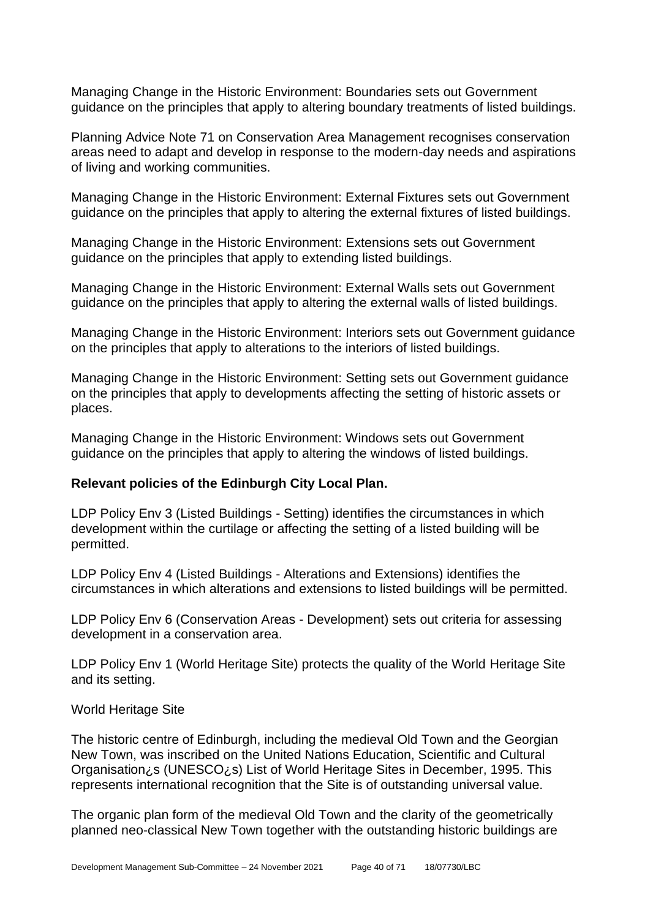Managing Change in the Historic Environment: Boundaries sets out Government guidance on the principles that apply to altering boundary treatments of listed buildings.

Planning Advice Note 71 on Conservation Area Management recognises conservation areas need to adapt and develop in response to the modern-day needs and aspirations of living and working communities.

Managing Change in the Historic Environment: External Fixtures sets out Government guidance on the principles that apply to altering the external fixtures of listed buildings.

Managing Change in the Historic Environment: Extensions sets out Government guidance on the principles that apply to extending listed buildings.

Managing Change in the Historic Environment: External Walls sets out Government guidance on the principles that apply to altering the external walls of listed buildings.

Managing Change in the Historic Environment: Interiors sets out Government guidance on the principles that apply to alterations to the interiors of listed buildings.

Managing Change in the Historic Environment: Setting sets out Government guidance on the principles that apply to developments affecting the setting of historic assets or places.

Managing Change in the Historic Environment: Windows sets out Government guidance on the principles that apply to altering the windows of listed buildings.

**Relevant policies of the Edinburgh City Local Plan.**

LDP Policy Env 3 (Listed Buildings - Setting) identifies the circumstances in which development within the curtilage or affecting the setting of a listed building will be permitted.

LDP Policy Env 4 (Listed Buildings - Alterations and Extensions) identifies the circumstances in which alterations and extensions to listed buildings will be permitted.

LDP Policy Env 6 (Conservation Areas - Development) sets out criteria for assessing development in a conservation area.

LDP Policy Env 1 (World Heritage Site) protects the quality of the World Heritage Site and its setting.

World Heritage Site

The historic centre of Edinburgh, including the medieval Old Town and the Georgian New Town, was inscribed on the United Nations Education, Scientific and Cultural Organisation¿s (UNESCO¿s) List of World Heritage Sites in December, 1995. This represents international recognition that the Site is of outstanding universal value.

The organic plan form of the medieval Old Town and the clarity of the geometrically planned neo-classical New Town together with the outstanding historic buildings are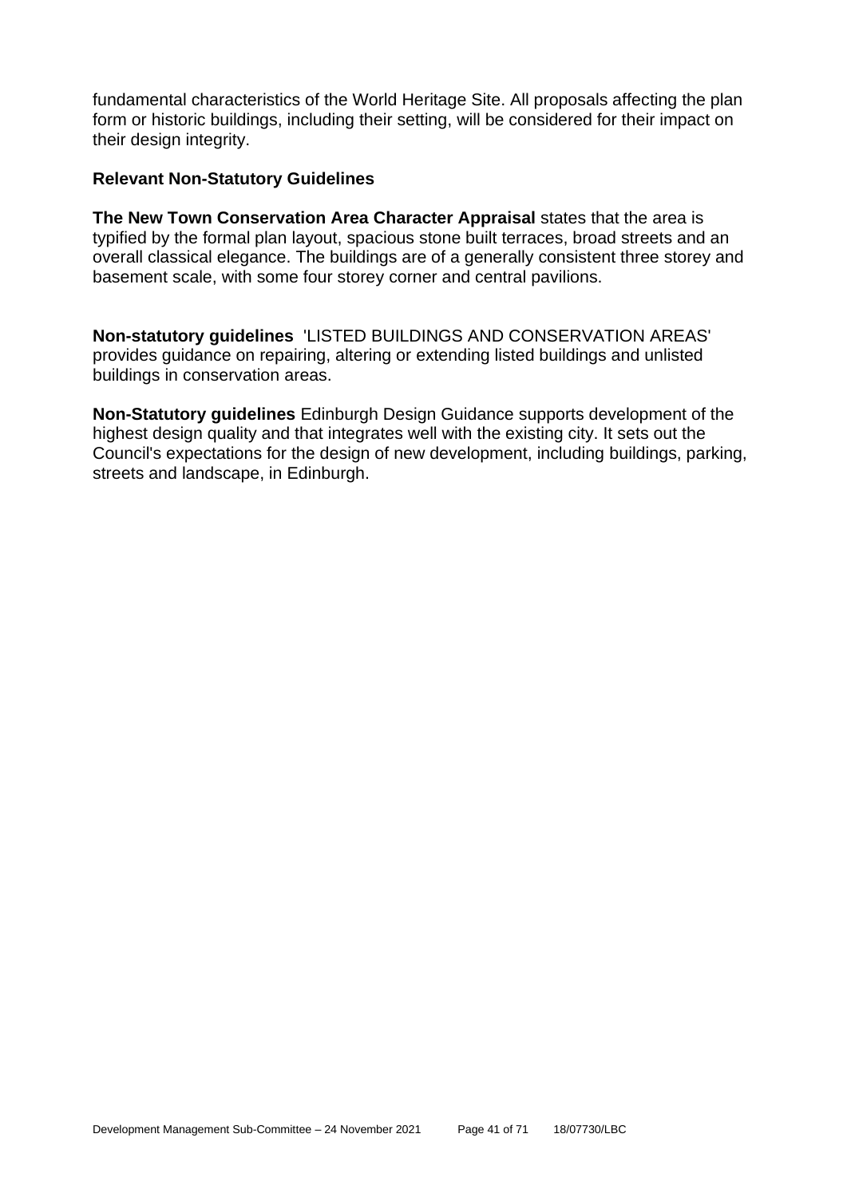fundamental characteristics of the World Heritage Site. All proposals affecting the plan form or historic buildings, including their setting, will be considered for their impact on their design integrity.

**Relevant Non-Statutory Guidelines**

**The New Town Conservation Area Character Appraisal** states that the area is typified by the formal plan layout, spacious stone built terraces, broad streets and an overall classical elegance. The buildings are of a generally consistent three storey and basement scale, with some four storey corner and central pavilions.

**Non-statutory guidelines** 'LISTED BUILDINGS AND CONSERVATION AREAS' provides guidance on repairing, altering or extending listed buildings and unlisted buildings in conservation areas.

**Non-Statutory guidelines** Edinburgh Design Guidance supports development of the highest design quality and that integrates well with the existing city. It sets out the Council's expectations for the design of new development, including buildings, parking, streets and landscape, in Edinburgh.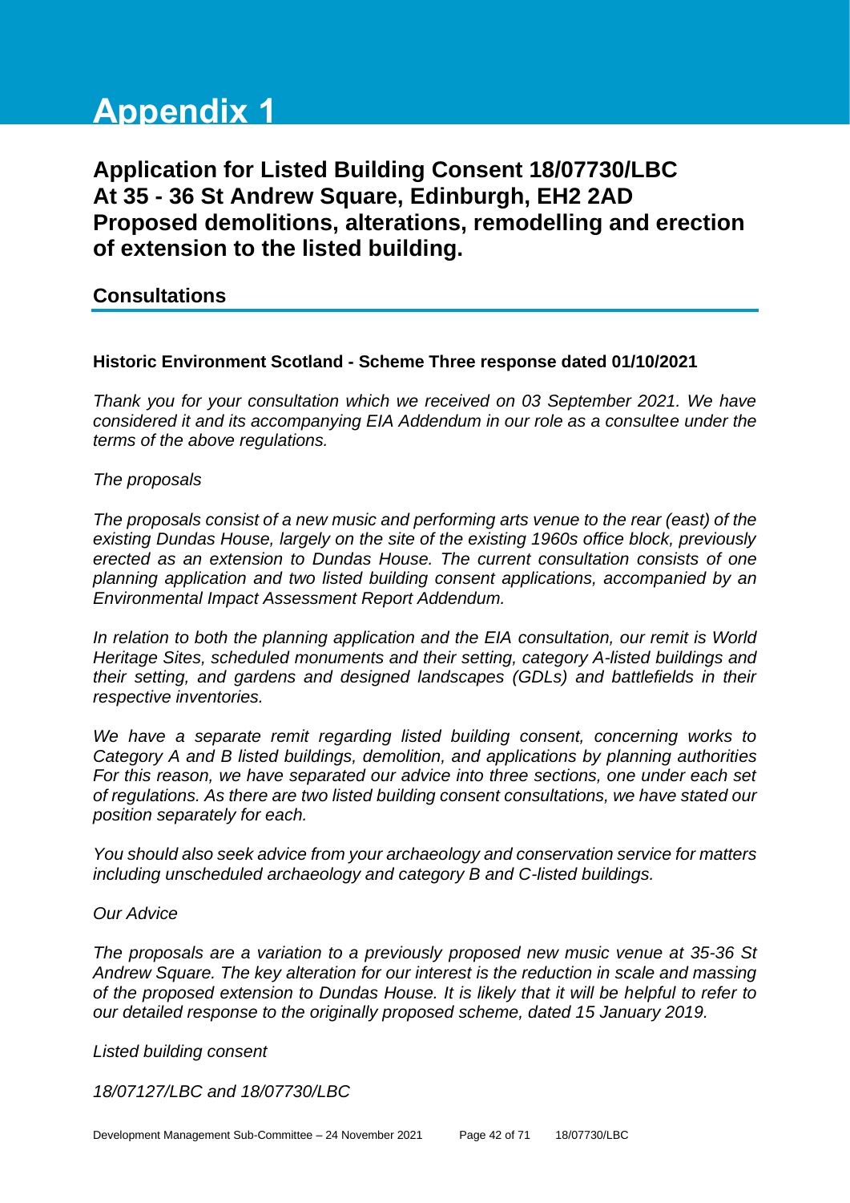# Appendix 1

## Application for Listed Building Consent 18/07730/LBC At 35 - 36 St Andrew Square, Edinburgh, EH2 2AD Proposed demolitions, alterations, remodelling and erection of extension to the listed building.

### Consultations

**Historic Environment Scotland - Scheme Three response dated 01/10/2021**

*Thank you for your consultation which we received on 03 September 2021. We have considered it and its accompanying EIA Addendum in our role as a consultee under the terms of the above regulations.*

*The proposals*

*The proposals consist of a new music and performing arts venue to the rear (east) of the existing Dundas House, largely on the site of the existing 1960s office block, previously erected as an extension to Dundas House. The current consultation consists of one planning application and two listed building consent applications, accompanied by an Environmental Impact Assessment Report Addendum.*

*In relation to both the planning application and the EIA consultation, our remit is World Heritage Sites, scheduled monuments and their setting, category A-listed buildings and their setting, and gardens and designed landscapes (GDLs) and battlefields in their respective inventories.*

*We have a separate remit regarding listed building consent, concerning works to Category A and B listed buildings, demolition, and applications by planning authorities For this reason, we have separated our advice into three sections, one under each set of regulations. As there are two listed building consent consultations, we have stated our position separately for each.*

*You should also seek advice from your archaeology and conservation service for matters including unscheduled archaeology and category B and C-listed buildings.*

*Our Advice*

*The proposals are a variation to a previously proposed new music venue at 35-36 St Andrew Square. The key alteration for our interest is the reduction in scale and massing of the proposed extension to Dundas House. It is likely that it will be helpful to refer to our detailed response to the originally proposed scheme, dated 15 January 2019.*

*Listed building consent*

*18/07127/LBC and 18/07730/LBC*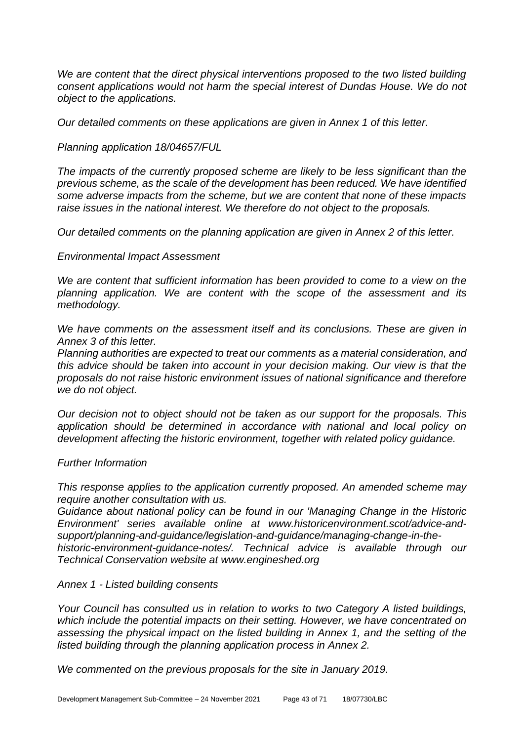*We are content that the direct physical interventions proposed to the two listed building consent applications would not harm the special interest of Dundas House. We do not object to the applications.*

*Our detailed comments on these applications are given in Annex 1 of this letter.*

*Planning application 18/04657/FUL*

*The impacts of the currently proposed scheme are likely to be less significant than the previous scheme, as the scale of the development has been reduced. We have identified some adverse impacts from the scheme, but we are content that none of these impacts raise issues in the national interest. We therefore do not object to the proposals.*

*Our detailed comments on the planning application are given in Annex 2 of this letter.*

*Environmental Impact Assessment*

*We are content that sufficient information has been provided to come to a view on the planning application. We are content with the scope of the assessment and its methodology.*

*We have comments on the assessment itself and its conclusions. These are given in Annex 3 of this letter.*

*Planning authorities are expected to treat our comments as a material consideration, and this advice should be taken into account in your decision making. Our view is that the proposals do not raise historic environment issues of national significance and therefore we do not object.*

*Our decision not to object should not be taken as our support for the proposals. This application should be determined in accordance with national and local policy on development affecting the historic environment, together with related policy guidance.*

*Further Information*

*This response applies to the application currently proposed. An amended scheme may require another consultation with us.*

*Guidance about national policy can be found in our 'Managing Change in the Historic Environment' series available online at www.historicenvironment.scot/advice-and-support/planning-and-guidance/legislation-and-guidance/managing-change-in-the-historic-environment-guidance-notes/. Technical advice is available through our Technical Conservation website at www.engineshed.org*

*Annex 1 - Listed building consents*

*Your Council has consulted us in relation to works to two Category A listed buildings, which include the potential impacts on their setting. However, we have concentrated on assessing the physical impact on the listed building in Annex 1, and the setting of the listed building through the planning application process in Annex 2.*

*We commented on the previous proposals for the site in January 2019.*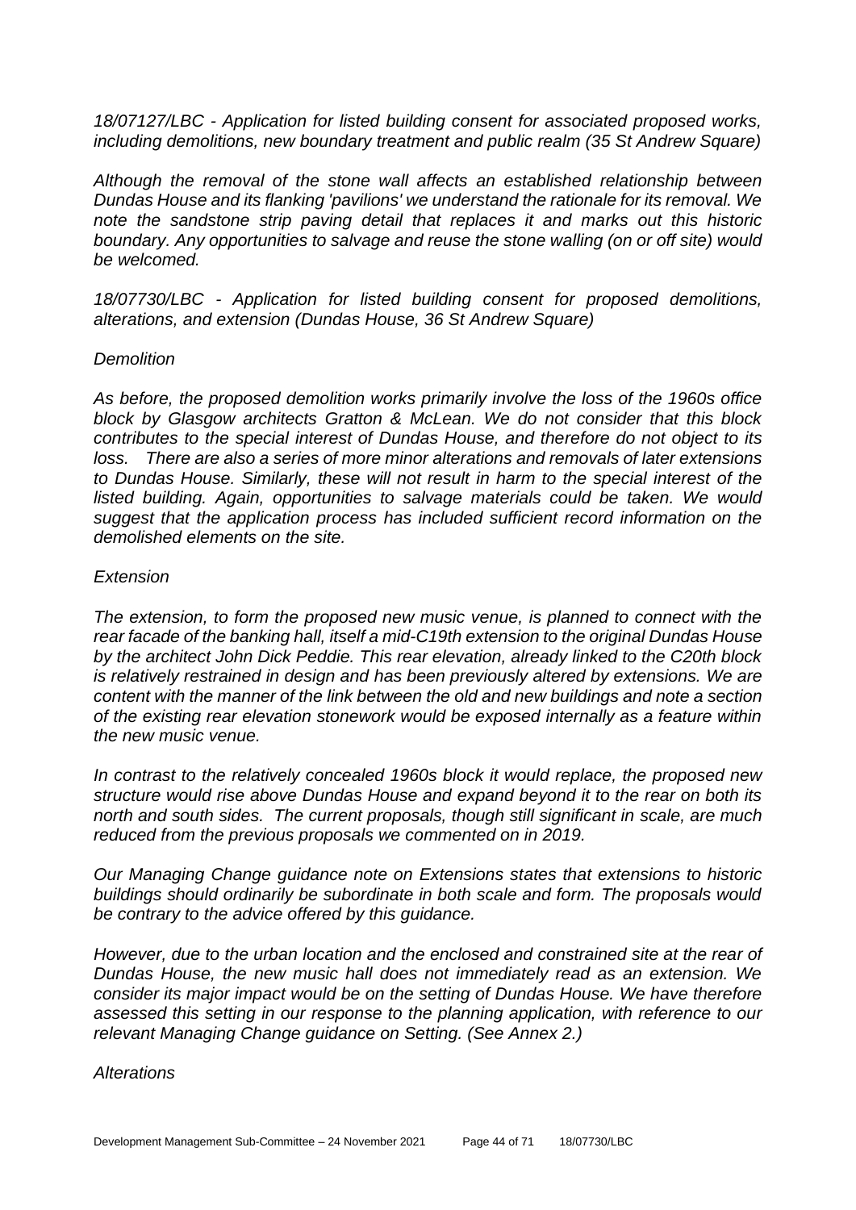*18/07127/LBC - Application for listed building consent for associated proposed works, including demolitions, new boundary treatment and public realm (35 St Andrew Square)*

*Although the removal of the stone wall affects an established relationship between Dundas House and its flanking 'pavilions' we understand the rationale for its removal. We note the sandstone strip paving detail that replaces it and marks out this historic boundary. Any opportunities to salvage and reuse the stone walling (on or off site) would be welcomed.*

*18/07730/LBC - Application for listed building consent for proposed demolitions, alterations, and extension (Dundas House, 36 St Andrew Square)*

*Demolition*

*As before, the proposed demolition works primarily involve the loss of the 1960s office block by Glasgow architects Gratton & McLean. We do not consider that this block contributes to the special interest of Dundas House, and therefore do not object to its loss. There are also a series of more minor alterations and removals of later extensions to Dundas House. Similarly, these will not result in harm to the special interest of the listed building. Again, opportunities to salvage materials could be taken. We would suggest that the application process has included sufficient record information on the demolished elements on the site.*

*Extension*

*The extension, to form the proposed new music venue, is planned to connect with the rear facade of the banking hall, itself a mid-C19th extension to the original Dundas House by the architect John Dick Peddie. This rear elevation, already linked to the C20th block is relatively restrained in design and has been previously altered by extensions. We are content with the manner of the link between the old and new buildings and note a section of the existing rear elevation stonework would be exposed internally as a feature within the new music venue.*

*In contrast to the relatively concealed 1960s block it would replace, the proposed new structure would rise above Dundas House and expand beyond it to the rear on both its north and south sides. The current proposals, though still significant in scale, are much reduced from the previous proposals we commented on in 2019.*

*Our Managing Change guidance note on Extensions states that extensions to historic buildings should ordinarily be subordinate in both scale and form. The proposals would be contrary to the advice offered by this guidance.*

*However, due to the urban location and the enclosed and constrained site at the rear of Dundas House, the new music hall does not immediately read as an extension. We consider its major impact would be on the setting of Dundas House. We have therefore assessed this setting in our response to the planning application, with reference to our relevant Managing Change guidance on Setting. (See Annex 2.)*

*Alterations*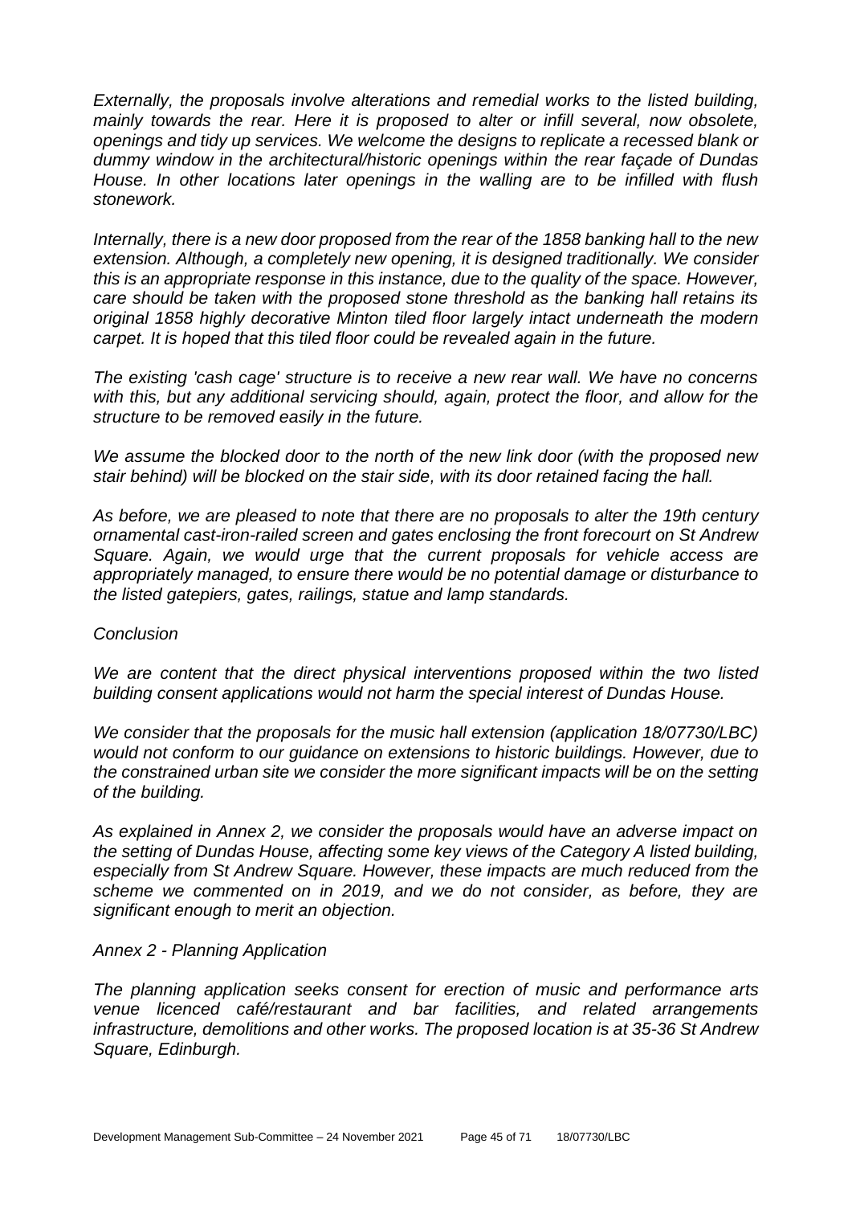*Externally, the proposals involve alterations and remedial works to the listed building, mainly towards the rear. Here it is proposed to alter or infill several, now obsolete, openings and tidy up services. We welcome the designs to replicate a recessed blank or dummy window in the architectural/historic openings within the rear façade of Dundas House. In other locations later openings in the walling are to be infilled with flush stonework.*

*Internally, there is a new door proposed from the rear of the 1858 banking hall to the new extension. Although, a completely new opening, it is designed traditionally. We consider this is an appropriate response in this instance, due to the quality of the space. However, care should be taken with the proposed stone threshold as the banking hall retains its original 1858 highly decorative Minton tiled floor largely intact underneath the modern carpet. It is hoped that this tiled floor could be revealed again in the future.*

*The existing 'cash cage' structure is to receive a new rear wall. We have no concerns with this, but any additional servicing should, again, protect the floor, and allow for the structure to be removed easily in the future.*

*We assume the blocked door to the north of the new link door (with the proposed new stair behind) will be blocked on the stair side, with its door retained facing the hall.*

*As before, we are pleased to note that there are no proposals to alter the 19th century ornamental cast-iron-railed screen and gates enclosing the front forecourt on St Andrew Square. Again, we would urge that the current proposals for vehicle access are appropriately managed, to ensure there would be no potential damage or disturbance to the listed gatepiers, gates, railings, statue and lamp standards.*

*Conclusion*

*We are content that the direct physical interventions proposed within the two listed building consent applications would not harm the special interest of Dundas House.*

*We consider that the proposals for the music hall extension (application 18/07730/LBC) would not conform to our guidance on extensions to historic buildings. However, due to the constrained urban site we consider the more significant impacts will be on the setting of the building.*

*As explained in Annex 2, we consider the proposals would have an adverse impact on the setting of Dundas House, affecting some key views of the Category A listed building, especially from St Andrew Square. However, these impacts are much reduced from the scheme we commented on in 2019, and we do not consider, as before, they are significant enough to merit an objection.*

*Annex 2 - Planning Application*

*The planning application seeks consent for erection of music and performance arts venue licenced café/restaurant and bar facilities, and related arrangements infrastructure, demolitions and other works. The proposed location is at 35-36 St Andrew Square, Edinburgh.*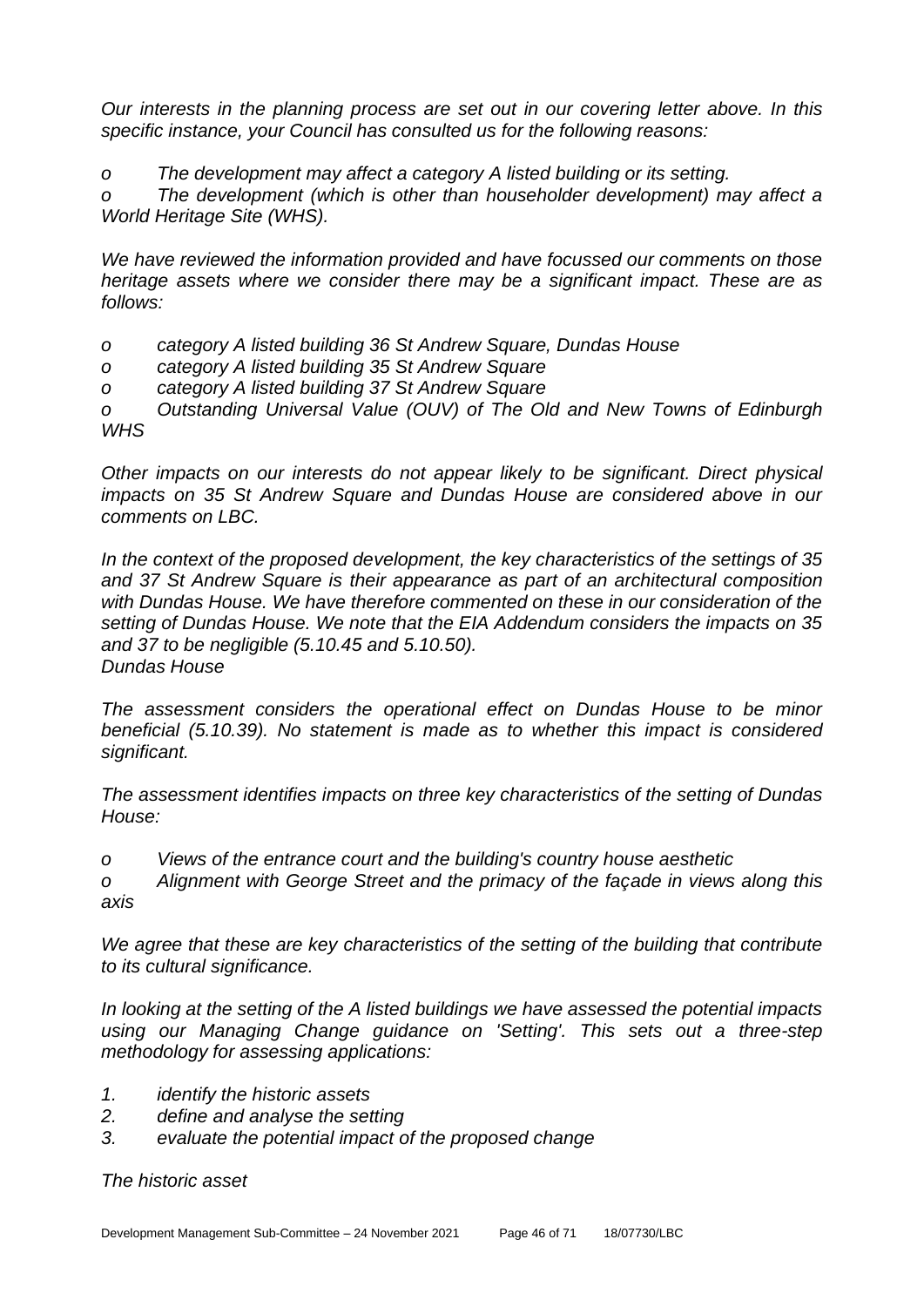*Our interests in the planning process are set out in our covering letter above. In this specific instance, your Council has consulted us for the following reasons:*

*o The development may affect a category A listed building or its setting.*

*o The development (which is other than householder development) may affect a World Heritage Site (WHS).*

*We have reviewed the information provided and have focussed our comments on those heritage assets where we consider there may be a significant impact. These are as follows:*

*o category A listed building 36 St Andrew Square, Dundas House*

*o category A listed building 35 St Andrew Square*

*o category A listed building 37 St Andrew Square*

*o Outstanding Universal Value (OUV) of The Old and New Towns of Edinburgh WHS*

*Other impacts on our interests do not appear likely to be significant. Direct physical impacts on 35 St Andrew Square and Dundas House are considered above in our comments on LBC.*

*In the context of the proposed development, the key characteristics of the settings of 35 and 37 St Andrew Square is their appearance as part of an architectural composition with Dundas House. We have therefore commented on these in our consideration of the setting of Dundas House. We note that the EIA Addendum considers the impacts on 35 and 37 to be negligible (5.10.45 and 5.10.50).*

*Dundas House*

*The assessment considers the operational effect on Dundas House to be minor beneficial (5.10.39). No statement is made as to whether this impact is considered significant.*

*The assessment identifies impacts on three key characteristics of the setting of Dundas House:*

*o Views of the entrance court and the building's country house aesthetic*

*o Alignment with George Street and the primacy of the façade in views along this axis*

*We agree that these are key characteristics of the setting of the building that contribute to its cultural significance.*

*In looking at the setting of the A listed buildings we have assessed the potential impacts using our Managing Change guidance on 'Setting'. This sets out a three-step methodology for assessing applications:*

1. *identify the historic assets*
2. *define and analyse the setting*
3. *evaluate the potential impact of the proposed change*

*The historic asset*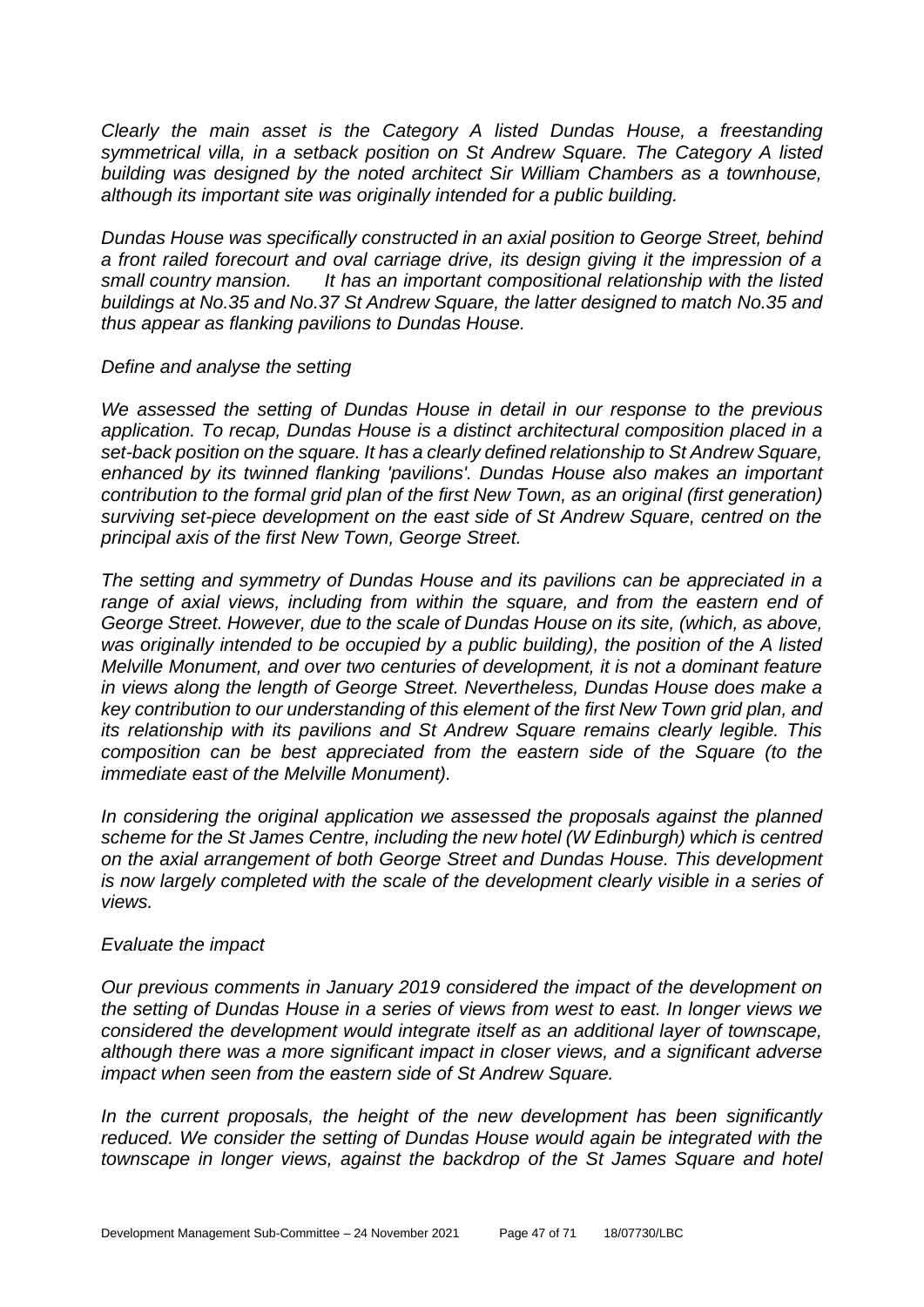*Clearly the main asset is the Category A listed Dundas House, a freestanding symmetrical villa, in a setback position on St Andrew Square. The Category A listed building was designed by the noted architect Sir William Chambers as a townhouse, although its important site was originally intended for a public building.*

*Dundas House was specifically constructed in an axial position to George Street, behind a front railed forecourt and oval carriage drive, its design giving it the impression of a small country mansion. It has an important compositional relationship with the listed buildings at No.35 and No.37 St Andrew Square, the latter designed to match No.35 and thus appear as flanking pavilions to Dundas House.*

*Define and analyse the setting*

*We assessed the setting of Dundas House in detail in our response to the previous application. To recap, Dundas House is a distinct architectural composition placed in a set-back position on the square. It has a clearly defined relationship to St Andrew Square, enhanced by its twinned flanking 'pavilions'. Dundas House also makes an important contribution to the formal grid plan of the first New Town, as an original (first generation) surviving set-piece development on the east side of St Andrew Square, centred on the principal axis of the first New Town, George Street.*

*The setting and symmetry of Dundas House and its pavilions can be appreciated in a range of axial views, including from within the square, and from the eastern end of George Street. However, due to the scale of Dundas House on its site, (which, as above, was originally intended to be occupied by a public building), the position of the A listed Melville Monument, and over two centuries of development, it is not a dominant feature in views along the length of George Street. Nevertheless, Dundas House does make a key contribution to our understanding of this element of the first New Town grid plan, and its relationship with its pavilions and St Andrew Square remains clearly legible. This composition can be best appreciated from the eastern side of the Square (to the immediate east of the Melville Monument).*

*In considering the original application we assessed the proposals against the planned scheme for the St James Centre, including the new hotel (W Edinburgh) which is centred on the axial arrangement of both George Street and Dundas House. This development is now largely completed with the scale of the development clearly visible in a series of views.*

*Evaluate the impact*

*Our previous comments in January 2019 considered the impact of the development on the setting of Dundas House in a series of views from west to east. In longer views we considered the development would integrate itself as an additional layer of townscape, although there was a more significant impact in closer views, and a significant adverse impact when seen from the eastern side of St Andrew Square.*

*In the current proposals, the height of the new development has been significantly reduced. We consider the setting of Dundas House would again be integrated with the townscape in longer views, against the backdrop of the St James Square and hotel*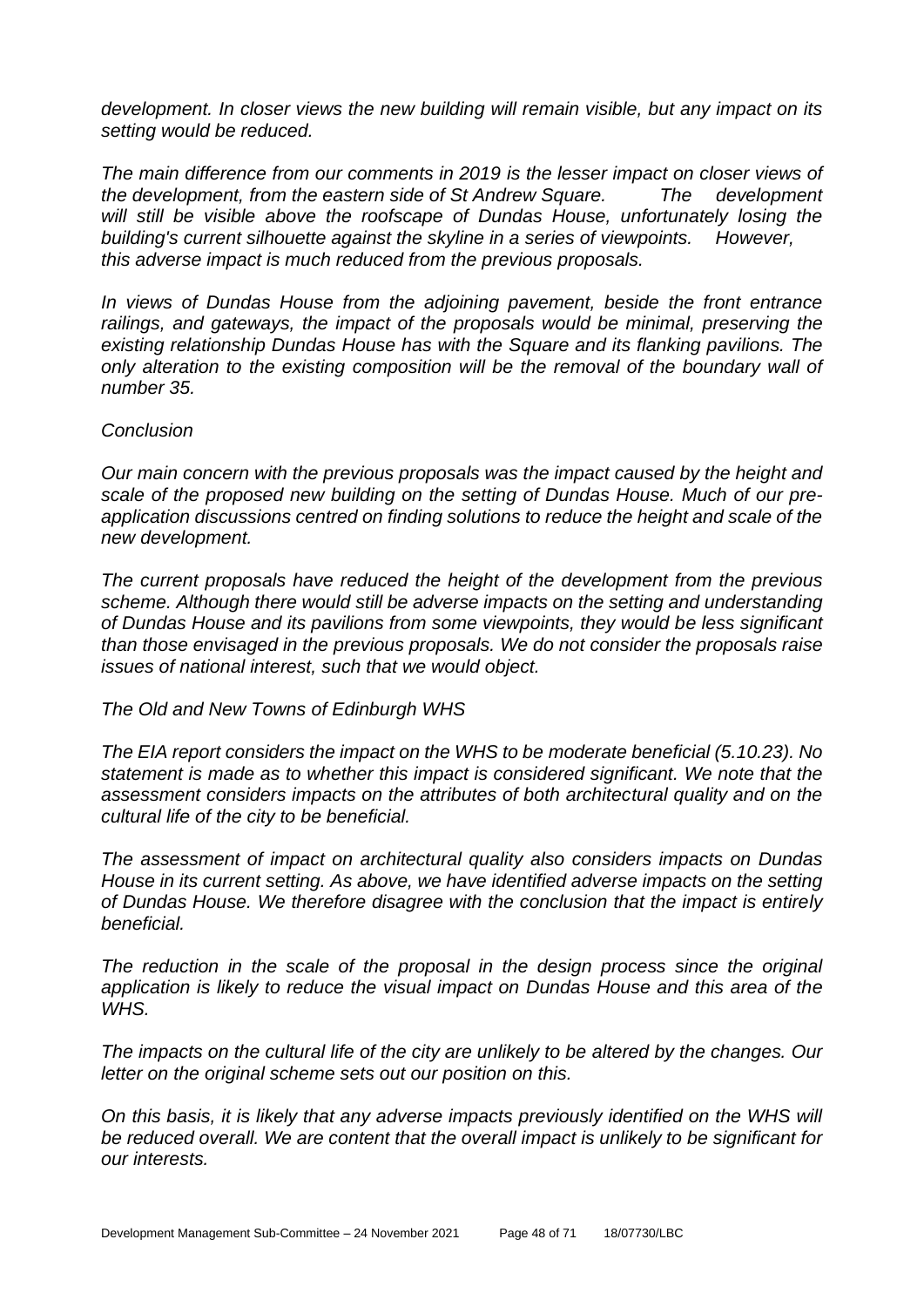*development. In closer views the new building will remain visible, but any impact on its setting would be reduced.*

*The main difference from our comments in 2019 is the lesser impact on closer views of the development, from the eastern side of St Andrew Square. The development will still be visible above the roofscape of Dundas House, unfortunately losing the building's current silhouette against the skyline in a series of viewpoints. However, this adverse impact is much reduced from the previous proposals.*

*In views of Dundas House from the adjoining pavement, beside the front entrance railings, and gateways, the impact of the proposals would be minimal, preserving the existing relationship Dundas House has with the Square and its flanking pavilions. The only alteration to the existing composition will be the removal of the boundary wall of number 35.*

*Conclusion*

*Our main concern with the previous proposals was the impact caused by the height and scale of the proposed new building on the setting of Dundas House. Much of our pre-application discussions centred on finding solutions to reduce the height and scale of the new development.*

*The current proposals have reduced the height of the development from the previous scheme. Although there would still be adverse impacts on the setting and understanding of Dundas House and its pavilions from some viewpoints, they would be less significant than those envisaged in the previous proposals. We do not consider the proposals raise issues of national interest, such that we would object.*

*The Old and New Towns of Edinburgh WHS*

*The EIA report considers the impact on the WHS to be moderate beneficial (5.10.23). No statement is made as to whether this impact is considered significant. We note that the assessment considers impacts on the attributes of both architectural quality and on the cultural life of the city to be beneficial.*

*The assessment of impact on architectural quality also considers impacts on Dundas House in its current setting. As above, we have identified adverse impacts on the setting of Dundas House. We therefore disagree with the conclusion that the impact is entirely beneficial.*

*The reduction in the scale of the proposal in the design process since the original application is likely to reduce the visual impact on Dundas House and this area of the WHS.*

*The impacts on the cultural life of the city are unlikely to be altered by the changes. Our letter on the original scheme sets out our position on this.*

*On this basis, it is likely that any adverse impacts previously identified on the WHS will be reduced overall. We are content that the overall impact is unlikely to be significant for our interests.*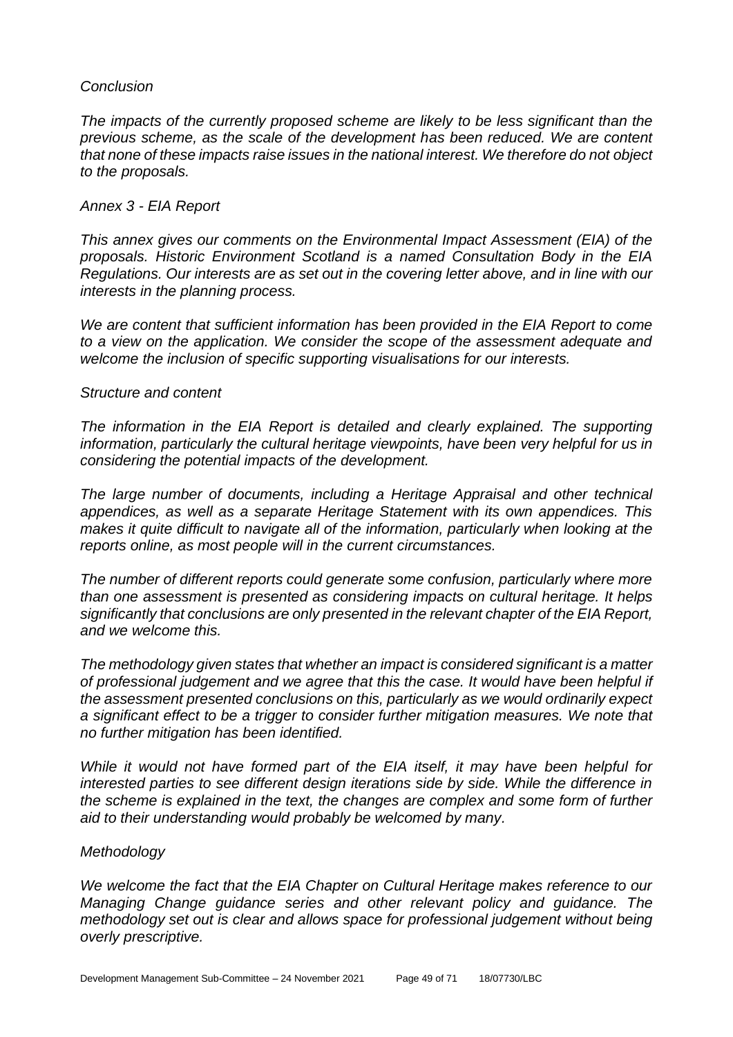*Conclusion*

*The impacts of the currently proposed scheme are likely to be less significant than the previous scheme, as the scale of the development has been reduced. We are content that none of these impacts raise issues in the national interest. We therefore do not object to the proposals.*

*Annex 3 - EIA Report*

*This annex gives our comments on the Environmental Impact Assessment (EIA) of the proposals. Historic Environment Scotland is a named Consultation Body in the EIA Regulations. Our interests are as set out in the covering letter above, and in line with our interests in the planning process.*

*We are content that sufficient information has been provided in the EIA Report to come to a view on the application. We consider the scope of the assessment adequate and welcome the inclusion of specific supporting visualisations for our interests.*

*Structure and content*

*The information in the EIA Report is detailed and clearly explained. The supporting information, particularly the cultural heritage viewpoints, have been very helpful for us in considering the potential impacts of the development.*

*The large number of documents, including a Heritage Appraisal and other technical appendices, as well as a separate Heritage Statement with its own appendices. This makes it quite difficult to navigate all of the information, particularly when looking at the reports online, as most people will in the current circumstances.*

*The number of different reports could generate some confusion, particularly where more than one assessment is presented as considering impacts on cultural heritage. It helps significantly that conclusions are only presented in the relevant chapter of the EIA Report, and we welcome this.*

*The methodology given states that whether an impact is considered significant is a matter of professional judgement and we agree that this the case. It would have been helpful if the assessment presented conclusions on this, particularly as we would ordinarily expect a significant effect to be a trigger to consider further mitigation measures. We note that no further mitigation has been identified.*

*While it would not have formed part of the EIA itself, it may have been helpful for interested parties to see different design iterations side by side. While the difference in the scheme is explained in the text, the changes are complex and some form of further aid to their understanding would probably be welcomed by many.*

*Methodology*

*We welcome the fact that the EIA Chapter on Cultural Heritage makes reference to our Managing Change guidance series and other relevant policy and guidance. The methodology set out is clear and allows space for professional judgement without being overly prescriptive.*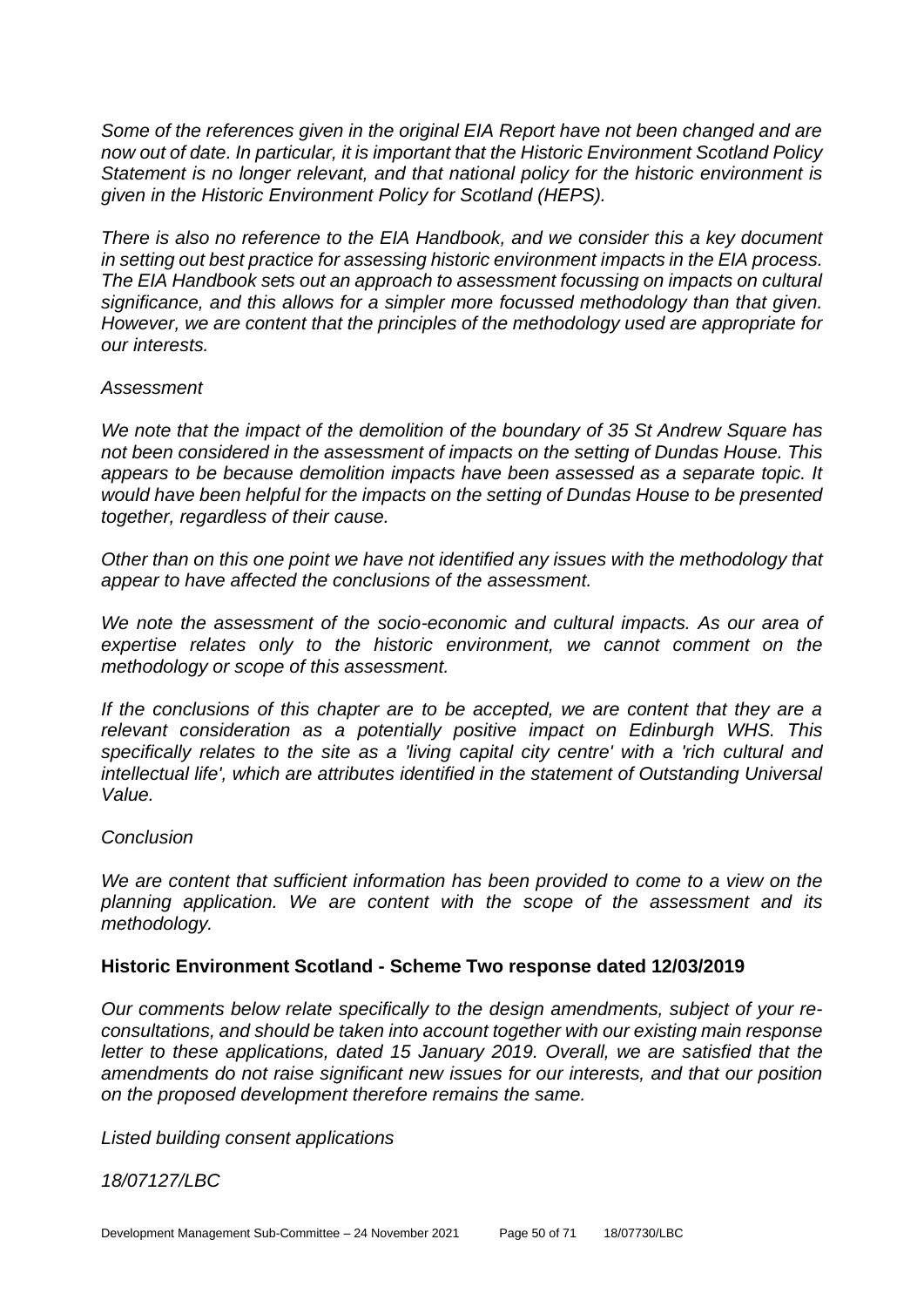*Some of the references given in the original EIA Report have not been changed and are now out of date. In particular, it is important that the Historic Environment Scotland Policy Statement is no longer relevant, and that national policy for the historic environment is given in the Historic Environment Policy for Scotland (HEPS).*

*There is also no reference to the EIA Handbook, and we consider this a key document in setting out best practice for assessing historic environment impacts in the EIA process. The EIA Handbook sets out an approach to assessment focussing on impacts on cultural significance, and this allows for a simpler more focussed methodology than that given. However, we are content that the principles of the methodology used are appropriate for our interests.*

*Assessment*

*We note that the impact of the demolition of the boundary of 35 St Andrew Square has not been considered in the assessment of impacts on the setting of Dundas House. This appears to be because demolition impacts have been assessed as a separate topic. It would have been helpful for the impacts on the setting of Dundas House to be presented together, regardless of their cause.*

*Other than on this one point we have not identified any issues with the methodology that appear to have affected the conclusions of the assessment.*

*We note the assessment of the socio-economic and cultural impacts. As our area of expertise relates only to the historic environment, we cannot comment on the methodology or scope of this assessment.*

*If the conclusions of this chapter are to be accepted, we are content that they are a relevant consideration as a potentially positive impact on Edinburgh WHS. This specifically relates to the site as a 'living capital city centre' with a 'rich cultural and intellectual life', which are attributes identified in the statement of Outstanding Universal Value.*

*Conclusion*

*We are content that sufficient information has been provided to come to a view on the planning application. We are content with the scope of the assessment and its methodology.*

**Historic Environment Scotland - Scheme Two response dated 12/03/2019**

*Our comments below relate specifically to the design amendments, subject of your re-consultations, and should be taken into account together with our existing main response letter to these applications, dated 15 January 2019. Overall, we are satisfied that the amendments do not raise significant new issues for our interests, and that our position on the proposed development therefore remains the same.*

*Listed building consent applications*

*18/07127/LBC*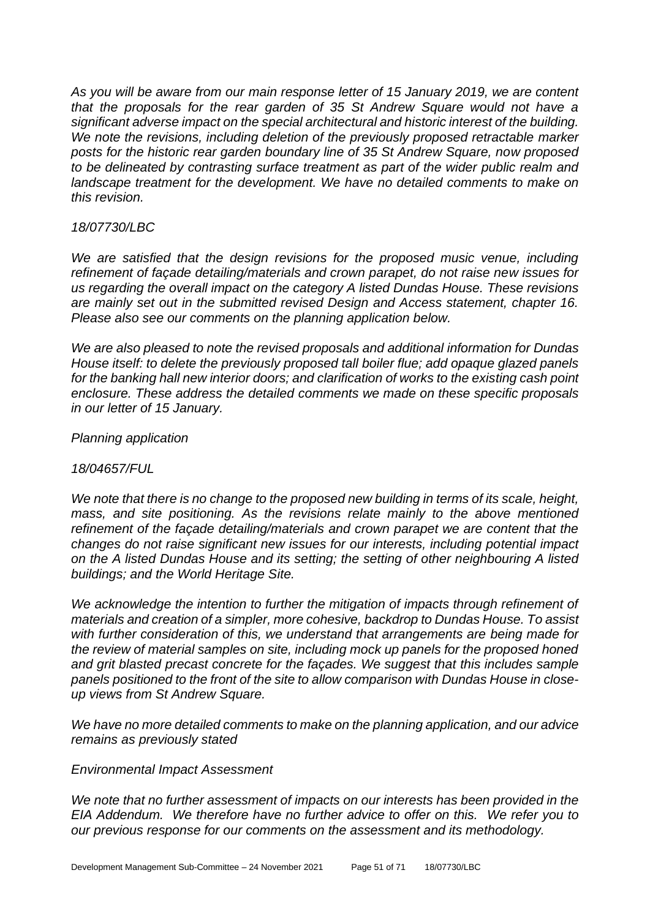*As you will be aware from our main response letter of 15 January 2019, we are content that the proposals for the rear garden of 35 St Andrew Square would not have a significant adverse impact on the special architectural and historic interest of the building. We note the revisions, including deletion of the previously proposed retractable marker posts for the historic rear garden boundary line of 35 St Andrew Square, now proposed to be delineated by contrasting surface treatment as part of the wider public realm and landscape treatment for the development. We have no detailed comments to make on this revision.*

*18/07730/LBC*

*We are satisfied that the design revisions for the proposed music venue, including refinement of façade detailing/materials and crown parapet, do not raise new issues for us regarding the overall impact on the category A listed Dundas House. These revisions are mainly set out in the submitted revised Design and Access statement, chapter 16. Please also see our comments on the planning application below.*

*We are also pleased to note the revised proposals and additional information for Dundas House itself: to delete the previously proposed tall boiler flue; add opaque glazed panels for the banking hall new interior doors; and clarification of works to the existing cash point enclosure. These address the detailed comments we made on these specific proposals in our letter of 15 January.*

*Planning application*

*18/04657/FUL*

*We note that there is no change to the proposed new building in terms of its scale, height, mass, and site positioning. As the revisions relate mainly to the above mentioned refinement of the façade detailing/materials and crown parapet we are content that the changes do not raise significant new issues for our interests, including potential impact on the A listed Dundas House and its setting; the setting of other neighbouring A listed buildings; and the World Heritage Site.*

*We acknowledge the intention to further the mitigation of impacts through refinement of materials and creation of a simpler, more cohesive, backdrop to Dundas House. To assist with further consideration of this, we understand that arrangements are being made for the review of material samples on site, including mock up panels for the proposed honed and grit blasted precast concrete for the façades. We suggest that this includes sample panels positioned to the front of the site to allow comparison with Dundas House in close-up views from St Andrew Square.*

*We have no more detailed comments to make on the planning application, and our advice remains as previously stated*

*Environmental Impact Assessment*

*We note that no further assessment of impacts on our interests has been provided in the EIA Addendum. We therefore have no further advice to offer on this. We refer you to our previous response for our comments on the assessment and its methodology.*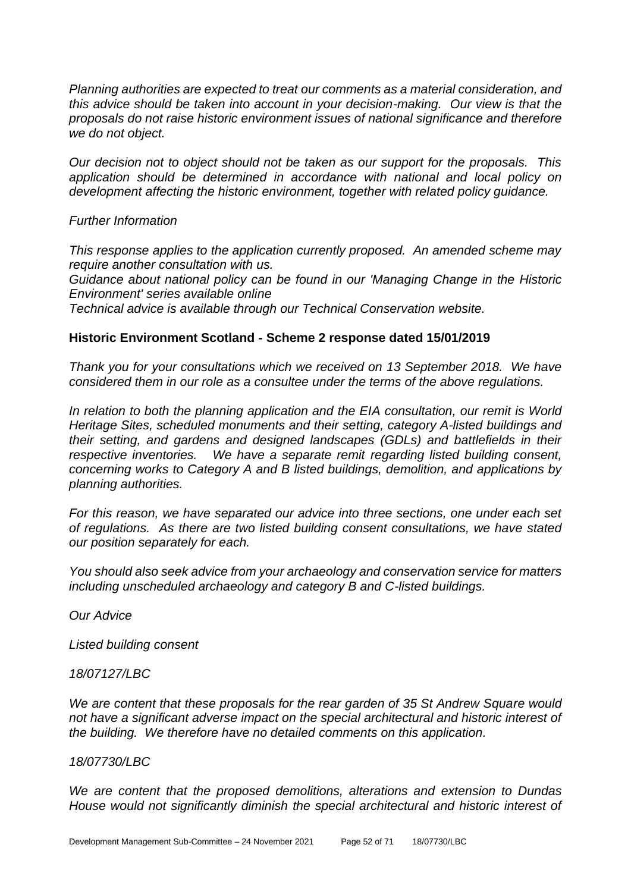*Planning authorities are expected to treat our comments as a material consideration, and this advice should be taken into account in your decision-making. Our view is that the proposals do not raise historic environment issues of national significance and therefore we do not object.*

*Our decision not to object should not be taken as our support for the proposals. This application should be determined in accordance with national and local policy on development affecting the historic environment, together with related policy guidance.*

*Further Information*

*This response applies to the application currently proposed. An amended scheme may require another consultation with us.*
*Guidance about national policy can be found in our 'Managing Change in the Historic Environment' series available online*
*Technical advice is available through our Technical Conservation website.*

**Historic Environment Scotland - Scheme 2 response dated 15/01/2019**

*Thank you for your consultations which we received on 13 September 2018. We have considered them in our role as a consultee under the terms of the above regulations.*

*In relation to both the planning application and the EIA consultation, our remit is World Heritage Sites, scheduled monuments and their setting, category A-listed buildings and their setting, and gardens and designed landscapes (GDLs) and battlefields in their respective inventories. We have a separate remit regarding listed building consent, concerning works to Category A and B listed buildings, demolition, and applications by planning authorities.*

*For this reason, we have separated our advice into three sections, one under each set of regulations. As there are two listed building consent consultations, we have stated our position separately for each.*

*You should also seek advice from your archaeology and conservation service for matters including unscheduled archaeology and category B and C-listed buildings.*

*Our Advice*

*Listed building consent*

*18/07127/LBC*

*We are content that these proposals for the rear garden of 35 St Andrew Square would not have a significant adverse impact on the special architectural and historic interest of the building. We therefore have no detailed comments on this application.*

*18/07730/LBC*

*We are content that the proposed demolitions, alterations and extension to Dundas House would not significantly diminish the special architectural and historic interest of*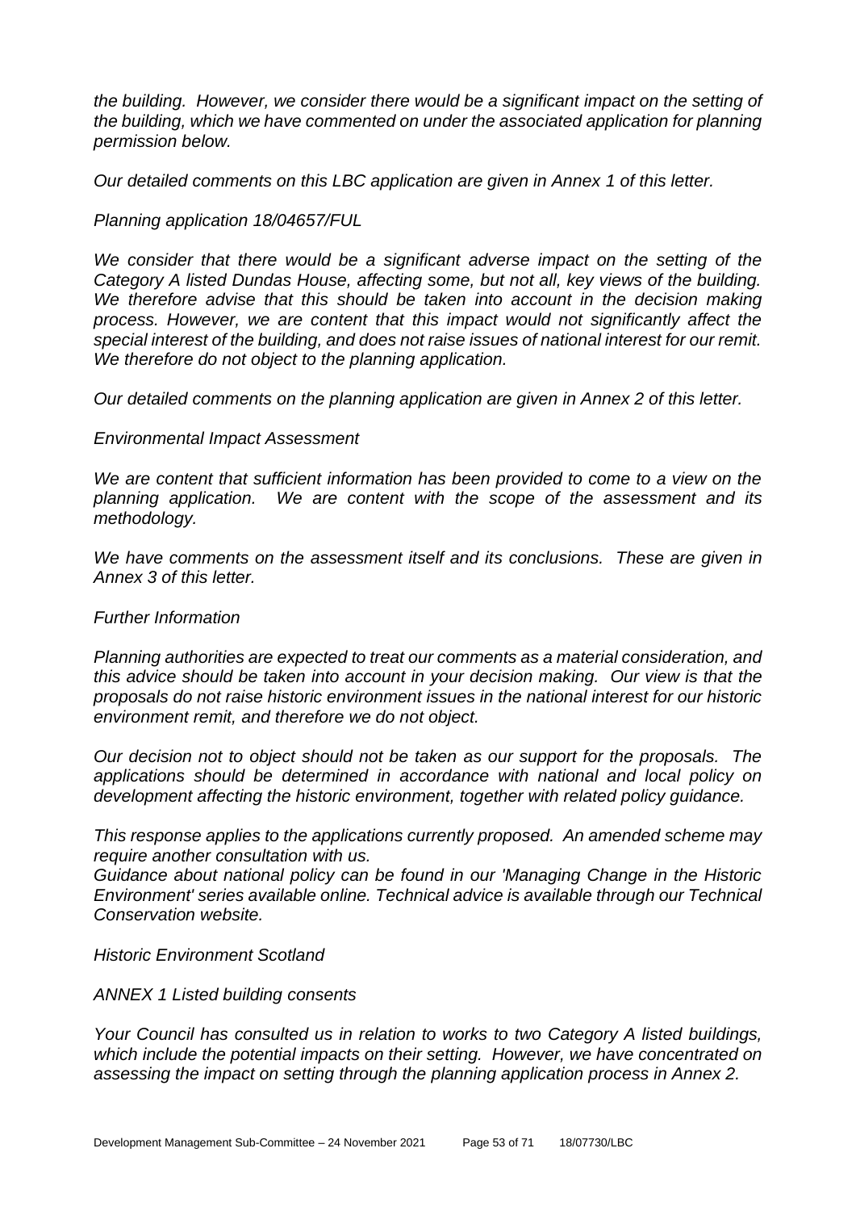*the building. However, we consider there would be a significant impact on the setting of the building, which we have commented on under the associated application for planning permission below.*

*Our detailed comments on this LBC application are given in Annex 1 of this letter.*

*Planning application 18/04657/FUL*

*We consider that there would be a significant adverse impact on the setting of the Category A listed Dundas House, affecting some, but not all, key views of the building. We therefore advise that this should be taken into account in the decision making process. However, we are content that this impact would not significantly affect the special interest of the building, and does not raise issues of national interest for our remit. We therefore do not object to the planning application.*

*Our detailed comments on the planning application are given in Annex 2 of this letter.*

*Environmental Impact Assessment*

*We are content that sufficient information has been provided to come to a view on the planning application. We are content with the scope of the assessment and its methodology.*

*We have comments on the assessment itself and its conclusions. These are given in Annex 3 of this letter.*

*Further Information*

*Planning authorities are expected to treat our comments as a material consideration, and this advice should be taken into account in your decision making. Our view is that the proposals do not raise historic environment issues in the national interest for our historic environment remit, and therefore we do not object.*

*Our decision not to object should not be taken as our support for the proposals. The applications should be determined in accordance with national and local policy on development affecting the historic environment, together with related policy guidance.*

*This response applies to the applications currently proposed. An amended scheme may require another consultation with us.*
*Guidance about national policy can be found in our 'Managing Change in the Historic Environment' series available online. Technical advice is available through our Technical Conservation website.*

*Historic Environment Scotland*

*ANNEX 1 Listed building consents*

*Your Council has consulted us in relation to works to two Category A listed buildings, which include the potential impacts on their setting. However, we have concentrated on assessing the impact on setting through the planning application process in Annex 2.*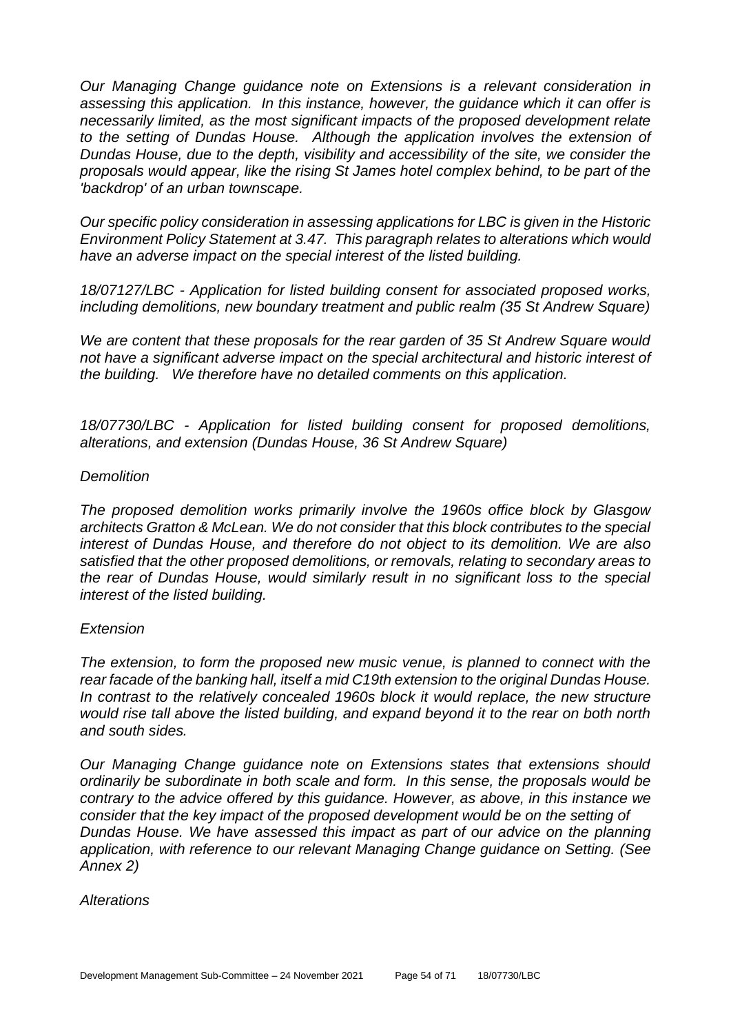*Our Managing Change guidance note on Extensions is a relevant consideration in assessing this application. In this instance, however, the guidance which it can offer is necessarily limited, as the most significant impacts of the proposed development relate to the setting of Dundas House. Although the application involves the extension of Dundas House, due to the depth, visibility and accessibility of the site, we consider the proposals would appear, like the rising St James hotel complex behind, to be part of the 'backdrop' of an urban townscape.*

*Our specific policy consideration in assessing applications for LBC is given in the Historic Environment Policy Statement at 3.47. This paragraph relates to alterations which would have an adverse impact on the special interest of the listed building.*

*18/07127/LBC - Application for listed building consent for associated proposed works, including demolitions, new boundary treatment and public realm (35 St Andrew Square)*

*We are content that these proposals for the rear garden of 35 St Andrew Square would not have a significant adverse impact on the special architectural and historic interest of the building. We therefore have no detailed comments on this application.*

*18/07730/LBC - Application for listed building consent for proposed demolitions, alterations, and extension (Dundas House, 36 St Andrew Square)*

*Demolition*

*The proposed demolition works primarily involve the 1960s office block by Glasgow architects Gratton & McLean. We do not consider that this block contributes to the special interest of Dundas House, and therefore do not object to its demolition. We are also satisfied that the other proposed demolitions, or removals, relating to secondary areas to the rear of Dundas House, would similarly result in no significant loss to the special interest of the listed building.*

*Extension*

*The extension, to form the proposed new music venue, is planned to connect with the rear facade of the banking hall, itself a mid C19th extension to the original Dundas House. In contrast to the relatively concealed 1960s block it would replace, the new structure would rise tall above the listed building, and expand beyond it to the rear on both north and south sides.*

*Our Managing Change guidance note on Extensions states that extensions should ordinarily be subordinate in both scale and form. In this sense, the proposals would be contrary to the advice offered by this guidance. However, as above, in this instance we consider that the key impact of the proposed development would be on the setting of Dundas House. We have assessed this impact as part of our advice on the planning application, with reference to our relevant Managing Change guidance on Setting. (See Annex 2)*

*Alterations*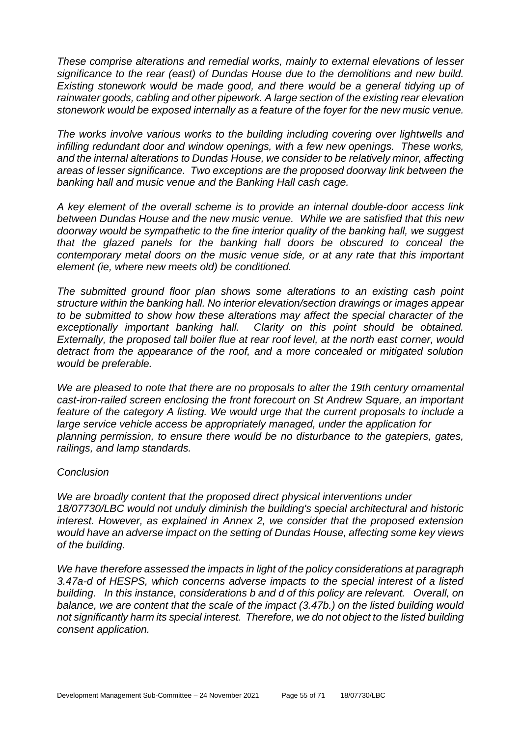*These comprise alterations and remedial works, mainly to external elevations of lesser significance to the rear (east) of Dundas House due to the demolitions and new build. Existing stonework would be made good, and there would be a general tidying up of rainwater goods, cabling and other pipework. A large section of the existing rear elevation stonework would be exposed internally as a feature of the foyer for the new music venue.*

*The works involve various works to the building including covering over lightwells and infilling redundant door and window openings, with a few new openings. These works, and the internal alterations to Dundas House, we consider to be relatively minor, affecting areas of lesser significance. Two exceptions are the proposed doorway link between the banking hall and music venue and the Banking Hall cash cage.*

*A key element of the overall scheme is to provide an internal double-door access link between Dundas House and the new music venue. While we are satisfied that this new doorway would be sympathetic to the fine interior quality of the banking hall, we suggest that the glazed panels for the banking hall doors be obscured to conceal the contemporary metal doors on the music venue side, or at any rate that this important element (ie, where new meets old) be conditioned.*

*The submitted ground floor plan shows some alterations to an existing cash point structure within the banking hall. No interior elevation/section drawings or images appear to be submitted to show how these alterations may affect the special character of the exceptionally important banking hall. Clarity on this point should be obtained. Externally, the proposed tall boiler flue at rear roof level, at the north east corner, would detract from the appearance of the roof, and a more concealed or mitigated solution would be preferable.*

*We are pleased to note that there are no proposals to alter the 19th century ornamental cast-iron-railed screen enclosing the front forecourt on St Andrew Square, an important feature of the category A listing. We would urge that the current proposals to include a large service vehicle access be appropriately managed, under the application for planning permission, to ensure there would be no disturbance to the gatepiers, gates, railings, and lamp standards.*

*Conclusion*

*We are broadly content that the proposed direct physical interventions under 18/07730/LBC would not unduly diminish the building's special architectural and historic interest. However, as explained in Annex 2, we consider that the proposed extension would have an adverse impact on the setting of Dundas House, affecting some key views of the building.*

*We have therefore assessed the impacts in light of the policy considerations at paragraph 3.47a-d of HESPS, which concerns adverse impacts to the special interest of a listed building. In this instance, considerations b and d of this policy are relevant. Overall, on balance, we are content that the scale of the impact (3.47b.) on the listed building would not significantly harm its special interest. Therefore, we do not object to the listed building consent application.*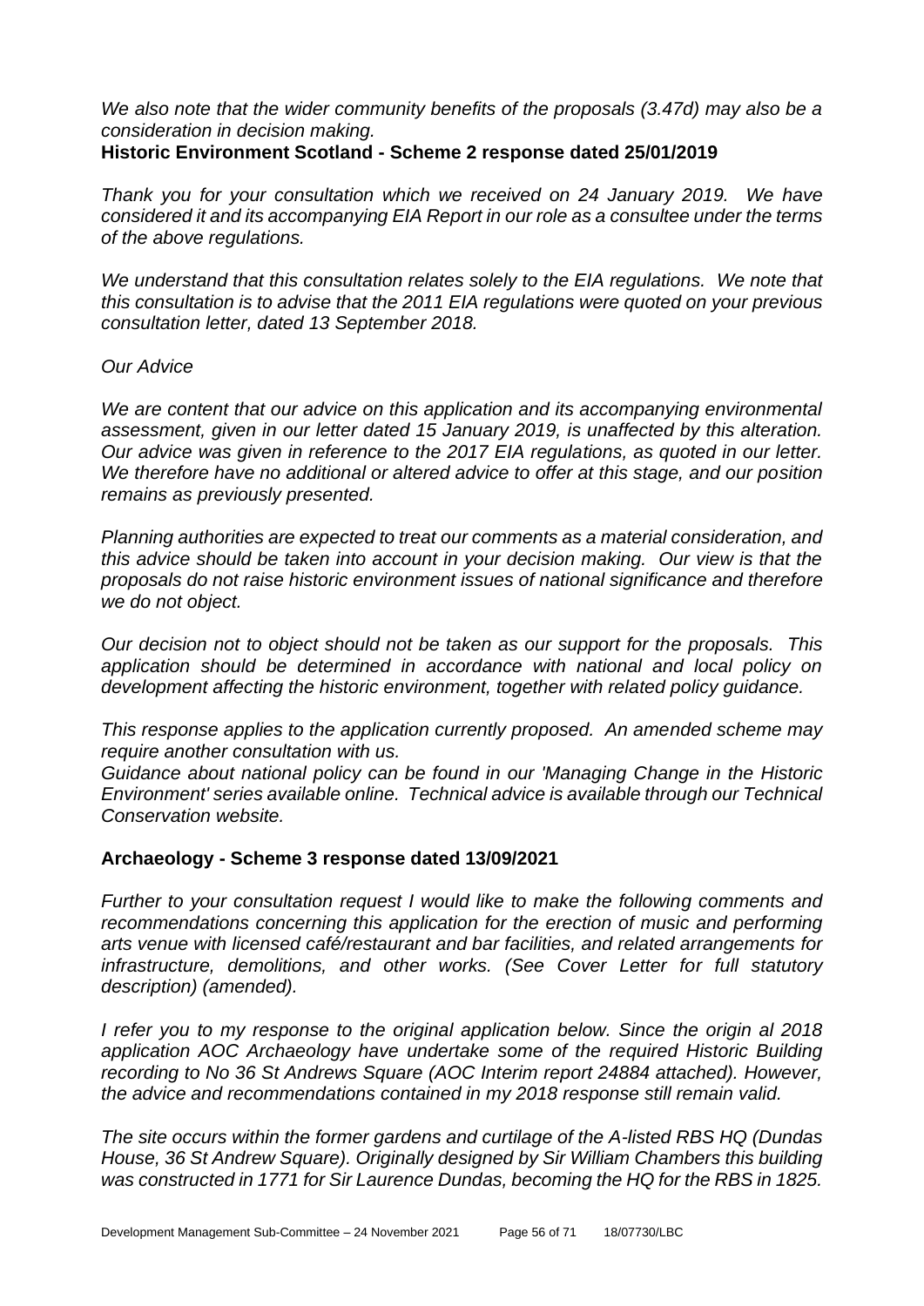*We also note that the wider community benefits of the proposals (3.47d) may also be a consideration in decision making.*

**Historic Environment Scotland - Scheme 2 response dated 25/01/2019**

*Thank you for your consultation which we received on 24 January 2019. We have considered it and its accompanying EIA Report in our role as a consultee under the terms of the above regulations.*

*We understand that this consultation relates solely to the EIA regulations. We note that this consultation is to advise that the 2011 EIA regulations were quoted on your previous consultation letter, dated 13 September 2018.*

*Our Advice*

*We are content that our advice on this application and its accompanying environmental assessment, given in our letter dated 15 January 2019, is unaffected by this alteration. Our advice was given in reference to the 2017 EIA regulations, as quoted in our letter. We therefore have no additional or altered advice to offer at this stage, and our position remains as previously presented.*

*Planning authorities are expected to treat our comments as a material consideration, and this advice should be taken into account in your decision making. Our view is that the proposals do not raise historic environment issues of national significance and therefore we do not object.*

*Our decision not to object should not be taken as our support for the proposals. This application should be determined in accordance with national and local policy on development affecting the historic environment, together with related policy guidance.*

*This response applies to the application currently proposed. An amended scheme may require another consultation with us.*

*Guidance about national policy can be found in our 'Managing Change in the Historic Environment' series available online. Technical advice is available through our Technical Conservation website.*

**Archaeology - Scheme 3 response dated 13/09/2021**

*Further to your consultation request I would like to make the following comments and recommendations concerning this application for the erection of music and performing arts venue with licensed café/restaurant and bar facilities, and related arrangements for infrastructure, demolitions, and other works. (See Cover Letter for full statutory description) (amended).*

*I refer you to my response to the original application below. Since the origin al 2018 application AOC Archaeology have undertake some of the required Historic Building recording to No 36 St Andrews Square (AOC Interim report 24884 attached). However, the advice and recommendations contained in my 2018 response still remain valid.*

*The site occurs within the former gardens and curtilage of the A-listed RBS HQ (Dundas House, 36 St Andrew Square). Originally designed by Sir William Chambers this building was constructed in 1771 for Sir Laurence Dundas, becoming the HQ for the RBS in 1825.*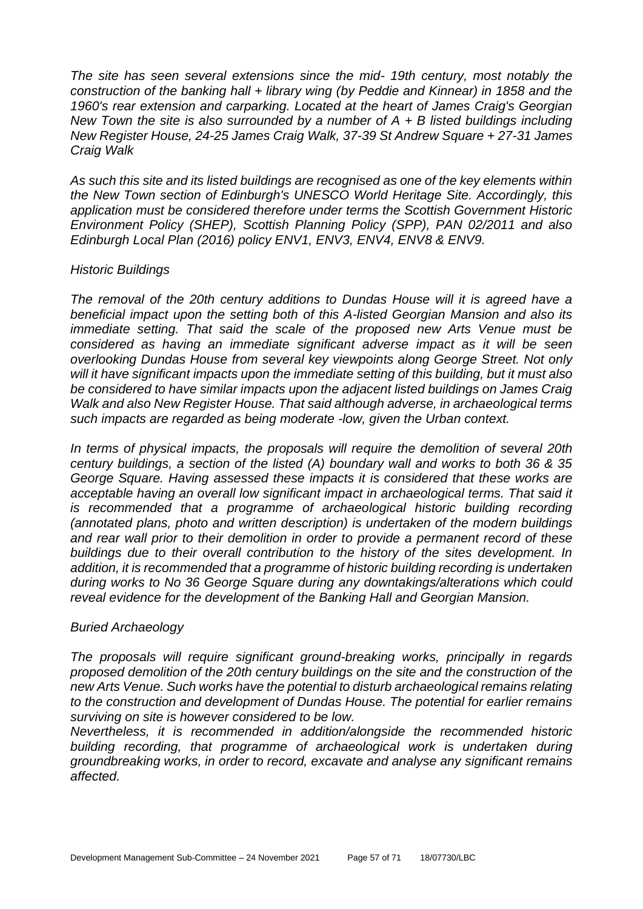*The site has seen several extensions since the mid- 19th century, most notably the construction of the banking hall + library wing (by Peddie and Kinnear) in 1858 and the 1960's rear extension and carparking. Located at the heart of James Craig's Georgian New Town the site is also surrounded by a number of A + B listed buildings including New Register House, 24-25 James Craig Walk, 37-39 St Andrew Square + 27-31 James Craig Walk*

*As such this site and its listed buildings are recognised as one of the key elements within the New Town section of Edinburgh's UNESCO World Heritage Site. Accordingly, this application must be considered therefore under terms the Scottish Government Historic Environment Policy (SHEP), Scottish Planning Policy (SPP), PAN 02/2011 and also Edinburgh Local Plan (2016) policy ENV1, ENV3, ENV4, ENV8 & ENV9.*

*Historic Buildings*

*The removal of the 20th century additions to Dundas House will it is agreed have a beneficial impact upon the setting both of this A-listed Georgian Mansion and also its immediate setting. That said the scale of the proposed new Arts Venue must be considered as having an immediate significant adverse impact as it will be seen overlooking Dundas House from several key viewpoints along George Street. Not only will it have significant impacts upon the immediate setting of this building, but it must also be considered to have similar impacts upon the adjacent listed buildings on James Craig Walk and also New Register House. That said although adverse, in archaeological terms such impacts are regarded as being moderate -low, given the Urban context.*

*In terms of physical impacts, the proposals will require the demolition of several 20th century buildings, a section of the listed (A) boundary wall and works to both 36 & 35 George Square. Having assessed these impacts it is considered that these works are acceptable having an overall low significant impact in archaeological terms. That said it is recommended that a programme of archaeological historic building recording (annotated plans, photo and written description) is undertaken of the modern buildings and rear wall prior to their demolition in order to provide a permanent record of these buildings due to their overall contribution to the history of the sites development. In addition, it is recommended that a programme of historic building recording is undertaken during works to No 36 George Square during any downtakings/alterations which could reveal evidence for the development of the Banking Hall and Georgian Mansion.*

*Buried Archaeology*

*The proposals will require significant ground-breaking works, principally in regards proposed demolition of the 20th century buildings on the site and the construction of the new Arts Venue. Such works have the potential to disturb archaeological remains relating to the construction and development of Dundas House. The potential for earlier remains surviving on site is however considered to be low.*
*Nevertheless, it is recommended in addition/alongside the recommended historic building recording, that programme of archaeological work is undertaken during groundbreaking works, in order to record, excavate and analyse any significant remains affected.*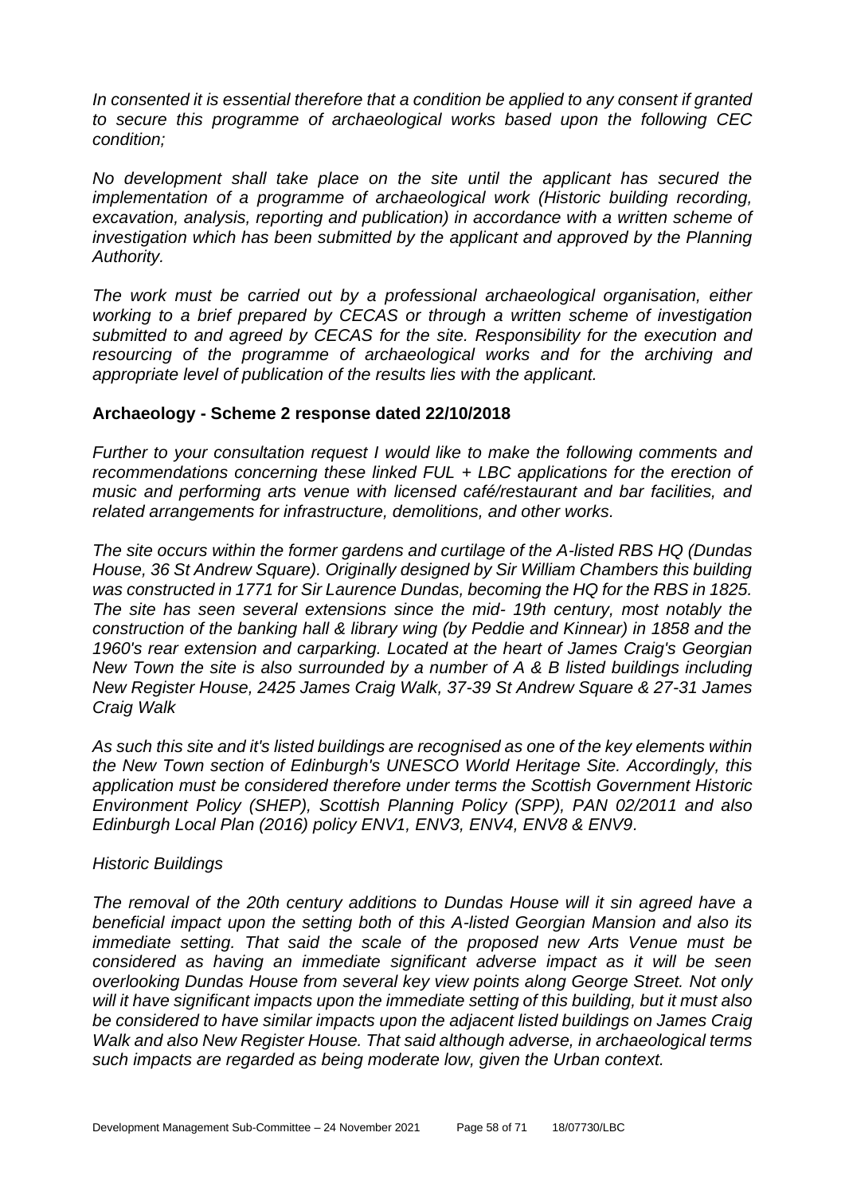*In consented it is essential therefore that a condition be applied to any consent if granted to secure this programme of archaeological works based upon the following CEC condition;*

*No development shall take place on the site until the applicant has secured the implementation of a programme of archaeological work (Historic building recording, excavation, analysis, reporting and publication) in accordance with a written scheme of investigation which has been submitted by the applicant and approved by the Planning Authority.*

*The work must be carried out by a professional archaeological organisation, either working to a brief prepared by CECAS or through a written scheme of investigation submitted to and agreed by CECAS for the site. Responsibility for the execution and resourcing of the programme of archaeological works and for the archiving and appropriate level of publication of the results lies with the applicant.*

**Archaeology - Scheme 2 response dated 22/10/2018**

*Further to your consultation request I would like to make the following comments and recommendations concerning these linked FUL + LBC applications for the erection of music and performing arts venue with licensed café/restaurant and bar facilities, and related arrangements for infrastructure, demolitions, and other works.*

*The site occurs within the former gardens and curtilage of the A-listed RBS HQ (Dundas House, 36 St Andrew Square). Originally designed by Sir William Chambers this building was constructed in 1771 for Sir Laurence Dundas, becoming the HQ for the RBS in 1825. The site has seen several extensions since the mid- 19th century, most notably the construction of the banking hall & library wing (by Peddie and Kinnear) in 1858 and the 1960's rear extension and carparking. Located at the heart of James Craig's Georgian New Town the site is also surrounded by a number of A & B listed buildings including New Register House, 2425 James Craig Walk, 37-39 St Andrew Square & 27-31 James Craig Walk*

*As such this site and it's listed buildings are recognised as one of the key elements within the New Town section of Edinburgh's UNESCO World Heritage Site. Accordingly, this application must be considered therefore under terms the Scottish Government Historic Environment Policy (SHEP), Scottish Planning Policy (SPP), PAN 02/2011 and also Edinburgh Local Plan (2016) policy ENV1, ENV3, ENV4, ENV8 & ENV9.*

*Historic Buildings*

*The removal of the 20th century additions to Dundas House will it sin agreed have a beneficial impact upon the setting both of this A-listed Georgian Mansion and also its immediate setting. That said the scale of the proposed new Arts Venue must be considered as having an immediate significant adverse impact as it will be seen overlooking Dundas House from several key view points along George Street. Not only will it have significant impacts upon the immediate setting of this building, but it must also be considered to have similar impacts upon the adjacent listed buildings on James Craig Walk and also New Register House. That said although adverse, in archaeological terms such impacts are regarded as being moderate low, given the Urban context.*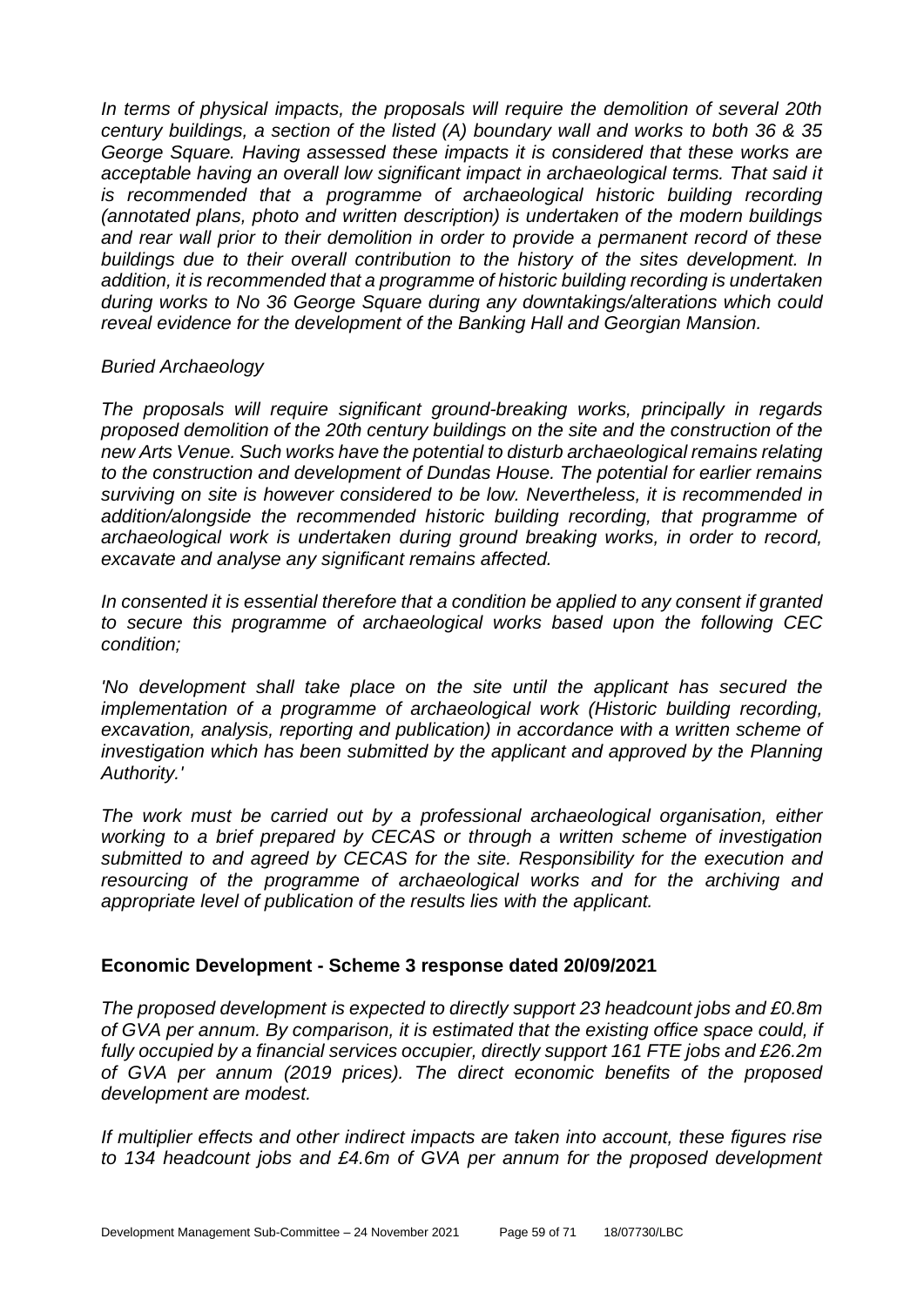*In terms of physical impacts, the proposals will require the demolition of several 20th century buildings, a section of the listed (A) boundary wall and works to both 36 & 35 George Square. Having assessed these impacts it is considered that these works are acceptable having an overall low significant impact in archaeological terms. That said it is recommended that a programme of archaeological historic building recording (annotated plans, photo and written description) is undertaken of the modern buildings and rear wall prior to their demolition in order to provide a permanent record of these buildings due to their overall contribution to the history of the sites development. In addition, it is recommended that a programme of historic building recording is undertaken during works to No 36 George Square during any downtakings/alterations which could reveal evidence for the development of the Banking Hall and Georgian Mansion.*

*Buried Archaeology*

*The proposals will require significant ground-breaking works, principally in regards proposed demolition of the 20th century buildings on the site and the construction of the new Arts Venue. Such works have the potential to disturb archaeological remains relating to the construction and development of Dundas House. The potential for earlier remains surviving on site is however considered to be low. Nevertheless, it is recommended in addition/alongside the recommended historic building recording, that programme of archaeological work is undertaken during ground breaking works, in order to record, excavate and analyse any significant remains affected.*

*In consented it is essential therefore that a condition be applied to any consent if granted to secure this programme of archaeological works based upon the following CEC condition;*

*'No development shall take place on the site until the applicant has secured the implementation of a programme of archaeological work (Historic building recording, excavation, analysis, reporting and publication) in accordance with a written scheme of investigation which has been submitted by the applicant and approved by the Planning Authority.'*

*The work must be carried out by a professional archaeological organisation, either working to a brief prepared by CECAS or through a written scheme of investigation submitted to and agreed by CECAS for the site. Responsibility for the execution and resourcing of the programme of archaeological works and for the archiving and appropriate level of publication of the results lies with the applicant.*

## Economic Development - Scheme 3 response dated 20/09/2021

*The proposed development is expected to directly support 23 headcount jobs and £0.8m of GVA per annum. By comparison, it is estimated that the existing office space could, if fully occupied by a financial services occupier, directly support 161 FTE jobs and £26.2m of GVA per annum (2019 prices). The direct economic benefits of the proposed development are modest.*

*If multiplier effects and other indirect impacts are taken into account, these figures rise to 134 headcount jobs and £4.6m of GVA per annum for the proposed development*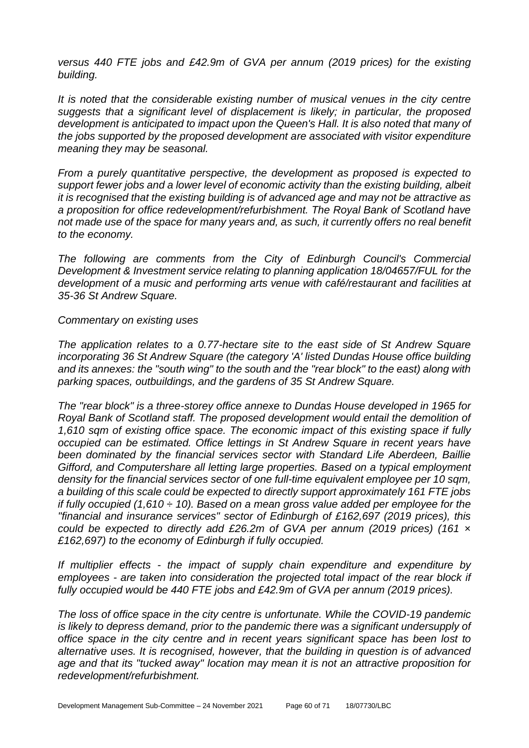*versus 440 FTE jobs and £42.9m of GVA per annum (2019 prices) for the existing building.*

*It is noted that the considerable existing number of musical venues in the city centre suggests that a significant level of displacement is likely; in particular, the proposed development is anticipated to impact upon the Queen's Hall. It is also noted that many of the jobs supported by the proposed development are associated with visitor expenditure meaning they may be seasonal.*

*From a purely quantitative perspective, the development as proposed is expected to support fewer jobs and a lower level of economic activity than the existing building, albeit it is recognised that the existing building is of advanced age and may not be attractive as a proposition for office redevelopment/refurbishment. The Royal Bank of Scotland have not made use of the space for many years and, as such, it currently offers no real benefit to the economy.*

*The following are comments from the City of Edinburgh Council's Commercial Development & Investment service relating to planning application 18/04657/FUL for the development of a music and performing arts venue with café/restaurant and facilities at 35-36 St Andrew Square.*

*Commentary on existing uses*

*The application relates to a 0.77-hectare site to the east side of St Andrew Square incorporating 36 St Andrew Square (the category 'A' listed Dundas House office building and its annexes: the "south wing" to the south and the "rear block" to the east) along with parking spaces, outbuildings, and the gardens of 35 St Andrew Square.*

*The "rear block" is a three-storey office annexe to Dundas House developed in 1965 for Royal Bank of Scotland staff. The proposed development would entail the demolition of 1,610 sqm of existing office space. The economic impact of this existing space if fully occupied can be estimated. Office lettings in St Andrew Square in recent years have been dominated by the financial services sector with Standard Life Aberdeen, Baillie Gifford, and Computershare all letting large properties. Based on a typical employment density for the financial services sector of one full-time equivalent employee per 10 sqm, a building of this scale could be expected to directly support approximately 161 FTE jobs if fully occupied (1,610 ÷ 10). Based on a mean gross value added per employee for the "financial and insurance services" sector of Edinburgh of £162,697 (2019 prices), this could be expected to directly add £26.2m of GVA per annum (2019 prices) (161 × £162,697) to the economy of Edinburgh if fully occupied.*

*If multiplier effects - the impact of supply chain expenditure and expenditure by employees - are taken into consideration the projected total impact of the rear block if fully occupied would be 440 FTE jobs and £42.9m of GVA per annum (2019 prices).*

*The loss of office space in the city centre is unfortunate. While the COVID-19 pandemic is likely to depress demand, prior to the pandemic there was a significant undersupply of office space in the city centre and in recent years significant space has been lost to alternative uses. It is recognised, however, that the building in question is of advanced age and that its "tucked away" location may mean it is not an attractive proposition for redevelopment/refurbishment.*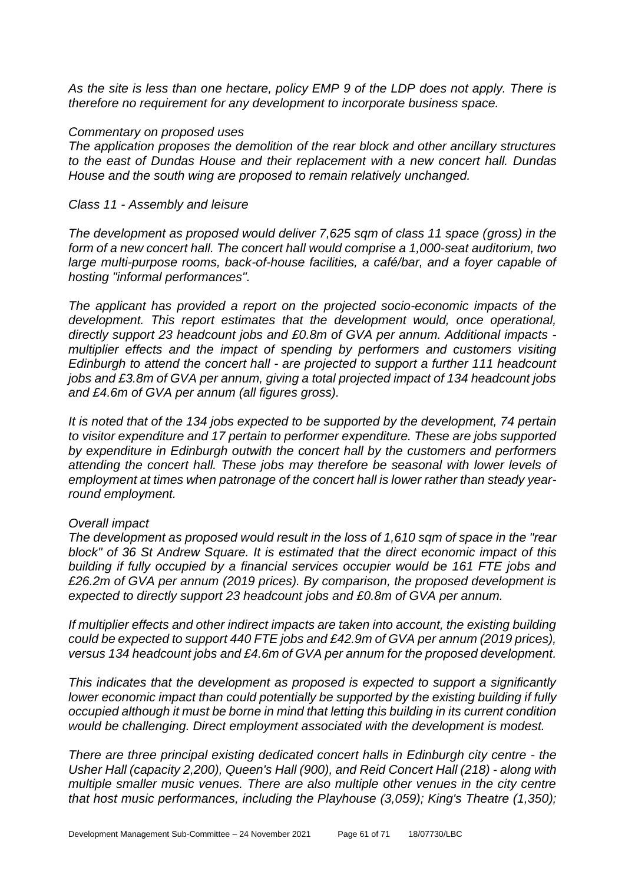*As the site is less than one hectare, policy EMP 9 of the LDP does not apply. There is therefore no requirement for any development to incorporate business space.*

*Commentary on proposed uses*

*The application proposes the demolition of the rear block and other ancillary structures to the east of Dundas House and their replacement with a new concert hall. Dundas House and the south wing are proposed to remain relatively unchanged.*

*Class 11 - Assembly and leisure*

*The development as proposed would deliver 7,625 sqm of class 11 space (gross) in the form of a new concert hall. The concert hall would comprise a 1,000-seat auditorium, two large multi-purpose rooms, back-of-house facilities, a café/bar, and a foyer capable of hosting "informal performances".*

*The applicant has provided a report on the projected socio-economic impacts of the development. This report estimates that the development would, once operational, directly support 23 headcount jobs and £0.8m of GVA per annum. Additional impacts - multiplier effects and the impact of spending by performers and customers visiting Edinburgh to attend the concert hall - are projected to support a further 111 headcount jobs and £3.8m of GVA per annum, giving a total projected impact of 134 headcount jobs and £4.6m of GVA per annum (all figures gross).*

*It is noted that of the 134 jobs expected to be supported by the development, 74 pertain to visitor expenditure and 17 pertain to performer expenditure. These are jobs supported by expenditure in Edinburgh outwith the concert hall by the customers and performers attending the concert hall. These jobs may therefore be seasonal with lower levels of employment at times when patronage of the concert hall is lower rather than steady year-round employment.*

*Overall impact*

*The development as proposed would result in the loss of 1,610 sqm of space in the "rear block" of 36 St Andrew Square. It is estimated that the direct economic impact of this building if fully occupied by a financial services occupier would be 161 FTE jobs and £26.2m of GVA per annum (2019 prices). By comparison, the proposed development is expected to directly support 23 headcount jobs and £0.8m of GVA per annum.*

*If multiplier effects and other indirect impacts are taken into account, the existing building could be expected to support 440 FTE jobs and £42.9m of GVA per annum (2019 prices), versus 134 headcount jobs and £4.6m of GVA per annum for the proposed development.*

*This indicates that the development as proposed is expected to support a significantly lower economic impact than could potentially be supported by the existing building if fully occupied although it must be borne in mind that letting this building in its current condition would be challenging. Direct employment associated with the development is modest.*

*There are three principal existing dedicated concert halls in Edinburgh city centre - the Usher Hall (capacity 2,200), Queen's Hall (900), and Reid Concert Hall (218) - along with multiple smaller music venues. There are also multiple other venues in the city centre that host music performances, including the Playhouse (3,059); King's Theatre (1,350);*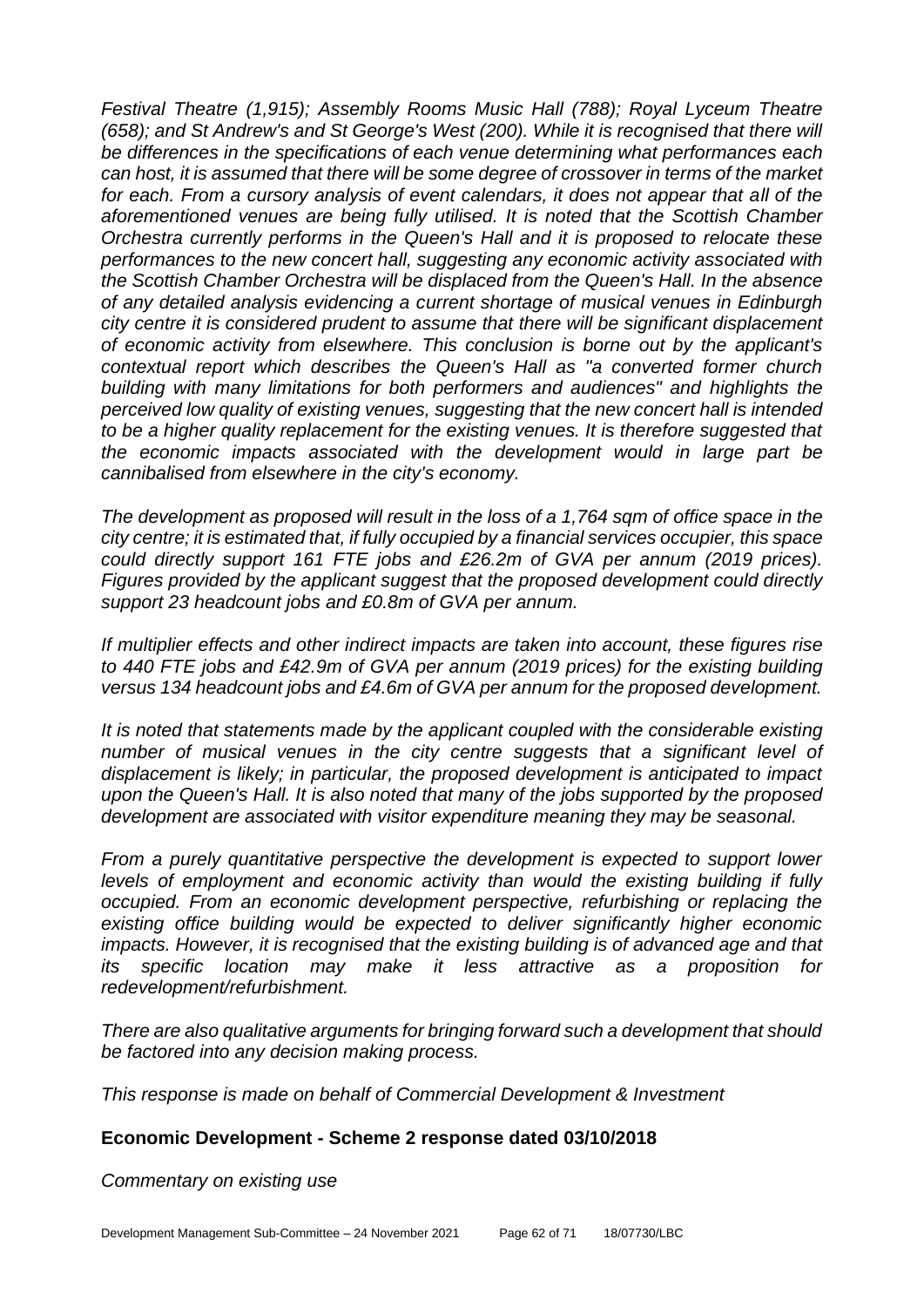*Festival Theatre (1,915); Assembly Rooms Music Hall (788); Royal Lyceum Theatre (658); and St Andrew's and St George's West (200). While it is recognised that there will be differences in the specifications of each venue determining what performances each can host, it is assumed that there will be some degree of crossover in terms of the market for each. From a cursory analysis of event calendars, it does not appear that all of the aforementioned venues are being fully utilised. It is noted that the Scottish Chamber Orchestra currently performs in the Queen's Hall and it is proposed to relocate these performances to the new concert hall, suggesting any economic activity associated with the Scottish Chamber Orchestra will be displaced from the Queen's Hall. In the absence of any detailed analysis evidencing a current shortage of musical venues in Edinburgh city centre it is considered prudent to assume that there will be significant displacement of economic activity from elsewhere. This conclusion is borne out by the applicant's contextual report which describes the Queen's Hall as "a converted former church building with many limitations for both performers and audiences" and highlights the perceived low quality of existing venues, suggesting that the new concert hall is intended to be a higher quality replacement for the existing venues. It is therefore suggested that the economic impacts associated with the development would in large part be cannibalised from elsewhere in the city's economy.*

*The development as proposed will result in the loss of a 1,764 sqm of office space in the city centre; it is estimated that, if fully occupied by a financial services occupier, this space could directly support 161 FTE jobs and £26.2m of GVA per annum (2019 prices). Figures provided by the applicant suggest that the proposed development could directly support 23 headcount jobs and £0.8m of GVA per annum.*

*If multiplier effects and other indirect impacts are taken into account, these figures rise to 440 FTE jobs and £42.9m of GVA per annum (2019 prices) for the existing building versus 134 headcount jobs and £4.6m of GVA per annum for the proposed development.*

*It is noted that statements made by the applicant coupled with the considerable existing number of musical venues in the city centre suggests that a significant level of displacement is likely; in particular, the proposed development is anticipated to impact upon the Queen's Hall. It is also noted that many of the jobs supported by the proposed development are associated with visitor expenditure meaning they may be seasonal.*

*From a purely quantitative perspective the development is expected to support lower levels of employment and economic activity than would the existing building if fully occupied. From an economic development perspective, refurbishing or replacing the existing office building would be expected to deliver significantly higher economic impacts. However, it is recognised that the existing building is of advanced age and that its specific location may make it less attractive as a proposition for redevelopment/refurbishment.*

*There are also qualitative arguments for bringing forward such a development that should be factored into any decision making process.*

*This response is made on behalf of Commercial Development & Investment*

**Economic Development - Scheme 2 response dated 03/10/2018**

*Commentary on existing use*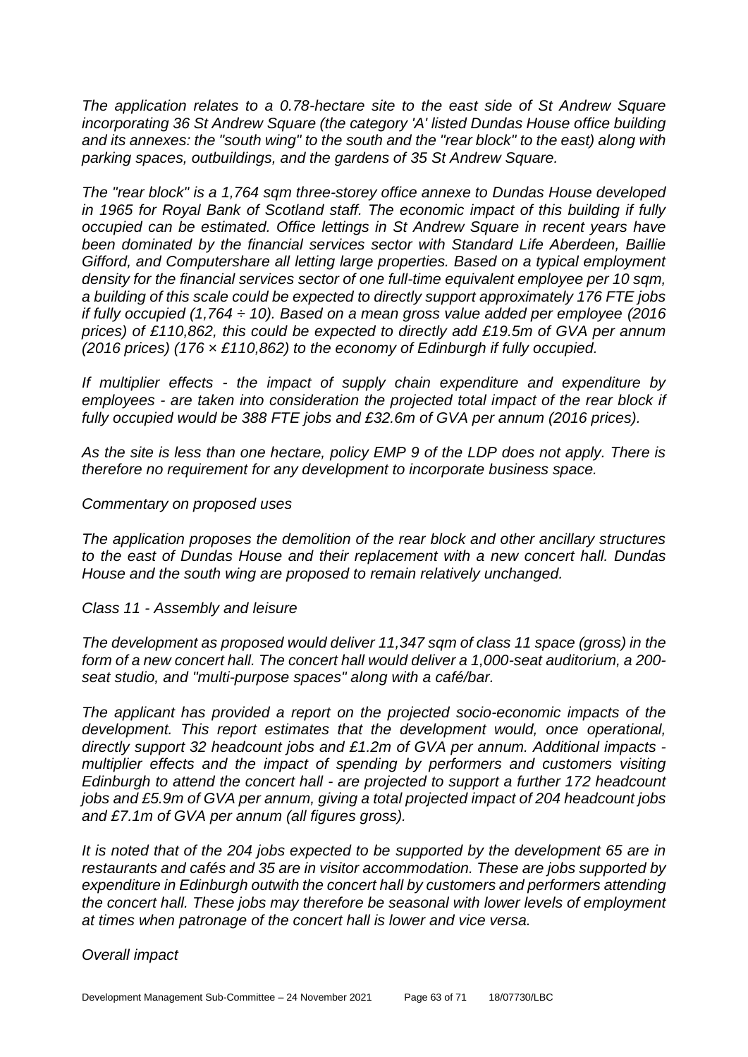*The application relates to a 0.78-hectare site to the east side of St Andrew Square incorporating 36 St Andrew Square (the category 'A' listed Dundas House office building and its annexes: the "south wing" to the south and the "rear block" to the east) along with parking spaces, outbuildings, and the gardens of 35 St Andrew Square.*

*The "rear block" is a 1,764 sqm three-storey office annexe to Dundas House developed in 1965 for Royal Bank of Scotland staff. The economic impact of this building if fully occupied can be estimated. Office lettings in St Andrew Square in recent years have been dominated by the financial services sector with Standard Life Aberdeen, Baillie Gifford, and Computershare all letting large properties. Based on a typical employment density for the financial services sector of one full-time equivalent employee per 10 sqm, a building of this scale could be expected to directly support approximately 176 FTE jobs if fully occupied (1,764 ÷ 10). Based on a mean gross value added per employee (2016 prices) of £110,862, this could be expected to directly add £19.5m of GVA per annum (2016 prices) (176 × £110,862) to the economy of Edinburgh if fully occupied.*

*If multiplier effects - the impact of supply chain expenditure and expenditure by employees - are taken into consideration the projected total impact of the rear block if fully occupied would be 388 FTE jobs and £32.6m of GVA per annum (2016 prices).*

*As the site is less than one hectare, policy EMP 9 of the LDP does not apply. There is therefore no requirement for any development to incorporate business space.*

*Commentary on proposed uses*

*The application proposes the demolition of the rear block and other ancillary structures to the east of Dundas House and their replacement with a new concert hall. Dundas House and the south wing are proposed to remain relatively unchanged.*

*Class 11 - Assembly and leisure*

*The development as proposed would deliver 11,347 sqm of class 11 space (gross) in the form of a new concert hall. The concert hall would deliver a 1,000-seat auditorium, a 200-seat studio, and "multi-purpose spaces" along with a café/bar.*

*The applicant has provided a report on the projected socio-economic impacts of the development. This report estimates that the development would, once operational, directly support 32 headcount jobs and £1.2m of GVA per annum. Additional impacts - multiplier effects and the impact of spending by performers and customers visiting Edinburgh to attend the concert hall - are projected to support a further 172 headcount jobs and £5.9m of GVA per annum, giving a total projected impact of 204 headcount jobs and £7.1m of GVA per annum (all figures gross).*

*It is noted that of the 204 jobs expected to be supported by the development 65 are in restaurants and cafés and 35 are in visitor accommodation. These are jobs supported by expenditure in Edinburgh outwith the concert hall by customers and performers attending the concert hall. These jobs may therefore be seasonal with lower levels of employment at times when patronage of the concert hall is lower and vice versa.*

*Overall impact*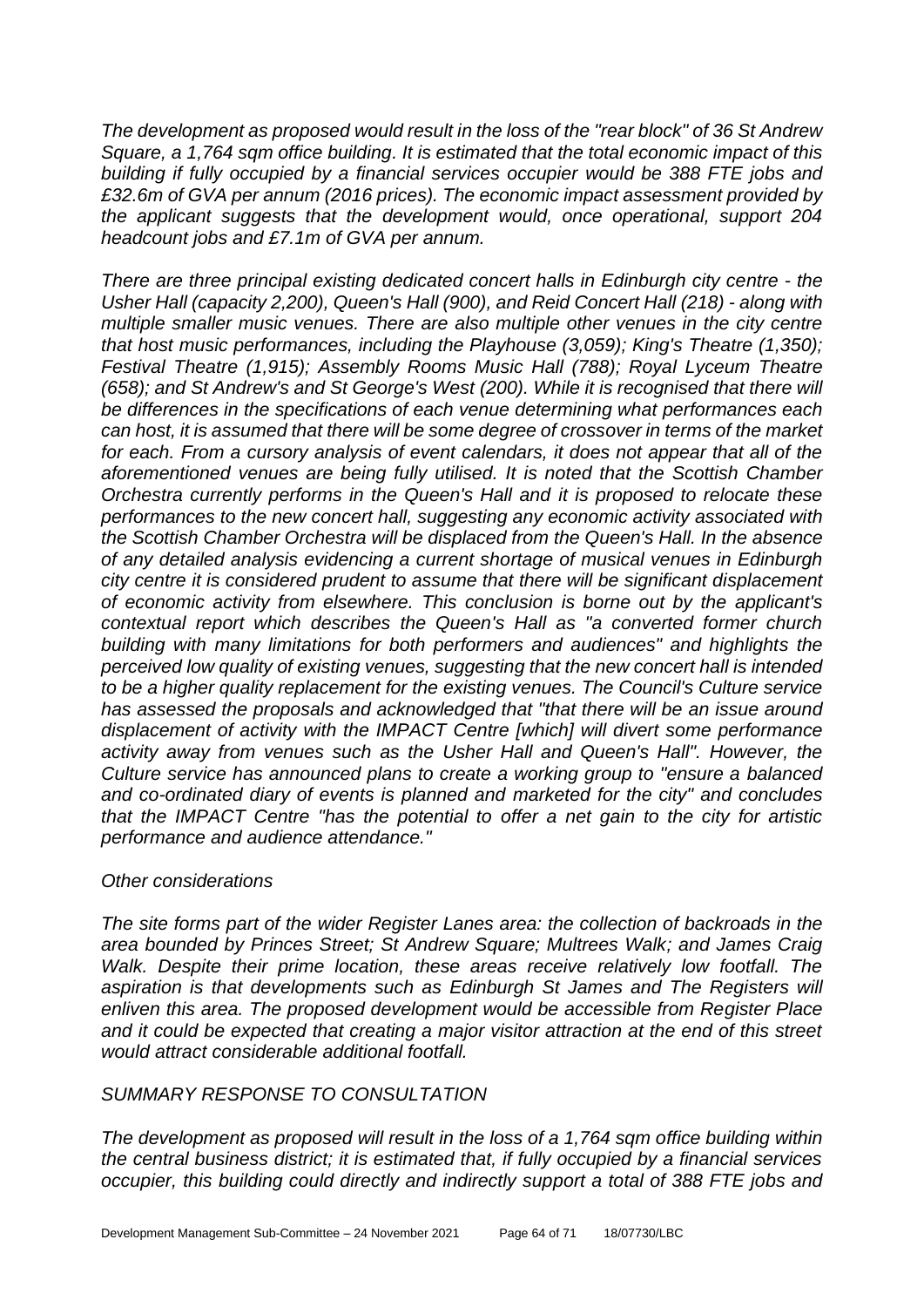*The development as proposed would result in the loss of the "rear block" of 36 St Andrew Square, a 1,764 sqm office building. It is estimated that the total economic impact of this building if fully occupied by a financial services occupier would be 388 FTE jobs and £32.6m of GVA per annum (2016 prices). The economic impact assessment provided by the applicant suggests that the development would, once operational, support 204 headcount jobs and £7.1m of GVA per annum.*

*There are three principal existing dedicated concert halls in Edinburgh city centre - the Usher Hall (capacity 2,200), Queen's Hall (900), and Reid Concert Hall (218) - along with multiple smaller music venues. There are also multiple other venues in the city centre that host music performances, including the Playhouse (3,059); King's Theatre (1,350); Festival Theatre (1,915); Assembly Rooms Music Hall (788); Royal Lyceum Theatre (658); and St Andrew's and St George's West (200). While it is recognised that there will be differences in the specifications of each venue determining what performances each can host, it is assumed that there will be some degree of crossover in terms of the market for each. From a cursory analysis of event calendars, it does not appear that all of the aforementioned venues are being fully utilised. It is noted that the Scottish Chamber Orchestra currently performs in the Queen's Hall and it is proposed to relocate these performances to the new concert hall, suggesting any economic activity associated with the Scottish Chamber Orchestra will be displaced from the Queen's Hall. In the absence of any detailed analysis evidencing a current shortage of musical venues in Edinburgh city centre it is considered prudent to assume that there will be significant displacement of economic activity from elsewhere. This conclusion is borne out by the applicant's contextual report which describes the Queen's Hall as "a converted former church building with many limitations for both performers and audiences" and highlights the perceived low quality of existing venues, suggesting that the new concert hall is intended to be a higher quality replacement for the existing venues. The Council's Culture service has assessed the proposals and acknowledged that "that there will be an issue around displacement of activity with the IMPACT Centre [which] will divert some performance activity away from venues such as the Usher Hall and Queen's Hall". However, the Culture service has announced plans to create a working group to "ensure a balanced and co-ordinated diary of events is planned and marketed for the city" and concludes that the IMPACT Centre "has the potential to offer a net gain to the city for artistic performance and audience attendance."*

*Other considerations*

*The site forms part of the wider Register Lanes area: the collection of backroads in the area bounded by Princes Street; St Andrew Square; Multrees Walk; and James Craig Walk. Despite their prime location, these areas receive relatively low footfall. The aspiration is that developments such as Edinburgh St James and The Registers will enliven this area. The proposed development would be accessible from Register Place and it could be expected that creating a major visitor attraction at the end of this street would attract considerable additional footfall.*

*SUMMARY RESPONSE TO CONSULTATION*

*The development as proposed will result in the loss of a 1,764 sqm office building within the central business district; it is estimated that, if fully occupied by a financial services occupier, this building could directly and indirectly support a total of 388 FTE jobs and*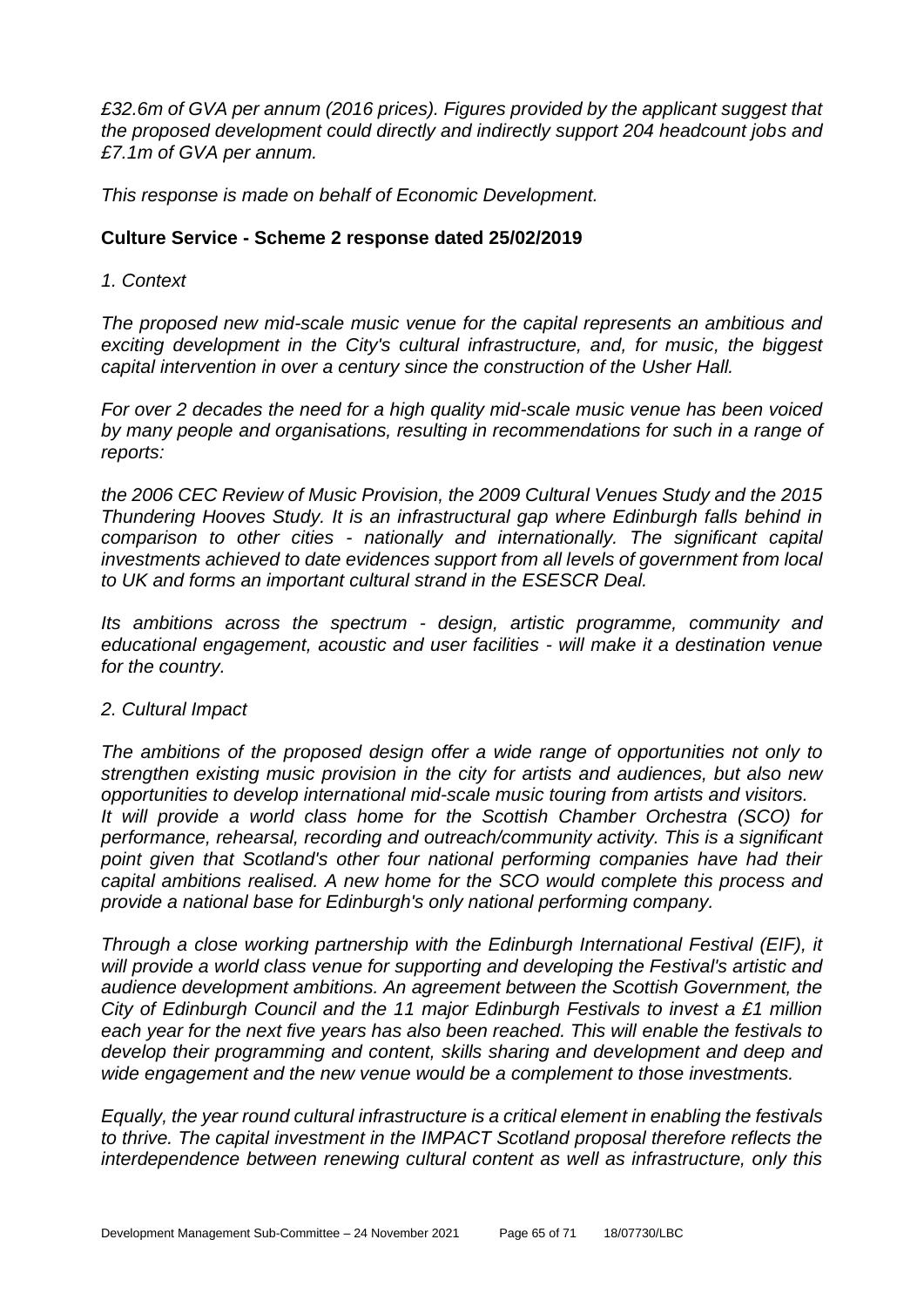*£32.6m of GVA per annum (2016 prices). Figures provided by the applicant suggest that the proposed development could directly and indirectly support 204 headcount jobs and £7.1m of GVA per annum.*

*This response is made on behalf of Economic Development.*

**Culture Service - Scheme 2 response dated 25/02/2019**

*1. Context*

*The proposed new mid-scale music venue for the capital represents an ambitious and exciting development in the City's cultural infrastructure, and, for music, the biggest capital intervention in over a century since the construction of the Usher Hall.*

*For over 2 decades the need for a high quality mid-scale music venue has been voiced by many people and organisations, resulting in recommendations for such in a range of reports:*

*the 2006 CEC Review of Music Provision, the 2009 Cultural Venues Study and the 2015 Thundering Hooves Study. It is an infrastructural gap where Edinburgh falls behind in comparison to other cities - nationally and internationally. The significant capital investments achieved to date evidences support from all levels of government from local to UK and forms an important cultural strand in the ESESCR Deal.*

*Its ambitions across the spectrum - design, artistic programme, community and educational engagement, acoustic and user facilities - will make it a destination venue for the country.*

*2. Cultural Impact*

*The ambitions of the proposed design offer a wide range of opportunities not only to strengthen existing music provision in the city for artists and audiences, but also new opportunities to develop international mid-scale music touring from artists and visitors. It will provide a world class home for the Scottish Chamber Orchestra (SCO) for performance, rehearsal, recording and outreach/community activity. This is a significant point given that Scotland's other four national performing companies have had their capital ambitions realised. A new home for the SCO would complete this process and provide a national base for Edinburgh's only national performing company.*

*Through a close working partnership with the Edinburgh International Festival (EIF), it will provide a world class venue for supporting and developing the Festival's artistic and audience development ambitions. An agreement between the Scottish Government, the City of Edinburgh Council and the 11 major Edinburgh Festivals to invest a £1 million each year for the next five years has also been reached. This will enable the festivals to develop their programming and content, skills sharing and development and deep and wide engagement and the new venue would be a complement to those investments.*

*Equally, the year round cultural infrastructure is a critical element in enabling the festivals to thrive. The capital investment in the IMPACT Scotland proposal therefore reflects the interdependence between renewing cultural content as well as infrastructure, only this*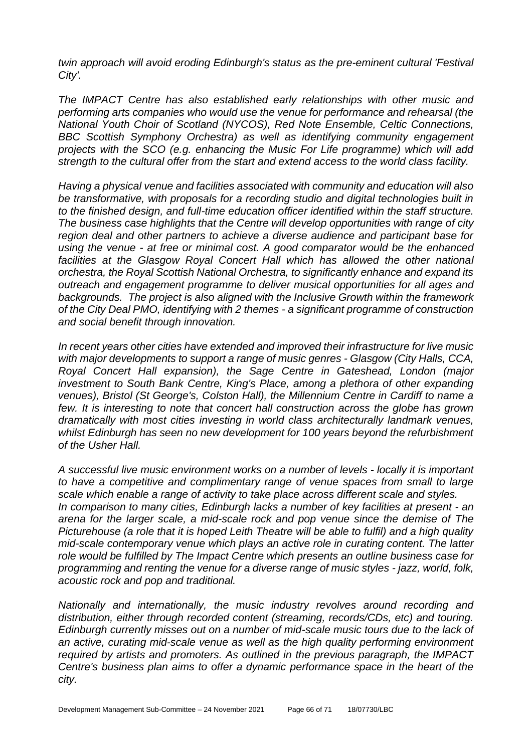*twin approach will avoid eroding Edinburgh's status as the pre-eminent cultural 'Festival City'.*

*The IMPACT Centre has also established early relationships with other music and performing arts companies who would use the venue for performance and rehearsal (the National Youth Choir of Scotland (NYCOS), Red Note Ensemble, Celtic Connections, BBC Scottish Symphony Orchestra) as well as identifying community engagement projects with the SCO (e.g. enhancing the Music For Life programme) which will add strength to the cultural offer from the start and extend access to the world class facility.*

*Having a physical venue and facilities associated with community and education will also be transformative, with proposals for a recording studio and digital technologies built in to the finished design, and full-time education officer identified within the staff structure. The business case highlights that the Centre will develop opportunities with range of city region deal and other partners to achieve a diverse audience and participant base for using the venue - at free or minimal cost. A good comparator would be the enhanced facilities at the Glasgow Royal Concert Hall which has allowed the other national orchestra, the Royal Scottish National Orchestra, to significantly enhance and expand its outreach and engagement programme to deliver musical opportunities for all ages and backgrounds. The project is also aligned with the Inclusive Growth within the framework of the City Deal PMO, identifying with 2 themes - a significant programme of construction and social benefit through innovation.*

*In recent years other cities have extended and improved their infrastructure for live music with major developments to support a range of music genres - Glasgow (City Halls, CCA, Royal Concert Hall expansion), the Sage Centre in Gateshead, London (major investment to South Bank Centre, King's Place, among a plethora of other expanding venues), Bristol (St George's, Colston Hall), the Millennium Centre in Cardiff to name a few. It is interesting to note that concert hall construction across the globe has grown dramatically with most cities investing in world class architecturally landmark venues, whilst Edinburgh has seen no new development for 100 years beyond the refurbishment of the Usher Hall.*

*A successful live music environment works on a number of levels - locally it is important to have a competitive and complimentary range of venue spaces from small to large scale which enable a range of activity to take place across different scale and styles.*
*In comparison to many cities, Edinburgh lacks a number of key facilities at present - an arena for the larger scale, a mid-scale rock and pop venue since the demise of The Picturehouse (a role that it is hoped Leith Theatre will be able to fulfil) and a high quality mid-scale contemporary venue which plays an active role in curating content. The latter role would be fulfilled by The Impact Centre which presents an outline business case for programming and renting the venue for a diverse range of music styles - jazz, world, folk, acoustic rock and pop and traditional.*

*Nationally and internationally, the music industry revolves around recording and distribution, either through recorded content (streaming, records/CDs, etc) and touring. Edinburgh currently misses out on a number of mid-scale music tours due to the lack of an active, curating mid-scale venue as well as the high quality performing environment required by artists and promoters. As outlined in the previous paragraph, the IMPACT Centre's business plan aims to offer a dynamic performance space in the heart of the city.*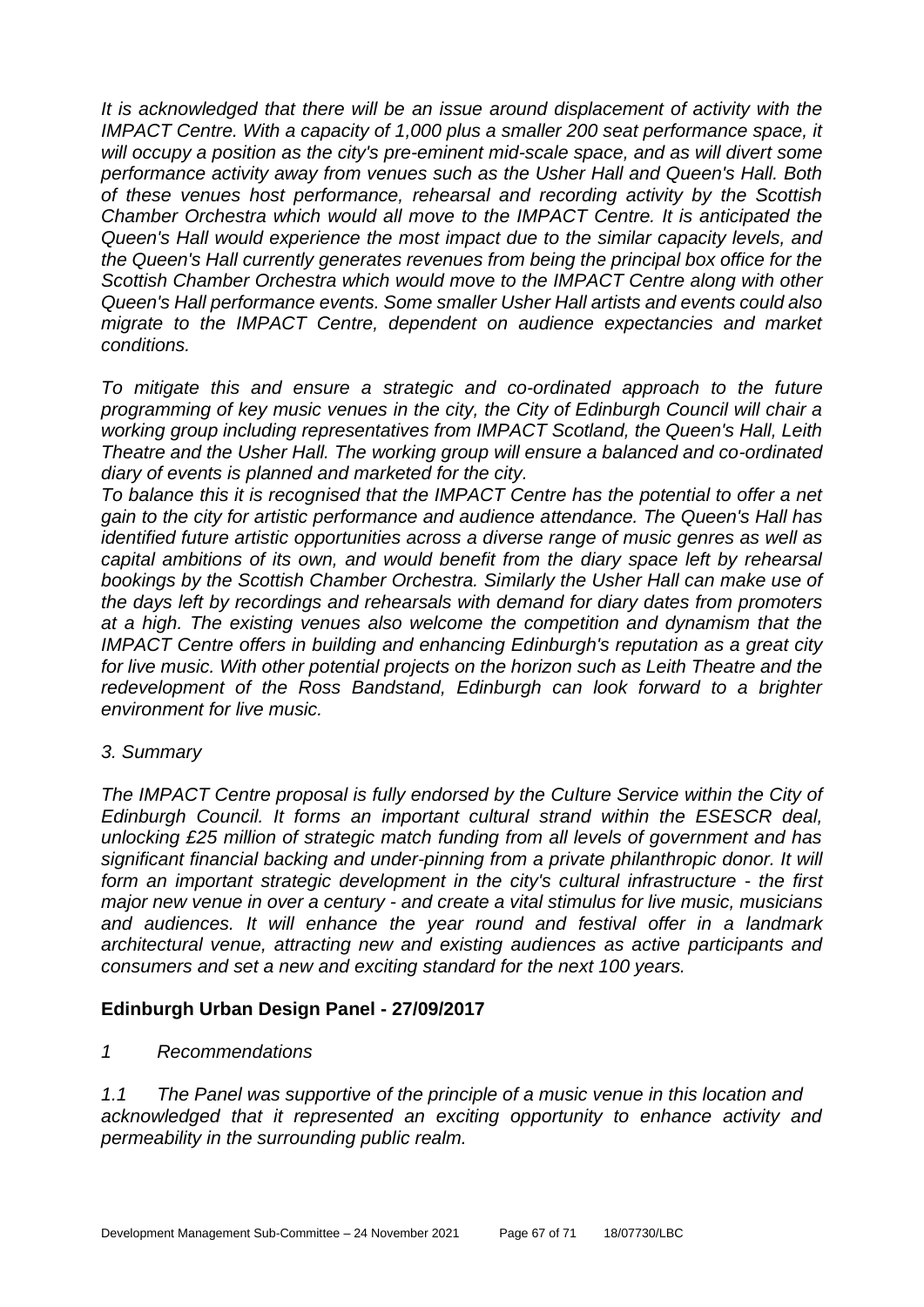*It is acknowledged that there will be an issue around displacement of activity with the IMPACT Centre. With a capacity of 1,000 plus a smaller 200 seat performance space, it will occupy a position as the city's pre-eminent mid-scale space, and as will divert some performance activity away from venues such as the Usher Hall and Queen's Hall. Both of these venues host performance, rehearsal and recording activity by the Scottish Chamber Orchestra which would all move to the IMPACT Centre. It is anticipated the Queen's Hall would experience the most impact due to the similar capacity levels, and the Queen's Hall currently generates revenues from being the principal box office for the Scottish Chamber Orchestra which would move to the IMPACT Centre along with other Queen's Hall performance events. Some smaller Usher Hall artists and events could also migrate to the IMPACT Centre, dependent on audience expectancies and market conditions.*

*To mitigate this and ensure a strategic and co-ordinated approach to the future programming of key music venues in the city, the City of Edinburgh Council will chair a working group including representatives from IMPACT Scotland, the Queen's Hall, Leith Theatre and the Usher Hall. The working group will ensure a balanced and co-ordinated diary of events is planned and marketed for the city.*

*To balance this it is recognised that the IMPACT Centre has the potential to offer a net gain to the city for artistic performance and audience attendance. The Queen's Hall has identified future artistic opportunities across a diverse range of music genres as well as capital ambitions of its own, and would benefit from the diary space left by rehearsal bookings by the Scottish Chamber Orchestra. Similarly the Usher Hall can make use of the days left by recordings and rehearsals with demand for diary dates from promoters at a high. The existing venues also welcome the competition and dynamism that the IMPACT Centre offers in building and enhancing Edinburgh's reputation as a great city for live music. With other potential projects on the horizon such as Leith Theatre and the redevelopment of the Ross Bandstand, Edinburgh can look forward to a brighter environment for live music.*

*3. Summary*

*The IMPACT Centre proposal is fully endorsed by the Culture Service within the City of Edinburgh Council. It forms an important cultural strand within the ESESCR deal, unlocking £25 million of strategic match funding from all levels of government and has significant financial backing and under-pinning from a private philanthropic donor. It will form an important strategic development in the city's cultural infrastructure - the first major new venue in over a century - and create a vital stimulus for live music, musicians and audiences. It will enhance the year round and festival offer in a landmark architectural venue, attracting new and existing audiences as active participants and consumers and set a new and exciting standard for the next 100 years.*

## Edinburgh Urban Design Panel - 27/09/2017

*1 Recommendations*

*1.1 The Panel was supportive of the principle of a music venue in this location and acknowledged that it represented an exciting opportunity to enhance activity and permeability in the surrounding public realm.*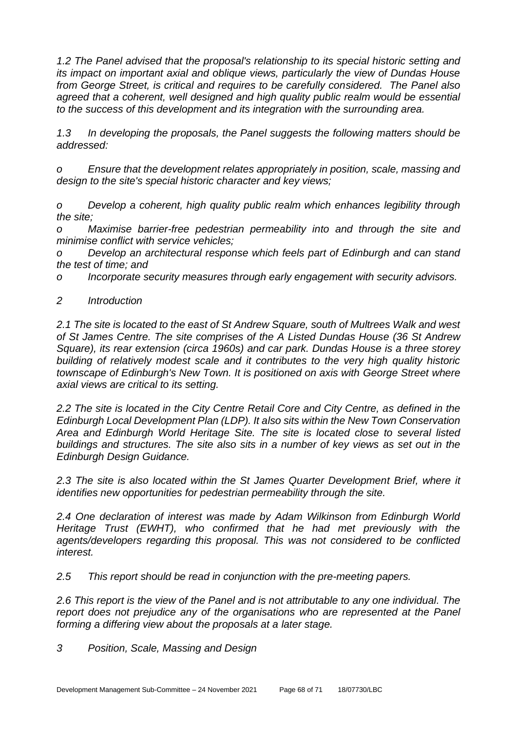*1.2 The Panel advised that the proposal's relationship to its special historic setting and its impact on important axial and oblique views, particularly the view of Dundas House from George Street, is critical and requires to be carefully considered. The Panel also agreed that a coherent, well designed and high quality public realm would be essential to the success of this development and its integration with the surrounding area.*

*1.3 In developing the proposals, the Panel suggests the following matters should be addressed:*

- *Ensure that the development relates appropriately in position, scale, massing and design to the site's special historic character and key views;*
- *Develop a coherent, high quality public realm which enhances legibility through the site;*
- *Maximise barrier-free pedestrian permeability into and through the site and minimise conflict with service vehicles;*
- *Develop an architectural response which feels part of Edinburgh and can stand the test of time; and*
- *Incorporate security measures through early engagement with security advisors.*

## *2 Introduction*

*2.1 The site is located to the east of St Andrew Square, south of Multrees Walk and west of St James Centre. The site comprises of the A Listed Dundas House (36 St Andrew Square), its rear extension (circa 1960s) and car park. Dundas House is a three storey building of relatively modest scale and it contributes to the very high quality historic townscape of Edinburgh's New Town. It is positioned on axis with George Street where axial views are critical to its setting.*

*2.2 The site is located in the City Centre Retail Core and City Centre, as defined in the Edinburgh Local Development Plan (LDP). It also sits within the New Town Conservation Area and Edinburgh World Heritage Site. The site is located close to several listed buildings and structures. The site also sits in a number of key views as set out in the Edinburgh Design Guidance.*

*2.3 The site is also located within the St James Quarter Development Brief, where it identifies new opportunities for pedestrian permeability through the site.*

*2.4 One declaration of interest was made by Adam Wilkinson from Edinburgh World Heritage Trust (EWHT), who confirmed that he had met previously with the agents/developers regarding this proposal. This was not considered to be conflicted interest.*

*2.5 This report should be read in conjunction with the pre-meeting papers.*

*2.6 This report is the view of the Panel and is not attributable to any one individual. The report does not prejudice any of the organisations who are represented at the Panel forming a differing view about the proposals at a later stage.*

## *3 Position, Scale, Massing and Design*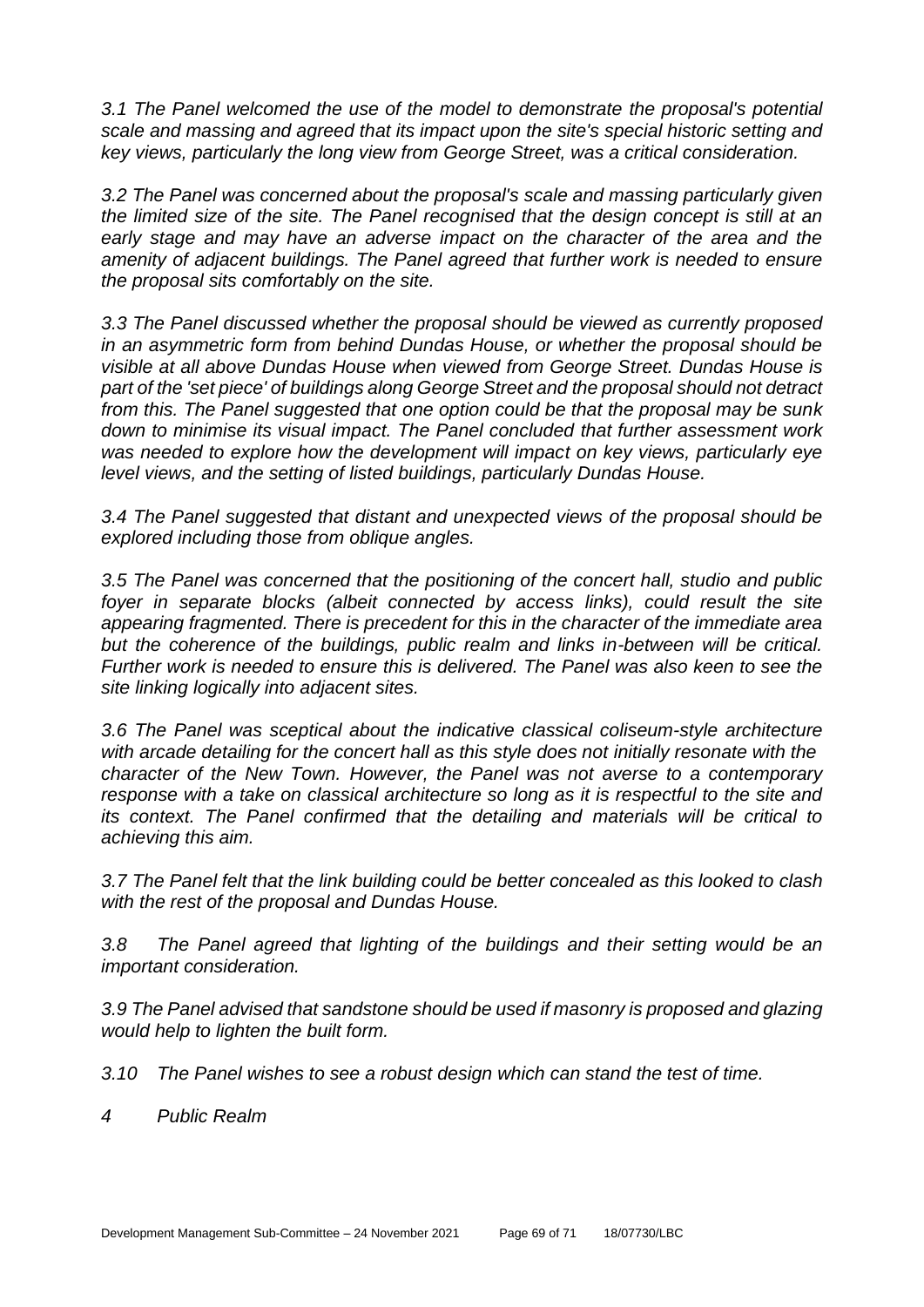*3.1 The Panel welcomed the use of the model to demonstrate the proposal's potential scale and massing and agreed that its impact upon the site's special historic setting and key views, particularly the long view from George Street, was a critical consideration.*

*3.2 The Panel was concerned about the proposal's scale and massing particularly given the limited size of the site. The Panel recognised that the design concept is still at an early stage and may have an adverse impact on the character of the area and the amenity of adjacent buildings. The Panel agreed that further work is needed to ensure the proposal sits comfortably on the site.*

*3.3 The Panel discussed whether the proposal should be viewed as currently proposed in an asymmetric form from behind Dundas House, or whether the proposal should be visible at all above Dundas House when viewed from George Street. Dundas House is part of the 'set piece' of buildings along George Street and the proposal should not detract from this. The Panel suggested that one option could be that the proposal may be sunk down to minimise its visual impact. The Panel concluded that further assessment work was needed to explore how the development will impact on key views, particularly eye level views, and the setting of listed buildings, particularly Dundas House.*

*3.4 The Panel suggested that distant and unexpected views of the proposal should be explored including those from oblique angles.*

*3.5 The Panel was concerned that the positioning of the concert hall, studio and public foyer in separate blocks (albeit connected by access links), could result the site appearing fragmented. There is precedent for this in the character of the immediate area but the coherence of the buildings, public realm and links in-between will be critical. Further work is needed to ensure this is delivered. The Panel was also keen to see the site linking logically into adjacent sites.*

*3.6 The Panel was sceptical about the indicative classical coliseum-style architecture with arcade detailing for the concert hall as this style does not initially resonate with the character of the New Town. However, the Panel was not averse to a contemporary response with a take on classical architecture so long as it is respectful to the site and its context. The Panel confirmed that the detailing and materials will be critical to achieving this aim.*

*3.7 The Panel felt that the link building could be better concealed as this looked to clash with the rest of the proposal and Dundas House.*

*3.8 The Panel agreed that lighting of the buildings and their setting would be an important consideration.*

*3.9 The Panel advised that sandstone should be used if masonry is proposed and glazing would help to lighten the built form.*

*3.10 The Panel wishes to see a robust design which can stand the test of time.*

*4 Public Realm*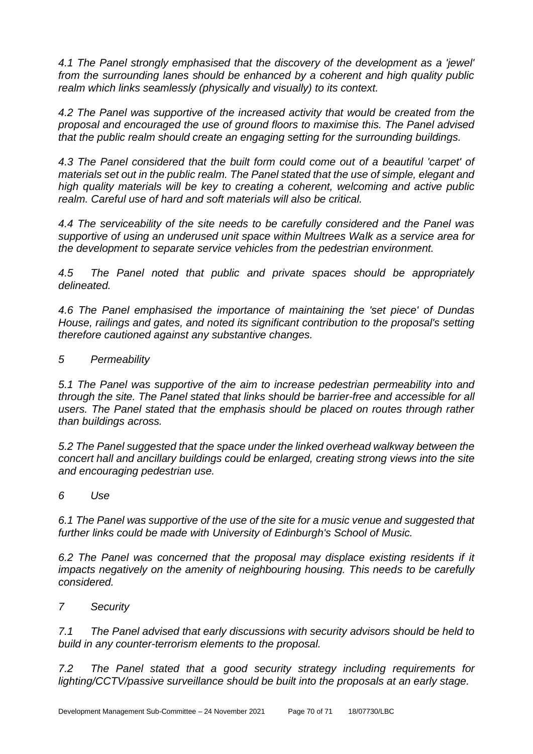*4.1 The Panel strongly emphasised that the discovery of the development as a 'jewel' from the surrounding lanes should be enhanced by a coherent and high quality public realm which links seamlessly (physically and visually) to its context.*

*4.2 The Panel was supportive of the increased activity that would be created from the proposal and encouraged the use of ground floors to maximise this. The Panel advised that the public realm should create an engaging setting for the surrounding buildings.*

*4.3 The Panel considered that the built form could come out of a beautiful 'carpet' of materials set out in the public realm. The Panel stated that the use of simple, elegant and high quality materials will be key to creating a coherent, welcoming and active public realm. Careful use of hard and soft materials will also be critical.*

*4.4 The serviceability of the site needs to be carefully considered and the Panel was supportive of using an underused unit space within Multrees Walk as a service area for the development to separate service vehicles from the pedestrian environment.*

*4.5 The Panel noted that public and private spaces should be appropriately delineated.*

*4.6 The Panel emphasised the importance of maintaining the 'set piece' of Dundas House, railings and gates, and noted its significant contribution to the proposal's setting therefore cautioned against any substantive changes.*

*5 Permeability*

*5.1 The Panel was supportive of the aim to increase pedestrian permeability into and through the site. The Panel stated that links should be barrier-free and accessible for all users. The Panel stated that the emphasis should be placed on routes through rather than buildings across.*

*5.2 The Panel suggested that the space under the linked overhead walkway between the concert hall and ancillary buildings could be enlarged, creating strong views into the site and encouraging pedestrian use.*

*6 Use*

*6.1 The Panel was supportive of the use of the site for a music venue and suggested that further links could be made with University of Edinburgh's School of Music.*

*6.2 The Panel was concerned that the proposal may displace existing residents if it impacts negatively on the amenity of neighbouring housing. This needs to be carefully considered.*

*7 Security*

*7.1 The Panel advised that early discussions with security advisors should be held to build in any counter-terrorism elements to the proposal.*

*7.2 The Panel stated that a good security strategy including requirements for lighting/CCTV/passive surveillance should be built into the proposals at an early stage.*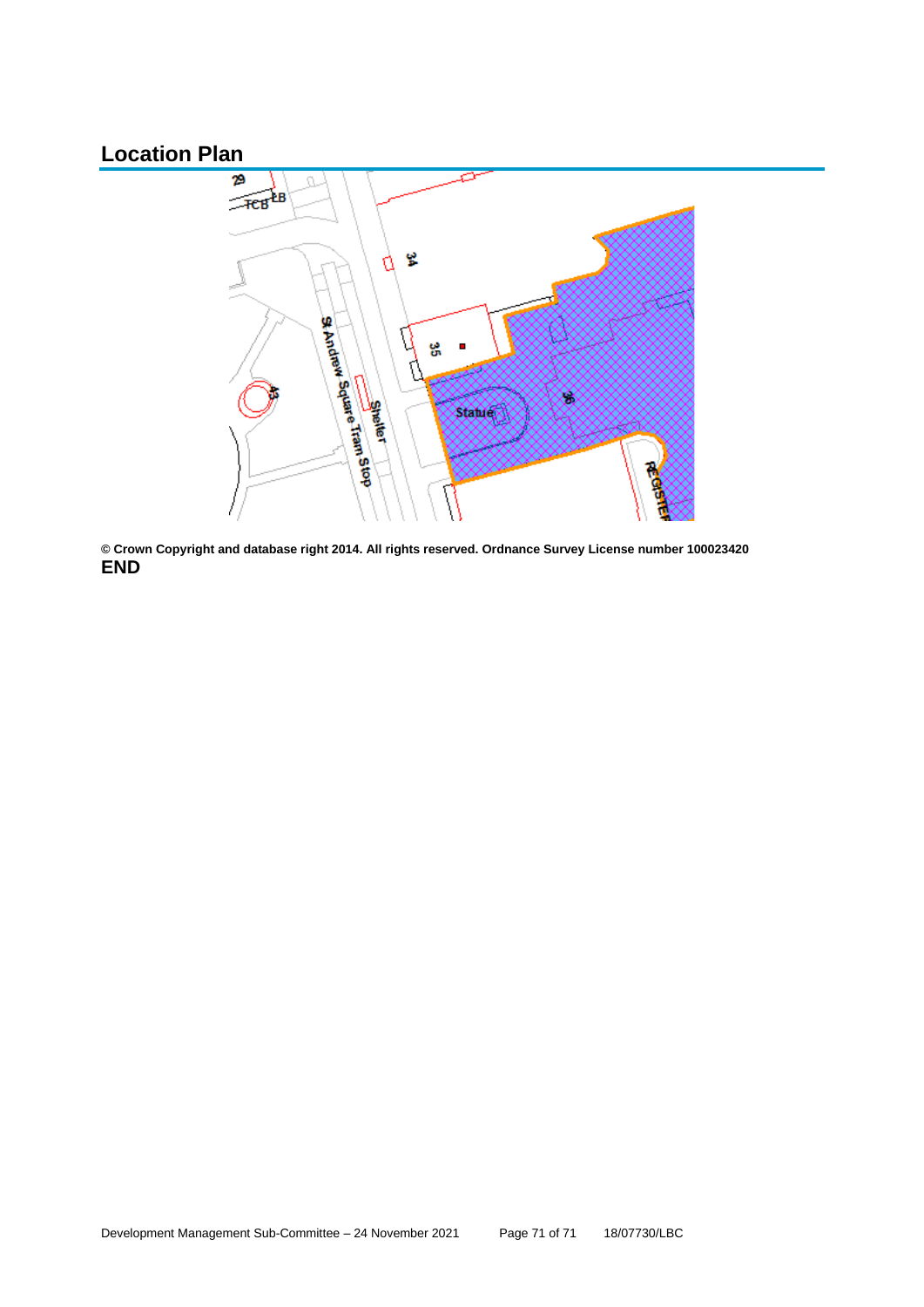## Location Plan

29
TCB LB
34
35
St Andrew Square Tram Stop
Shelter
43
Statue
36
REGISTER

**© Crown Copyright and database right 2014. All rights reserved. Ordnance Survey License number 100023420**

**END**